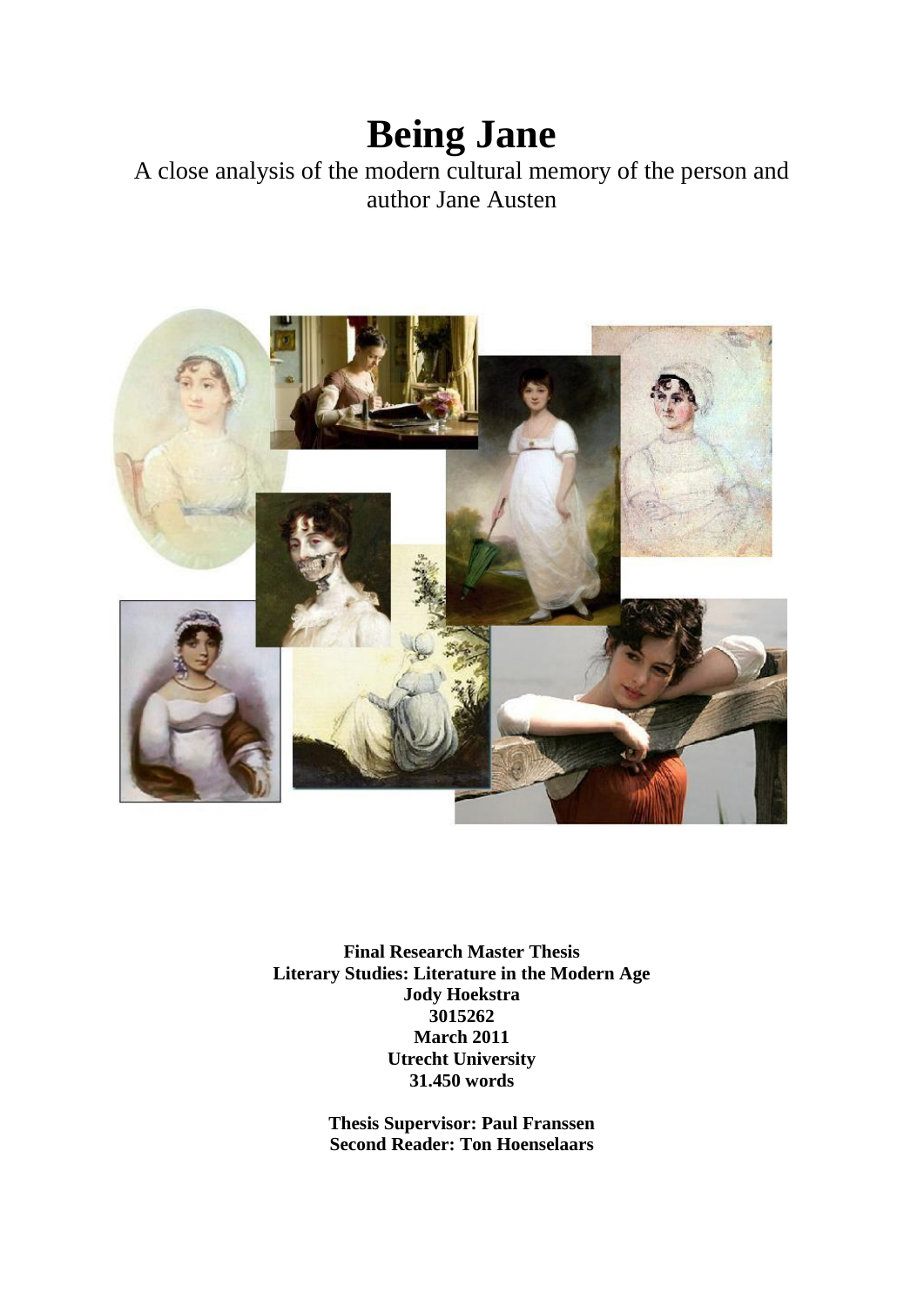# Being Jane

A close analysis of the modern cultural memory of the person and author Jane Austen

**Final Research Master Thesis**
**Literary Studies: Literature in the Modern Age**
**Jody Hoekstra**
**3015262**
**March 2011**
**Utrecht University**
**31.450 words**

**Thesis Supervisor: Paul Franssen**
**Second Reader: Ton Hoenselaars**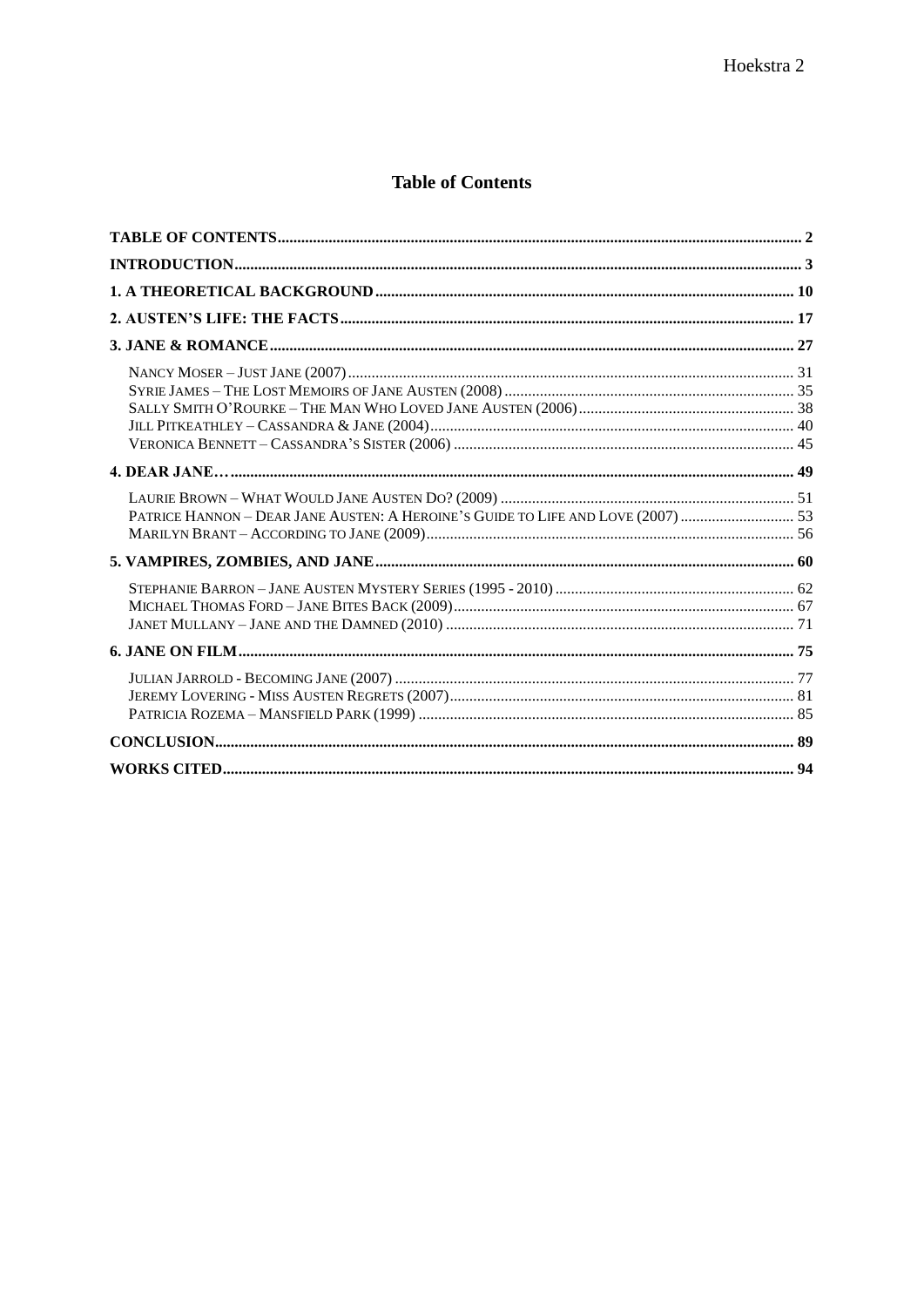## Table of Contents

**TABLE OF CONTENTS** ..... **2**

**INTRODUCTION** ..... **3**

**1. A THEORETICAL BACKGROUND** ..... **10**

**2. AUSTEN'S LIFE: THE FACTS** ..... **17**

**3. JANE & ROMANCE** ..... **27**

- NANCY MOSER – JUST JANE (2007) ..... 31
- SYRIE JAMES – THE LOST MEMOIRS OF JANE AUSTEN (2008) ..... 35
- SALLY SMITH O'ROURKE – THE MAN WHO LOVED JANE AUSTEN (2006) ..... 38
- JILL PITKEATHLEY – CASSANDRA & JANE (2004) ..... 40
- VERONICA BENNETT – CASSANDRA'S SISTER (2006) ..... 45

**4. DEAR JANE…** ..... **49**

- LAURIE BROWN – WHAT WOULD JANE AUSTEN DO? (2009) ..... 51
- PATRICE HANNON – DEAR JANE AUSTEN: A HEROINE'S GUIDE TO LIFE AND LOVE (2007) ..... 53
- MARILYN BRANT – ACCORDING TO JANE (2009) ..... 56

**5. VAMPIRES, ZOMBIES, AND JANE** ..... **60**

- STEPHANIE BARRON – JANE AUSTEN MYSTERY SERIES (1995 - 2010) ..... 62
- MICHAEL THOMAS FORD – JANE BITES BACK (2009) ..... 67
- JANET MULLANY – JANE AND THE DAMNED (2010) ..... 71

**6. JANE ON FILM** ..... **75**

- JULIAN JARROLD - BECOMING JANE (2007) ..... 77
- JEREMY LOVERING - MISS AUSTEN REGRETS (2007) ..... 81
- PATRICIA ROZEMA – MANSFIELD PARK (1999) ..... 85

**CONCLUSION** ..... **89**

**WORKS CITED** ..... **94**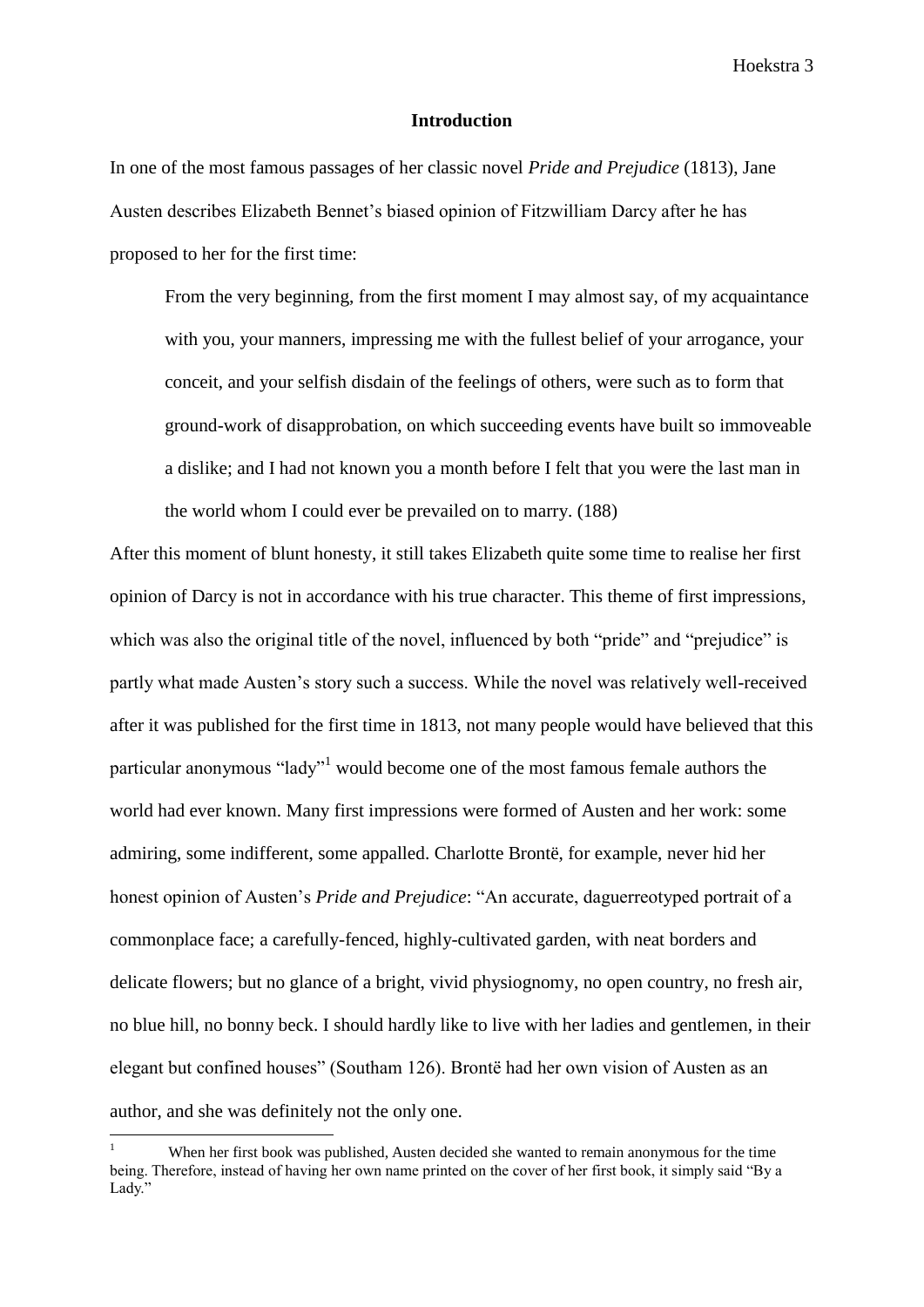## Introduction

In one of the most famous passages of her classic novel *Pride and Prejudice* (1813), Jane Austen describes Elizabeth Bennet's biased opinion of Fitzwilliam Darcy after he has proposed to her for the first time:

> From the very beginning, from the first moment I may almost say, of my acquaintance with you, your manners, impressing me with the fullest belief of your arrogance, your conceit, and your selfish disdain of the feelings of others, were such as to form that ground-work of disapprobation, on which succeeding events have built so immoveable a dislike; and I had not known you a month before I felt that you were the last man in the world whom I could ever be prevailed on to marry. (188)

After this moment of blunt honesty, it still takes Elizabeth quite some time to realise her first opinion of Darcy is not in accordance with his true character. This theme of first impressions, which was also the original title of the novel, influenced by both "pride" and "prejudice" is partly what made Austen's story such a success. While the novel was relatively well-received after it was published for the first time in 1813, not many people would have believed that this particular anonymous "lady"[1] would become one of the most famous female authors the world had ever known. Many first impressions were formed of Austen and her work: some admiring, some indifferent, some appalled. Charlotte Brontë, for example, never hid her honest opinion of Austen's *Pride and Prejudice*: "An accurate, daguerreotyped portrait of a commonplace face; a carefully-fenced, highly-cultivated garden, with neat borders and delicate flowers; but no glance of a bright, vivid physiognomy, no open country, no fresh air, no blue hill, no bonny beck. I should hardly like to live with her ladies and gentlemen, in their elegant but confined houses" (Southam 126). Brontë had her own vision of Austen as an author, and she was definitely not the only one.

---

[1] When her first book was published, Austen decided she wanted to remain anonymous for the time being. Therefore, instead of having her own name printed on the cover of her first book, it simply said "By a Lady."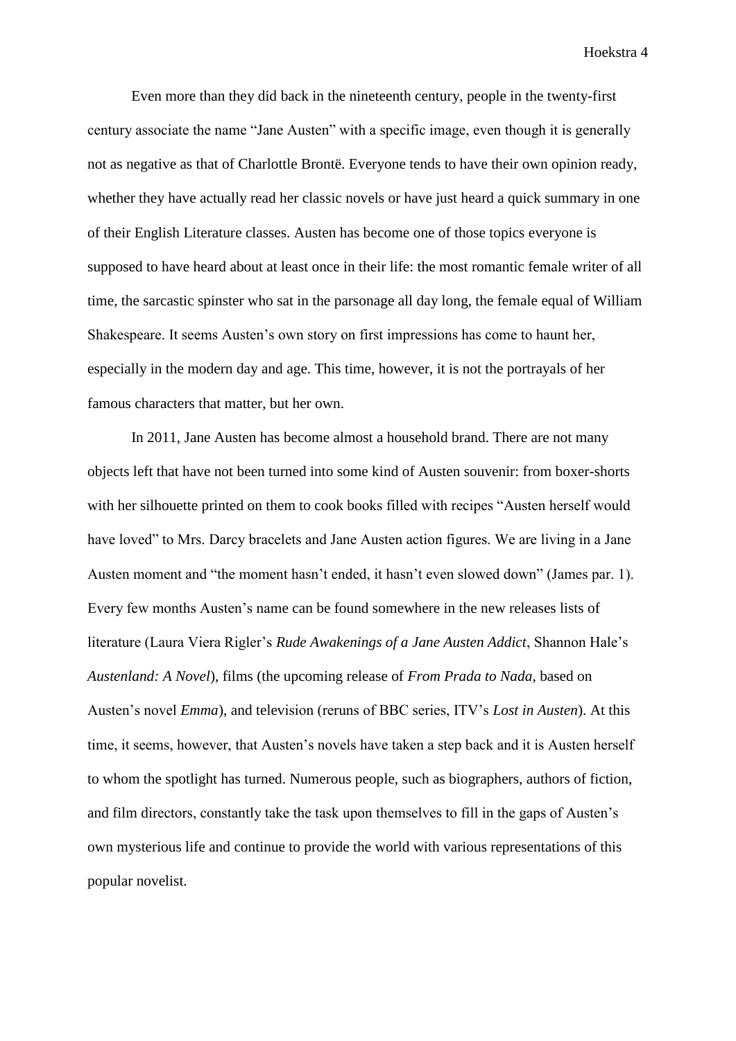Even more than they did back in the nineteenth century, people in the twenty-first century associate the name "Jane Austen" with a specific image, even though it is generally not as negative as that of Charlottle Brontë. Everyone tends to have their own opinion ready, whether they have actually read her classic novels or have just heard a quick summary in one of their English Literature classes. Austen has become one of those topics everyone is supposed to have heard about at least once in their life: the most romantic female writer of all time, the sarcastic spinster who sat in the parsonage all day long, the female equal of William Shakespeare. It seems Austen's own story on first impressions has come to haunt her, especially in the modern day and age. This time, however, it is not the portrayals of her famous characters that matter, but her own.

In 2011, Jane Austen has become almost a household brand. There are not many objects left that have not been turned into some kind of Austen souvenir: from boxer-shorts with her silhouette printed on them to cook books filled with recipes "Austen herself would have loved" to Mrs. Darcy bracelets and Jane Austen action figures. We are living in a Jane Austen moment and "the moment hasn't ended, it hasn't even slowed down" (James par. 1). Every few months Austen's name can be found somewhere in the new releases lists of literature (Laura Viera Rigler's *Rude Awakenings of a Jane Austen Addict*, Shannon Hale's *Austenland: A Novel*), films (the upcoming release of *From Prada to Nada*, based on Austen's novel *Emma*), and television (reruns of BBC series, ITV's *Lost in Austen*). At this time, it seems, however, that Austen's novels have taken a step back and it is Austen herself to whom the spotlight has turned. Numerous people, such as biographers, authors of fiction, and film directors, constantly take the task upon themselves to fill in the gaps of Austen's own mysterious life and continue to provide the world with various representations of this popular novelist.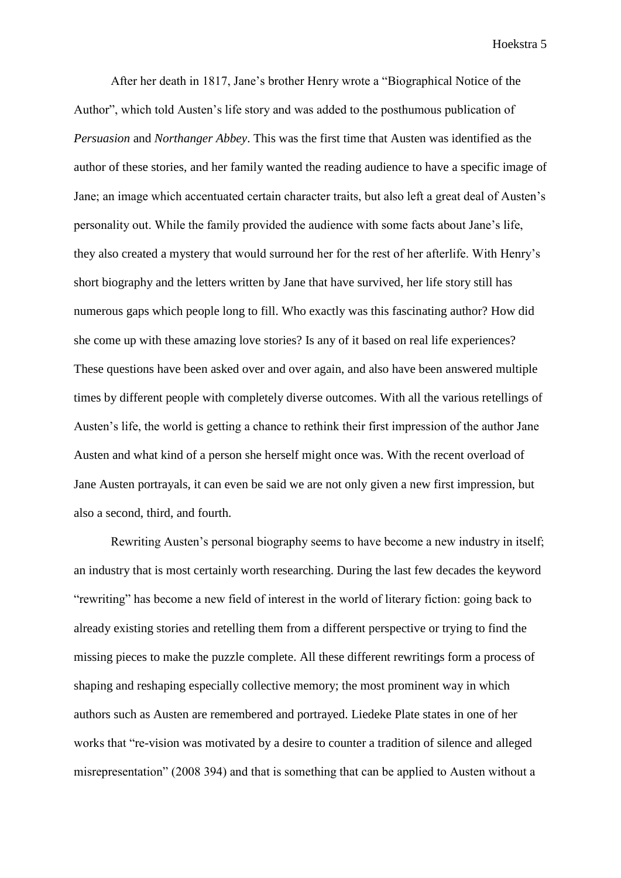After her death in 1817, Jane's brother Henry wrote a "Biographical Notice of the Author", which told Austen's life story and was added to the posthumous publication of *Persuasion* and *Northanger Abbey*. This was the first time that Austen was identified as the author of these stories, and her family wanted the reading audience to have a specific image of Jane; an image which accentuated certain character traits, but also left a great deal of Austen's personality out. While the family provided the audience with some facts about Jane's life, they also created a mystery that would surround her for the rest of her afterlife. With Henry's short biography and the letters written by Jane that have survived, her life story still has numerous gaps which people long to fill. Who exactly was this fascinating author? How did she come up with these amazing love stories? Is any of it based on real life experiences? These questions have been asked over and over again, and also have been answered multiple times by different people with completely diverse outcomes. With all the various retellings of Austen's life, the world is getting a chance to rethink their first impression of the author Jane Austen and what kind of a person she herself might once was. With the recent overload of Jane Austen portrayals, it can even be said we are not only given a new first impression, but also a second, third, and fourth.

Rewriting Austen's personal biography seems to have become a new industry in itself; an industry that is most certainly worth researching. During the last few decades the keyword "rewriting" has become a new field of interest in the world of literary fiction: going back to already existing stories and retelling them from a different perspective or trying to find the missing pieces to make the puzzle complete. All these different rewritings form a process of shaping and reshaping especially collective memory; the most prominent way in which authors such as Austen are remembered and portrayed. Liedeke Plate states in one of her works that "re-vision was motivated by a desire to counter a tradition of silence and alleged misrepresentation" (2008 394) and that is something that can be applied to Austen without a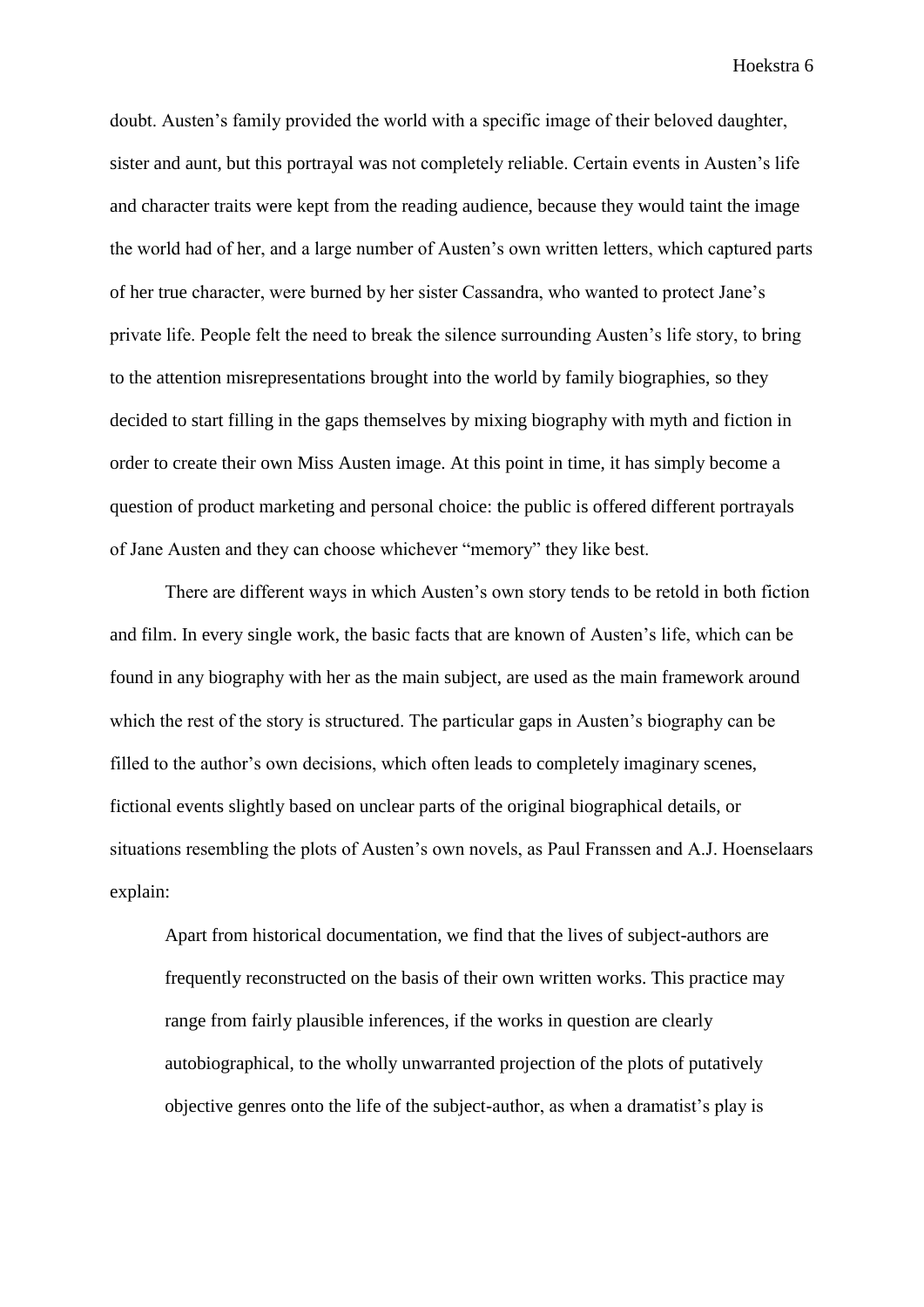doubt. Austen's family provided the world with a specific image of their beloved daughter, sister and aunt, but this portrayal was not completely reliable. Certain events in Austen's life and character traits were kept from the reading audience, because they would taint the image the world had of her, and a large number of Austen's own written letters, which captured parts of her true character, were burned by her sister Cassandra, who wanted to protect Jane's private life. People felt the need to break the silence surrounding Austen's life story, to bring to the attention misrepresentations brought into the world by family biographies, so they decided to start filling in the gaps themselves by mixing biography with myth and fiction in order to create their own Miss Austen image. At this point in time, it has simply become a question of product marketing and personal choice: the public is offered different portrayals of Jane Austen and they can choose whichever "memory" they like best.

There are different ways in which Austen's own story tends to be retold in both fiction and film. In every single work, the basic facts that are known of Austen's life, which can be found in any biography with her as the main subject, are used as the main framework around which the rest of the story is structured. The particular gaps in Austen's biography can be filled to the author's own decisions, which often leads to completely imaginary scenes, fictional events slightly based on unclear parts of the original biographical details, or situations resembling the plots of Austen's own novels, as Paul Franssen and A.J. Hoenselaars explain:

> Apart from historical documentation, we find that the lives of subject-authors are frequently reconstructed on the basis of their own written works. This practice may range from fairly plausible inferences, if the works in question are clearly autobiographical, to the wholly unwarranted projection of the plots of putatively objective genres onto the life of the subject-author, as when a dramatist's play is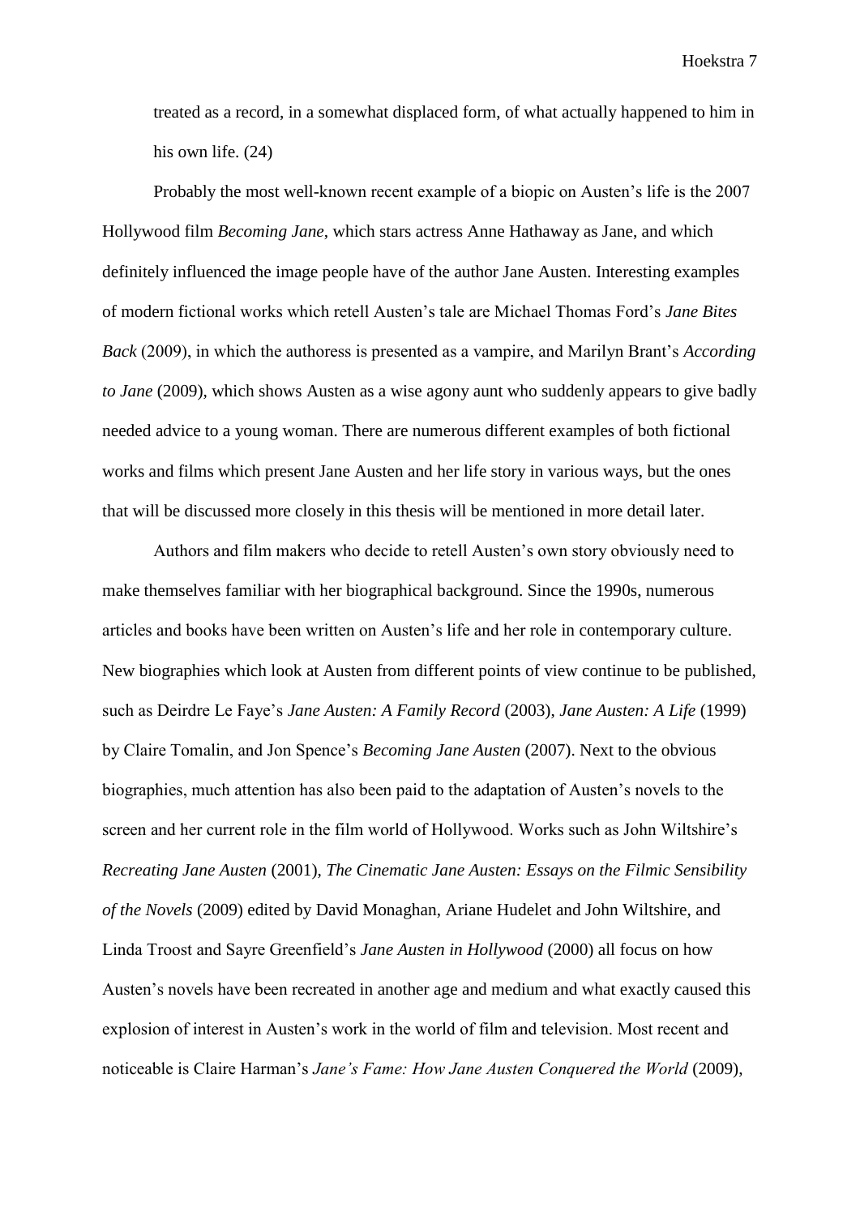treated as a record, in a somewhat displaced form, of what actually happened to him in his own life. (24)

Probably the most well-known recent example of a biopic on Austen's life is the 2007 Hollywood film *Becoming Jane*, which stars actress Anne Hathaway as Jane, and which definitely influenced the image people have of the author Jane Austen. Interesting examples of modern fictional works which retell Austen's tale are Michael Thomas Ford's *Jane Bites Back* (2009), in which the authoress is presented as a vampire, and Marilyn Brant's *According to Jane* (2009), which shows Austen as a wise agony aunt who suddenly appears to give badly needed advice to a young woman. There are numerous different examples of both fictional works and films which present Jane Austen and her life story in various ways, but the ones that will be discussed more closely in this thesis will be mentioned in more detail later.

Authors and film makers who decide to retell Austen's own story obviously need to make themselves familiar with her biographical background. Since the 1990s, numerous articles and books have been written on Austen's life and her role in contemporary culture. New biographies which look at Austen from different points of view continue to be published, such as Deirdre Le Faye's *Jane Austen: A Family Record* (2003), *Jane Austen: A Life* (1999) by Claire Tomalin, and Jon Spence's *Becoming Jane Austen* (2007). Next to the obvious biographies, much attention has also been paid to the adaptation of Austen's novels to the screen and her current role in the film world of Hollywood. Works such as John Wiltshire's *Recreating Jane Austen* (2001), *The Cinematic Jane Austen: Essays on the Filmic Sensibility of the Novels* (2009) edited by David Monaghan, Ariane Hudelet and John Wiltshire, and Linda Troost and Sayre Greenfield's *Jane Austen in Hollywood* (2000) all focus on how Austen's novels have been recreated in another age and medium and what exactly caused this explosion of interest in Austen's work in the world of film and television. Most recent and noticeable is Claire Harman's *Jane's Fame: How Jane Austen Conquered the World* (2009),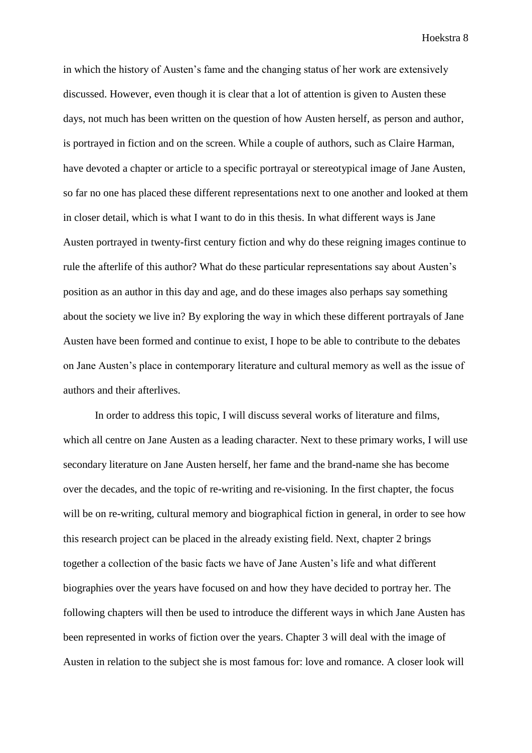in which the history of Austen's fame and the changing status of her work are extensively discussed. However, even though it is clear that a lot of attention is given to Austen these days, not much has been written on the question of how Austen herself, as person and author, is portrayed in fiction and on the screen. While a couple of authors, such as Claire Harman, have devoted a chapter or article to a specific portrayal or stereotypical image of Jane Austen, so far no one has placed these different representations next to one another and looked at them in closer detail, which is what I want to do in this thesis. In what different ways is Jane Austen portrayed in twenty-first century fiction and why do these reigning images continue to rule the afterlife of this author? What do these particular representations say about Austen's position as an author in this day and age, and do these images also perhaps say something about the society we live in? By exploring the way in which these different portrayals of Jane Austen have been formed and continue to exist, I hope to be able to contribute to the debates on Jane Austen's place in contemporary literature and cultural memory as well as the issue of authors and their afterlives.

In order to address this topic, I will discuss several works of literature and films, which all centre on Jane Austen as a leading character. Next to these primary works, I will use secondary literature on Jane Austen herself, her fame and the brand-name she has become over the decades, and the topic of re-writing and re-visioning. In the first chapter, the focus will be on re-writing, cultural memory and biographical fiction in general, in order to see how this research project can be placed in the already existing field. Next, chapter 2 brings together a collection of the basic facts we have of Jane Austen's life and what different biographies over the years have focused on and how they have decided to portray her. The following chapters will then be used to introduce the different ways in which Jane Austen has been represented in works of fiction over the years. Chapter 3 will deal with the image of Austen in relation to the subject she is most famous for: love and romance. A closer look will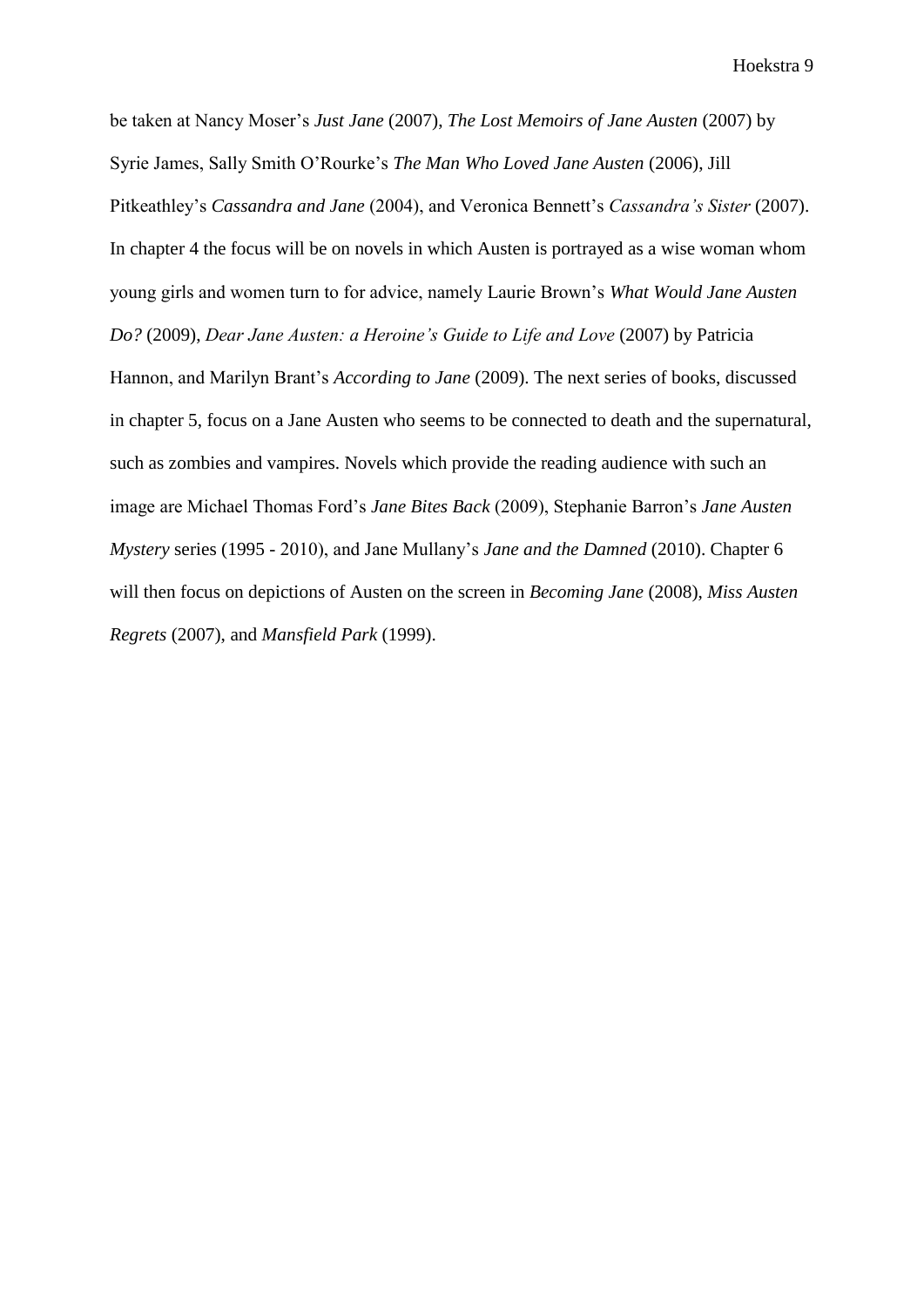be taken at Nancy Moser's *Just Jane* (2007), *The Lost Memoirs of Jane Austen* (2007) by Syrie James, Sally Smith O'Rourke's *The Man Who Loved Jane Austen* (2006), Jill Pitkeathley's *Cassandra and Jane* (2004), and Veronica Bennett's *Cassandra's Sister* (2007). In chapter 4 the focus will be on novels in which Austen is portrayed as a wise woman whom young girls and women turn to for advice, namely Laurie Brown's *What Would Jane Austen Do?* (2009), *Dear Jane Austen: a Heroine's Guide to Life and Love* (2007) by Patricia Hannon, and Marilyn Brant's *According to Jane* (2009). The next series of books, discussed in chapter 5, focus on a Jane Austen who seems to be connected to death and the supernatural, such as zombies and vampires. Novels which provide the reading audience with such an image are Michael Thomas Ford's *Jane Bites Back* (2009), Stephanie Barron's *Jane Austen Mystery* series (1995 - 2010), and Jane Mullany's *Jane and the Damned* (2010). Chapter 6 will then focus on depictions of Austen on the screen in *Becoming Jane* (2008), *Miss Austen Regrets* (2007), and *Mansfield Park* (1999).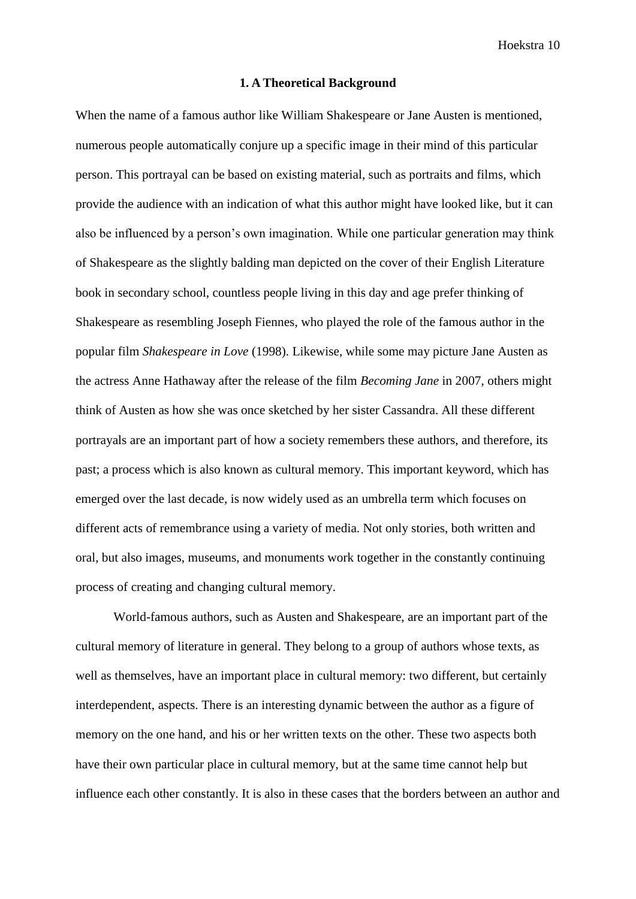# 1. A Theoretical Background

When the name of a famous author like William Shakespeare or Jane Austen is mentioned, numerous people automatically conjure up a specific image in their mind of this particular person. This portrayal can be based on existing material, such as portraits and films, which provide the audience with an indication of what this author might have looked like, but it can also be influenced by a person's own imagination. While one particular generation may think of Shakespeare as the slightly balding man depicted on the cover of their English Literature book in secondary school, countless people living in this day and age prefer thinking of Shakespeare as resembling Joseph Fiennes, who played the role of the famous author in the popular film *Shakespeare in Love* (1998). Likewise, while some may picture Jane Austen as the actress Anne Hathaway after the release of the film *Becoming Jane* in 2007, others might think of Austen as how she was once sketched by her sister Cassandra. All these different portrayals are an important part of how a society remembers these authors, and therefore, its past; a process which is also known as cultural memory. This important keyword, which has emerged over the last decade, is now widely used as an umbrella term which focuses on different acts of remembrance using a variety of media. Not only stories, both written and oral, but also images, museums, and monuments work together in the constantly continuing process of creating and changing cultural memory.

World-famous authors, such as Austen and Shakespeare, are an important part of the cultural memory of literature in general. They belong to a group of authors whose texts, as well as themselves, have an important place in cultural memory: two different, but certainly interdependent, aspects. There is an interesting dynamic between the author as a figure of memory on the one hand, and his or her written texts on the other. These two aspects both have their own particular place in cultural memory, but at the same time cannot help but influence each other constantly. It is also in these cases that the borders between an author and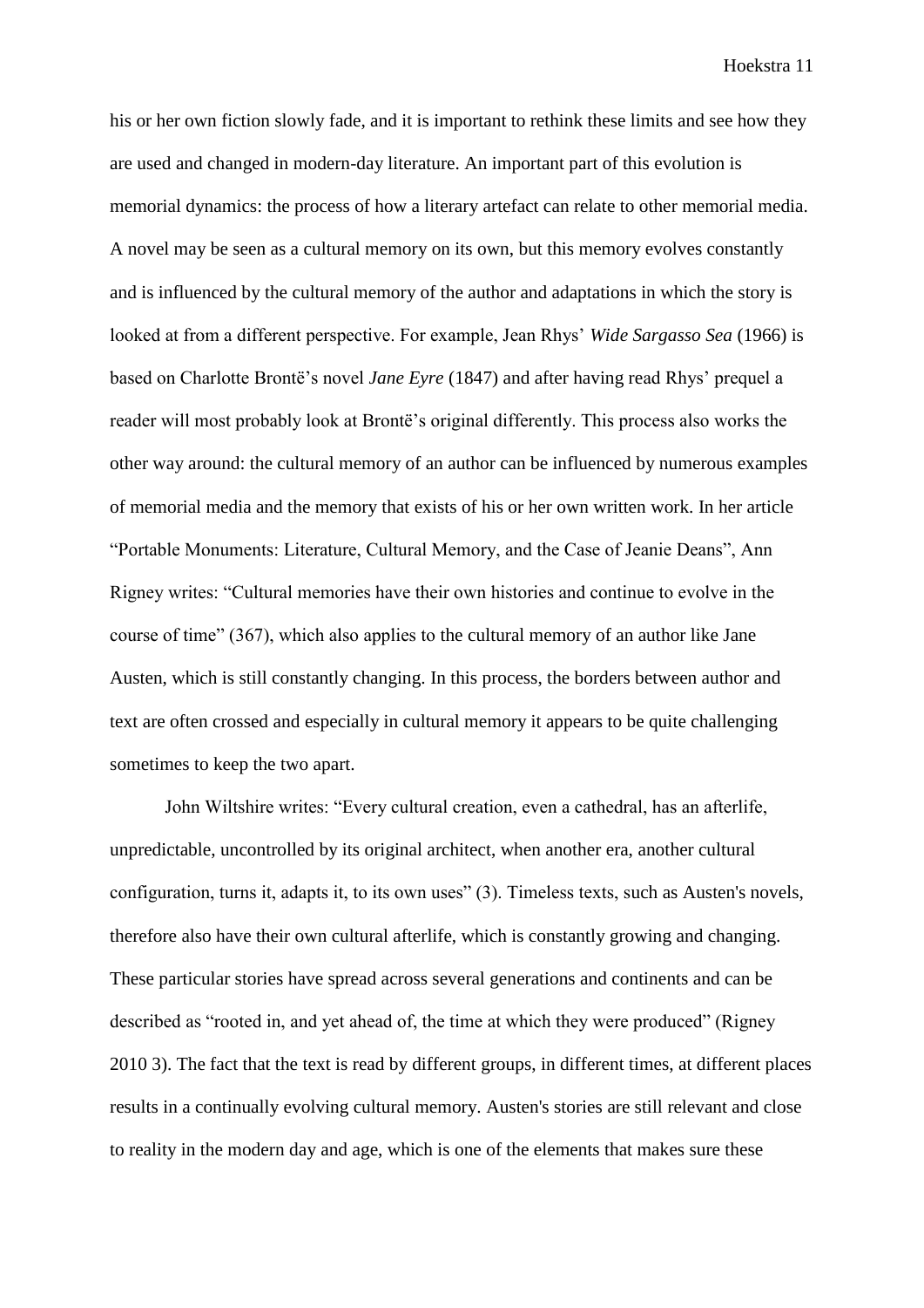his or her own fiction slowly fade, and it is important to rethink these limits and see how they are used and changed in modern-day literature. An important part of this evolution is memorial dynamics: the process of how a literary artefact can relate to other memorial media. A novel may be seen as a cultural memory on its own, but this memory evolves constantly and is influenced by the cultural memory of the author and adaptations in which the story is looked at from a different perspective. For example, Jean Rhys' *Wide Sargasso Sea* (1966) is based on Charlotte Brontë's novel *Jane Eyre* (1847) and after having read Rhys' prequel a reader will most probably look at Brontë's original differently. This process also works the other way around: the cultural memory of an author can be influenced by numerous examples of memorial media and the memory that exists of his or her own written work. In her article "Portable Monuments: Literature, Cultural Memory, and the Case of Jeanie Deans", Ann Rigney writes: "Cultural memories have their own histories and continue to evolve in the course of time" (367), which also applies to the cultural memory of an author like Jane Austen, which is still constantly changing. In this process, the borders between author and text are often crossed and especially in cultural memory it appears to be quite challenging sometimes to keep the two apart.

John Wiltshire writes: "Every cultural creation, even a cathedral, has an afterlife, unpredictable, uncontrolled by its original architect, when another era, another cultural configuration, turns it, adapts it, to its own uses" (3). Timeless texts, such as Austen's novels, therefore also have their own cultural afterlife, which is constantly growing and changing. These particular stories have spread across several generations and continents and can be described as "rooted in, and yet ahead of, the time at which they were produced" (Rigney 2010 3). The fact that the text is read by different groups, in different times, at different places results in a continually evolving cultural memory. Austen's stories are still relevant and close to reality in the modern day and age, which is one of the elements that makes sure these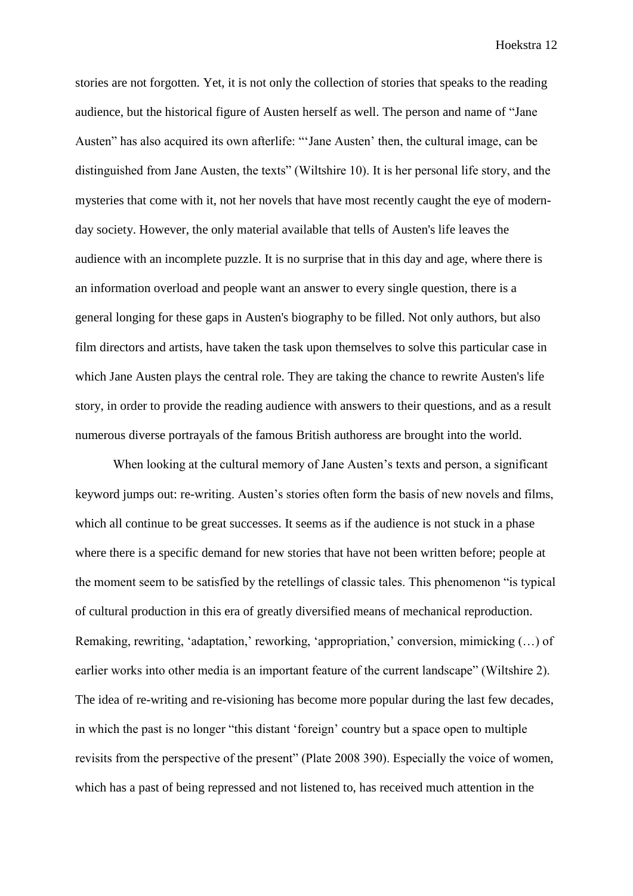stories are not forgotten. Yet, it is not only the collection of stories that speaks to the reading audience, but the historical figure of Austen herself as well. The person and name of "Jane Austen" has also acquired its own afterlife: "'Jane Austen' then, the cultural image, can be distinguished from Jane Austen, the texts" (Wiltshire 10). It is her personal life story, and the mysteries that come with it, not her novels that have most recently caught the eye of modern-day society. However, the only material available that tells of Austen's life leaves the audience with an incomplete puzzle. It is no surprise that in this day and age, where there is an information overload and people want an answer to every single question, there is a general longing for these gaps in Austen's biography to be filled. Not only authors, but also film directors and artists, have taken the task upon themselves to solve this particular case in which Jane Austen plays the central role. They are taking the chance to rewrite Austen's life story, in order to provide the reading audience with answers to their questions, and as a result numerous diverse portrayals of the famous British authoress are brought into the world.

When looking at the cultural memory of Jane Austen's texts and person, a significant keyword jumps out: re-writing. Austen's stories often form the basis of new novels and films, which all continue to be great successes. It seems as if the audience is not stuck in a phase where there is a specific demand for new stories that have not been written before; people at the moment seem to be satisfied by the retellings of classic tales. This phenomenon "is typical of cultural production in this era of greatly diversified means of mechanical reproduction. Remaking, rewriting, 'adaptation,' reworking, 'appropriation,' conversion, mimicking (…) of earlier works into other media is an important feature of the current landscape" (Wiltshire 2). The idea of re-writing and re-visioning has become more popular during the last few decades, in which the past is no longer "this distant 'foreign' country but a space open to multiple revisits from the perspective of the present" (Plate 2008 390). Especially the voice of women, which has a past of being repressed and not listened to, has received much attention in the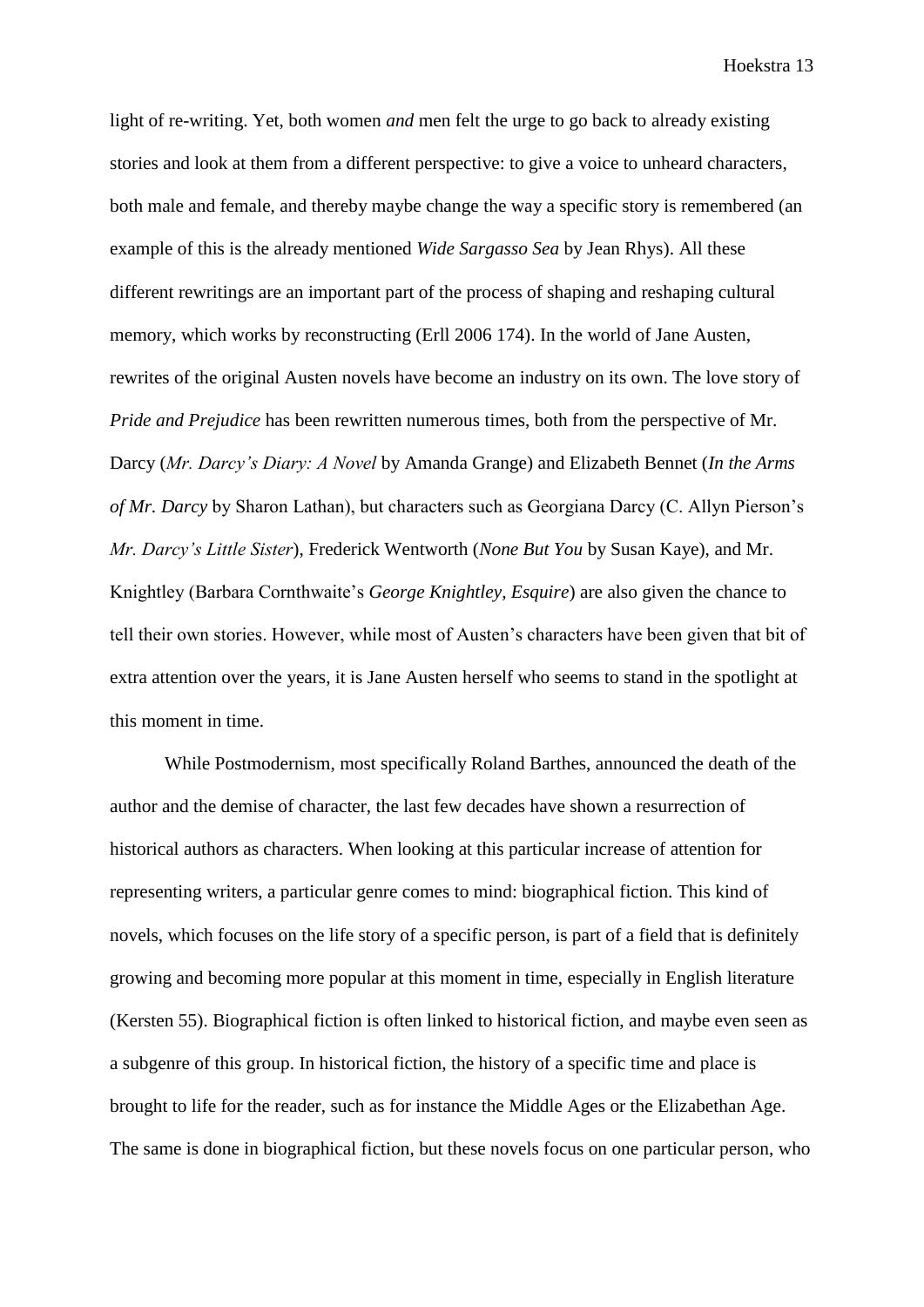light of re-writing. Yet, both women *and* men felt the urge to go back to already existing stories and look at them from a different perspective: to give a voice to unheard characters, both male and female, and thereby maybe change the way a specific story is remembered (an example of this is the already mentioned *Wide Sargasso Sea* by Jean Rhys). All these different rewritings are an important part of the process of shaping and reshaping cultural memory, which works by reconstructing (Erll 2006 174). In the world of Jane Austen, rewrites of the original Austen novels have become an industry on its own. The love story of *Pride and Prejudice* has been rewritten numerous times, both from the perspective of Mr. Darcy (*Mr. Darcy's Diary: A Novel* by Amanda Grange) and Elizabeth Bennet (*In the Arms of Mr. Darcy* by Sharon Lathan), but characters such as Georgiana Darcy (C. Allyn Pierson's *Mr. Darcy's Little Sister*), Frederick Wentworth (*None But You* by Susan Kaye), and Mr. Knightley (Barbara Cornthwaite's *George Knightley, Esquire*) are also given the chance to tell their own stories. However, while most of Austen's characters have been given that bit of extra attention over the years, it is Jane Austen herself who seems to stand in the spotlight at this moment in time.

While Postmodernism, most specifically Roland Barthes, announced the death of the author and the demise of character, the last few decades have shown a resurrection of historical authors as characters. When looking at this particular increase of attention for representing writers, a particular genre comes to mind: biographical fiction. This kind of novels, which focuses on the life story of a specific person, is part of a field that is definitely growing and becoming more popular at this moment in time, especially in English literature (Kersten 55). Biographical fiction is often linked to historical fiction, and maybe even seen as a subgenre of this group. In historical fiction, the history of a specific time and place is brought to life for the reader, such as for instance the Middle Ages or the Elizabethan Age. The same is done in biographical fiction, but these novels focus on one particular person, who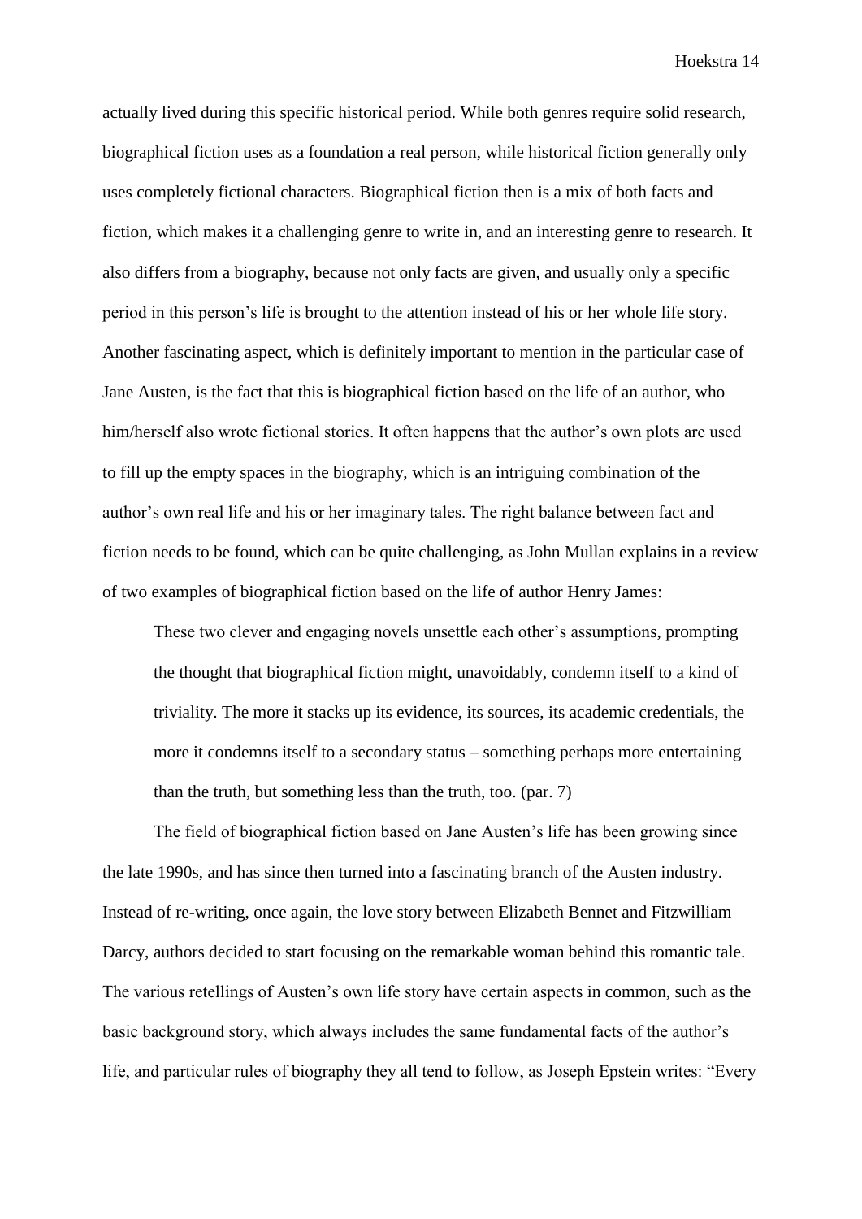actually lived during this specific historical period. While both genres require solid research, biographical fiction uses as a foundation a real person, while historical fiction generally only uses completely fictional characters. Biographical fiction then is a mix of both facts and fiction, which makes it a challenging genre to write in, and an interesting genre to research. It also differs from a biography, because not only facts are given, and usually only a specific period in this person's life is brought to the attention instead of his or her whole life story. Another fascinating aspect, which is definitely important to mention in the particular case of Jane Austen, is the fact that this is biographical fiction based on the life of an author, who him/herself also wrote fictional stories. It often happens that the author's own plots are used to fill up the empty spaces in the biography, which is an intriguing combination of the author's own real life and his or her imaginary tales. The right balance between fact and fiction needs to be found, which can be quite challenging, as John Mullan explains in a review of two examples of biographical fiction based on the life of author Henry James:

> These two clever and engaging novels unsettle each other's assumptions, prompting the thought that biographical fiction might, unavoidably, condemn itself to a kind of triviality. The more it stacks up its evidence, its sources, its academic credentials, the more it condemns itself to a secondary status – something perhaps more entertaining than the truth, but something less than the truth, too. (par. 7)

The field of biographical fiction based on Jane Austen's life has been growing since the late 1990s, and has since then turned into a fascinating branch of the Austen industry. Instead of re-writing, once again, the love story between Elizabeth Bennet and Fitzwilliam Darcy, authors decided to start focusing on the remarkable woman behind this romantic tale. The various retellings of Austen's own life story have certain aspects in common, such as the basic background story, which always includes the same fundamental facts of the author's life, and particular rules of biography they all tend to follow, as Joseph Epstein writes: "Every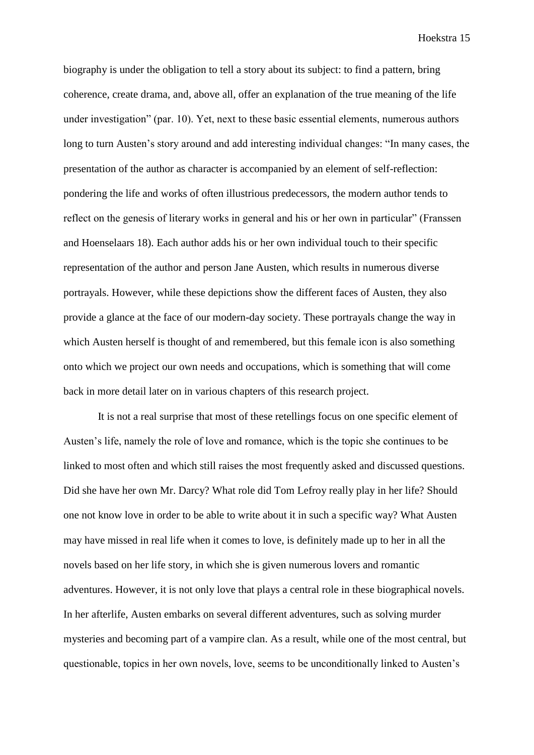biography is under the obligation to tell a story about its subject: to find a pattern, bring coherence, create drama, and, above all, offer an explanation of the true meaning of the life under investigation" (par. 10). Yet, next to these basic essential elements, numerous authors long to turn Austen's story around and add interesting individual changes: "In many cases, the presentation of the author as character is accompanied by an element of self-reflection: pondering the life and works of often illustrious predecessors, the modern author tends to reflect on the genesis of literary works in general and his or her own in particular" (Franssen and Hoenselaars 18). Each author adds his or her own individual touch to their specific representation of the author and person Jane Austen, which results in numerous diverse portrayals. However, while these depictions show the different faces of Austen, they also provide a glance at the face of our modern-day society. These portrayals change the way in which Austen herself is thought of and remembered, but this female icon is also something onto which we project our own needs and occupations, which is something that will come back in more detail later on in various chapters of this research project.

It is not a real surprise that most of these retellings focus on one specific element of Austen's life, namely the role of love and romance, which is the topic she continues to be linked to most often and which still raises the most frequently asked and discussed questions. Did she have her own Mr. Darcy? What role did Tom Lefroy really play in her life? Should one not know love in order to be able to write about it in such a specific way? What Austen may have missed in real life when it comes to love, is definitely made up to her in all the novels based on her life story, in which she is given numerous lovers and romantic adventures. However, it is not only love that plays a central role in these biographical novels. In her afterlife, Austen embarks on several different adventures, such as solving murder mysteries and becoming part of a vampire clan. As a result, while one of the most central, but questionable, topics in her own novels, love, seems to be unconditionally linked to Austen's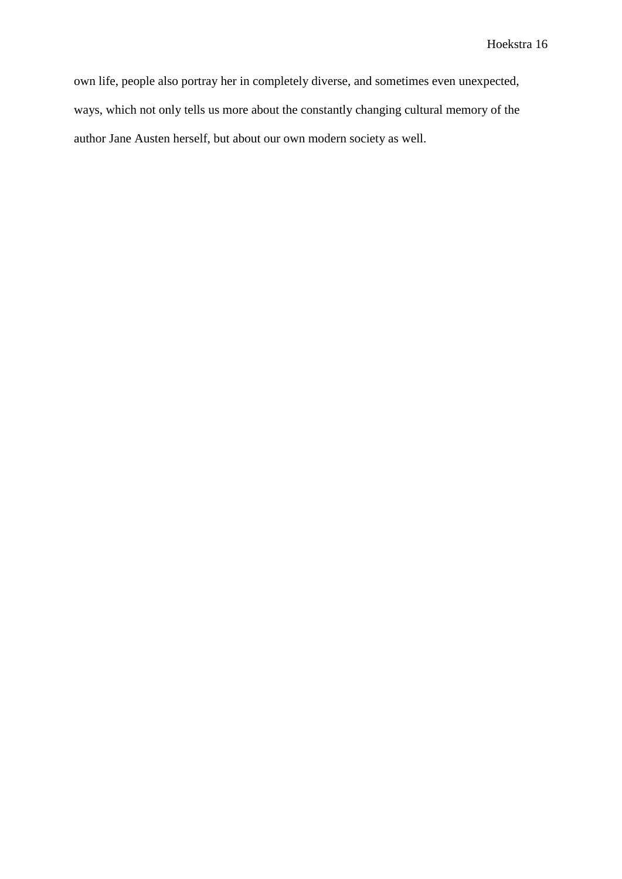own life, people also portray her in completely diverse, and sometimes even unexpected, ways, which not only tells us more about the constantly changing cultural memory of the author Jane Austen herself, but about our own modern society as well.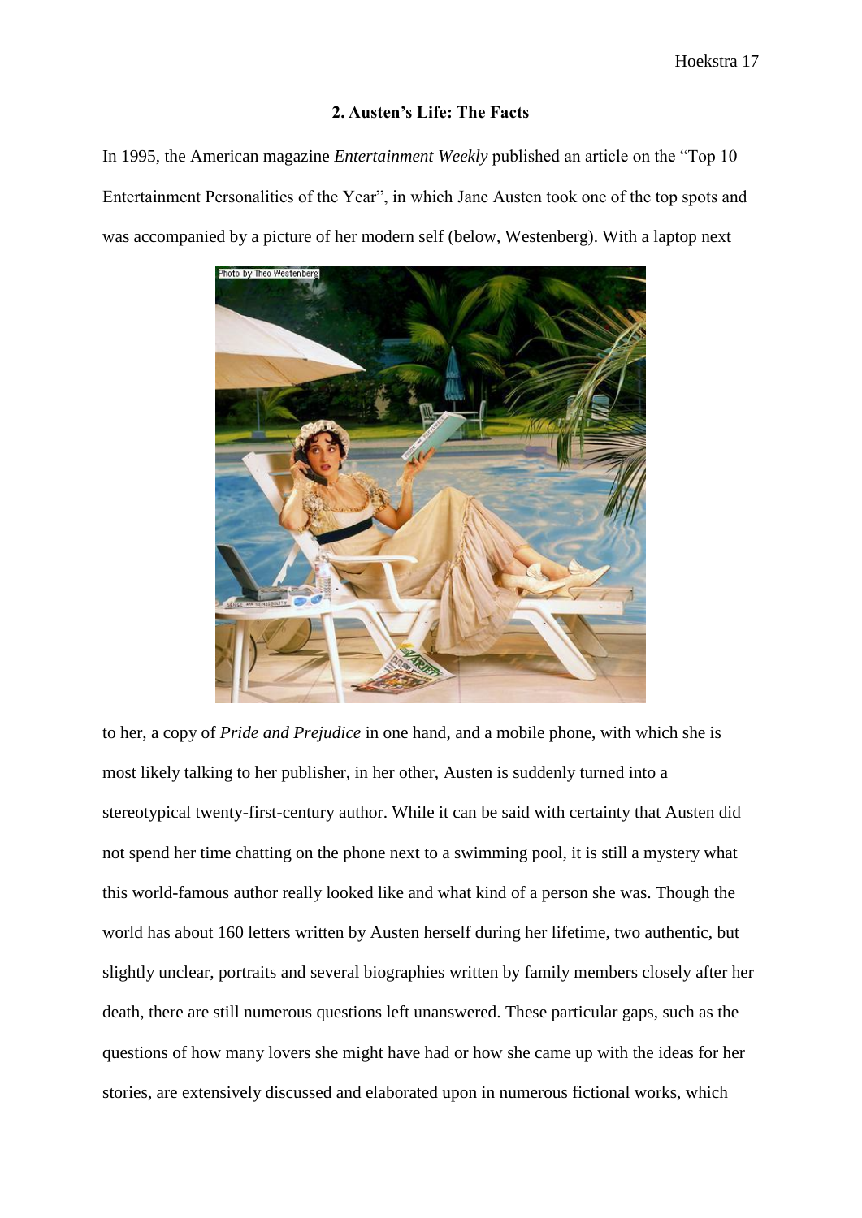## 2. Austen's Life: The Facts

In 1995, the American magazine *Entertainment Weekly* published an article on the "Top 10 Entertainment Personalities of the Year", in which Jane Austen took one of the top spots and was accompanied by a picture of her modern self (below, Westenberg). With a laptop next to her, a copy of *Pride and Prejudice* in one hand, and a mobile phone, with which she is most likely talking to her publisher, in her other, Austen is suddenly turned into a stereotypical twenty-first-century author. While it can be said with certainty that Austen did not spend her time chatting on the phone next to a swimming pool, it is still a mystery what this world-famous author really looked like and what kind of a person she was. Though the world has about 160 letters written by Austen herself during her lifetime, two authentic, but slightly unclear, portraits and several biographies written by family members closely after her death, there are still numerous questions left unanswered. These particular gaps, such as the questions of how many lovers she might have had or how she came up with the ideas for her stories, are extensively discussed and elaborated upon in numerous fictional works, which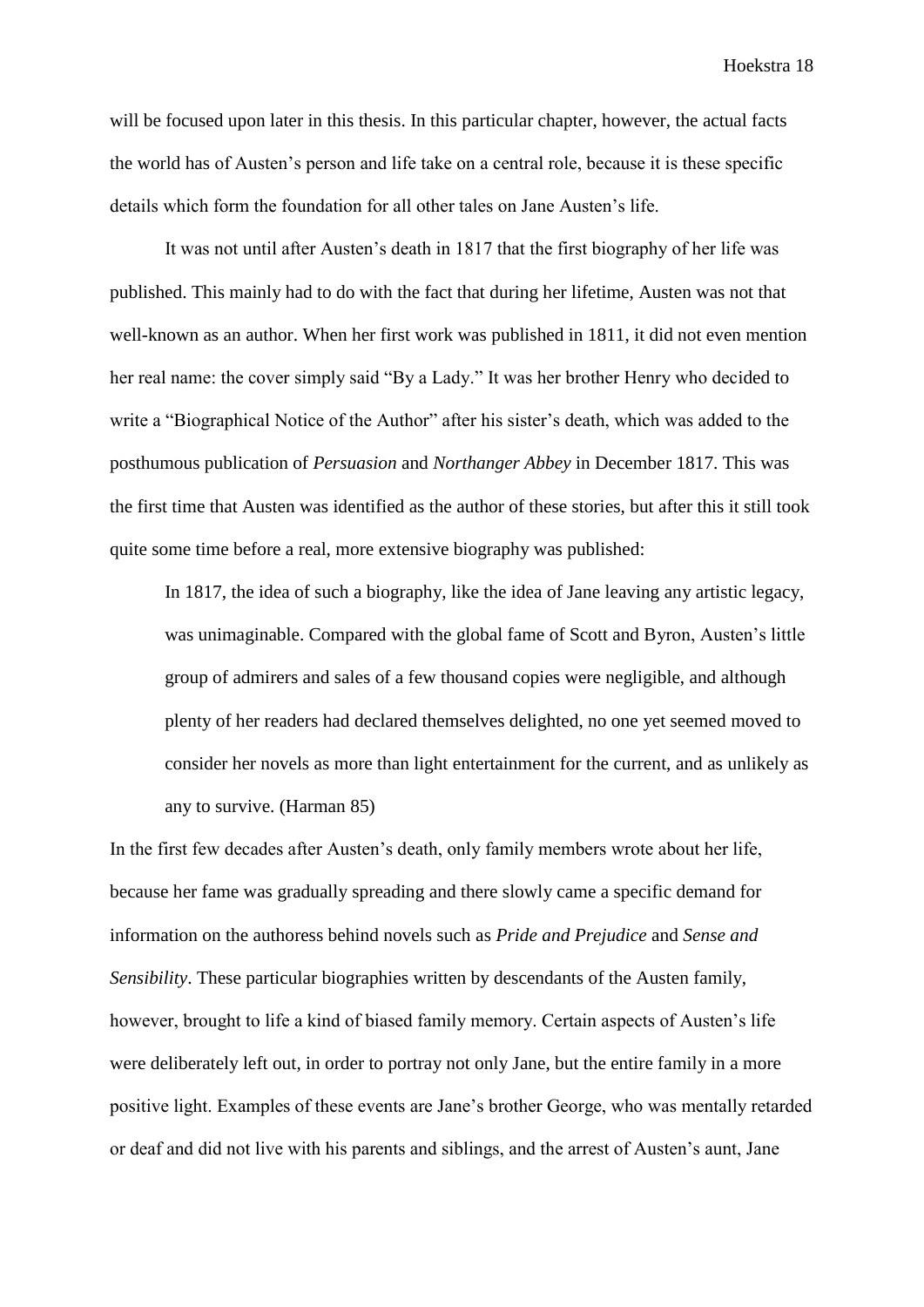will be focused upon later in this thesis. In this particular chapter, however, the actual facts the world has of Austen's person and life take on a central role, because it is these specific details which form the foundation for all other tales on Jane Austen's life.

It was not until after Austen's death in 1817 that the first biography of her life was published. This mainly had to do with the fact that during her lifetime, Austen was not that well-known as an author. When her first work was published in 1811, it did not even mention her real name: the cover simply said "By a Lady." It was her brother Henry who decided to write a "Biographical Notice of the Author" after his sister's death, which was added to the posthumous publication of *Persuasion* and *Northanger Abbey* in December 1817. This was the first time that Austen was identified as the author of these stories, but after this it still took quite some time before a real, more extensive biography was published:

> In 1817, the idea of such a biography, like the idea of Jane leaving any artistic legacy, was unimaginable. Compared with the global fame of Scott and Byron, Austen's little group of admirers and sales of a few thousand copies were negligible, and although plenty of her readers had declared themselves delighted, no one yet seemed moved to consider her novels as more than light entertainment for the current, and as unlikely as any to survive. (Harman 85)

In the first few decades after Austen's death, only family members wrote about her life, because her fame was gradually spreading and there slowly came a specific demand for information on the authoress behind novels such as *Pride and Prejudice* and *Sense and Sensibility*. These particular biographies written by descendants of the Austen family, however, brought to life a kind of biased family memory. Certain aspects of Austen's life were deliberately left out, in order to portray not only Jane, but the entire family in a more positive light. Examples of these events are Jane's brother George, who was mentally retarded or deaf and did not live with his parents and siblings, and the arrest of Austen's aunt, Jane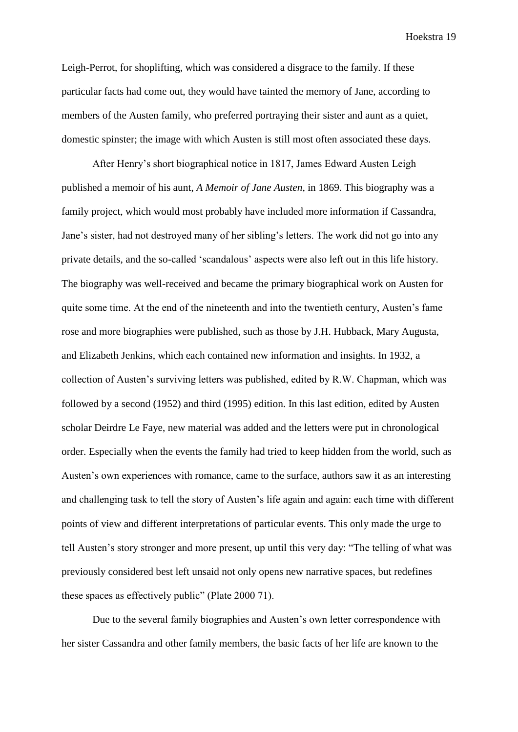Leigh-Perrot, for shoplifting, which was considered a disgrace to the family. If these particular facts had come out, they would have tainted the memory of Jane, according to members of the Austen family, who preferred portraying their sister and aunt as a quiet, domestic spinster; the image with which Austen is still most often associated these days.

After Henry's short biographical notice in 1817, James Edward Austen Leigh published a memoir of his aunt, *A Memoir of Jane Austen*, in 1869. This biography was a family project, which would most probably have included more information if Cassandra, Jane's sister, had not destroyed many of her sibling's letters. The work did not go into any private details, and the so-called 'scandalous' aspects were also left out in this life history. The biography was well-received and became the primary biographical work on Austen for quite some time. At the end of the nineteenth and into the twentieth century, Austen's fame rose and more biographies were published, such as those by J.H. Hubback, Mary Augusta, and Elizabeth Jenkins, which each contained new information and insights. In 1932, a collection of Austen's surviving letters was published, edited by R.W. Chapman, which was followed by a second (1952) and third (1995) edition. In this last edition, edited by Austen scholar Deirdre Le Faye, new material was added and the letters were put in chronological order. Especially when the events the family had tried to keep hidden from the world, such as Austen's own experiences with romance, came to the surface, authors saw it as an interesting and challenging task to tell the story of Austen's life again and again: each time with different points of view and different interpretations of particular events. This only made the urge to tell Austen's story stronger and more present, up until this very day: "The telling of what was previously considered best left unsaid not only opens new narrative spaces, but redefines these spaces as effectively public" (Plate 2000 71).

Due to the several family biographies and Austen's own letter correspondence with her sister Cassandra and other family members, the basic facts of her life are known to the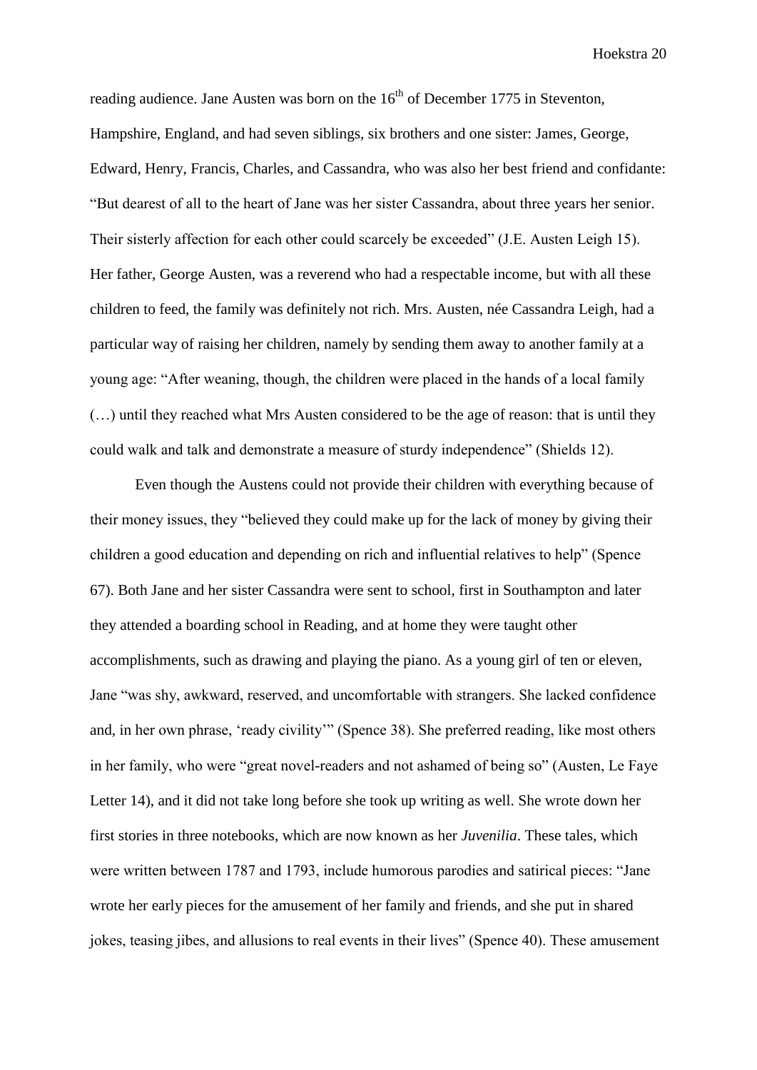reading audience. Jane Austen was born on the 16th of December 1775 in Steventon, Hampshire, England, and had seven siblings, six brothers and one sister: James, George, Edward, Henry, Francis, Charles, and Cassandra, who was also her best friend and confidante: "But dearest of all to the heart of Jane was her sister Cassandra, about three years her senior. Their sisterly affection for each other could scarcely be exceeded" (J.E. Austen Leigh 15). Her father, George Austen, was a reverend who had a respectable income, but with all these children to feed, the family was definitely not rich. Mrs. Austen, née Cassandra Leigh, had a particular way of raising her children, namely by sending them away to another family at a young age: "After weaning, though, the children were placed in the hands of a local family (…) until they reached what Mrs Austen considered to be the age of reason: that is until they could walk and talk and demonstrate a measure of sturdy independence" (Shields 12).

Even though the Austens could not provide their children with everything because of their money issues, they "believed they could make up for the lack of money by giving their children a good education and depending on rich and influential relatives to help" (Spence 67). Both Jane and her sister Cassandra were sent to school, first in Southampton and later they attended a boarding school in Reading, and at home they were taught other accomplishments, such as drawing and playing the piano. As a young girl of ten or eleven, Jane "was shy, awkward, reserved, and uncomfortable with strangers. She lacked confidence and, in her own phrase, 'ready civility'" (Spence 38). She preferred reading, like most others in her family, who were "great novel-readers and not ashamed of being so" (Austen, Le Faye Letter 14), and it did not take long before she took up writing as well. She wrote down her first stories in three notebooks, which are now known as her *Juvenilia*. These tales, which were written between 1787 and 1793, include humorous parodies and satirical pieces: "Jane wrote her early pieces for the amusement of her family and friends, and she put in shared jokes, teasing jibes, and allusions to real events in their lives" (Spence 40). These amusement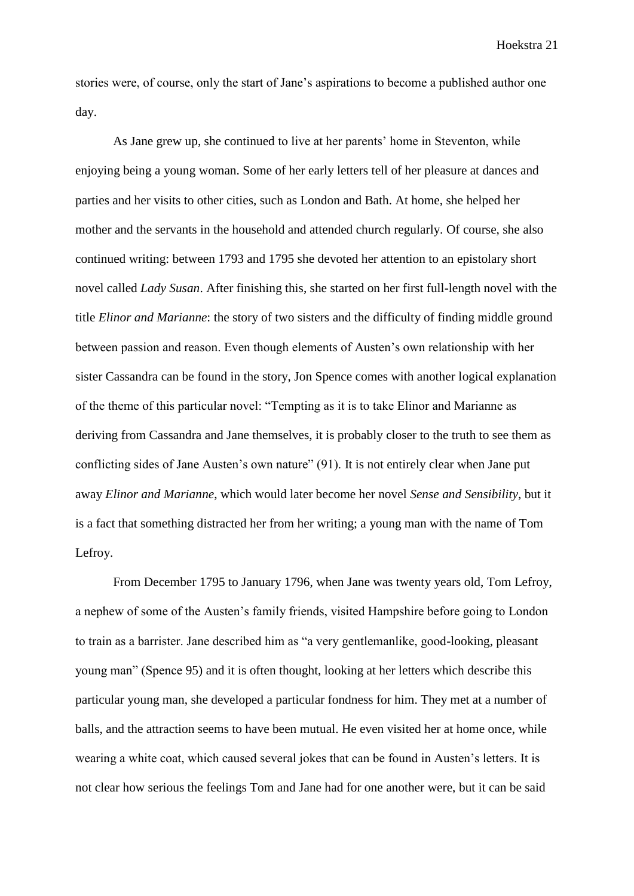stories were, of course, only the start of Jane's aspirations to become a published author one day.

As Jane grew up, she continued to live at her parents' home in Steventon, while enjoying being a young woman. Some of her early letters tell of her pleasure at dances and parties and her visits to other cities, such as London and Bath. At home, she helped her mother and the servants in the household and attended church regularly. Of course, she also continued writing: between 1793 and 1795 she devoted her attention to an epistolary short novel called *Lady Susan*. After finishing this, she started on her first full-length novel with the title *Elinor and Marianne*: the story of two sisters and the difficulty of finding middle ground between passion and reason. Even though elements of Austen's own relationship with her sister Cassandra can be found in the story, Jon Spence comes with another logical explanation of the theme of this particular novel: "Tempting as it is to take Elinor and Marianne as deriving from Cassandra and Jane themselves, it is probably closer to the truth to see them as conflicting sides of Jane Austen's own nature" (91). It is not entirely clear when Jane put away *Elinor and Marianne*, which would later become her novel *Sense and Sensibility*, but it is a fact that something distracted her from her writing; a young man with the name of Tom Lefroy.

From December 1795 to January 1796, when Jane was twenty years old, Tom Lefroy, a nephew of some of the Austen's family friends, visited Hampshire before going to London to train as a barrister. Jane described him as "a very gentlemanlike, good-looking, pleasant young man" (Spence 95) and it is often thought, looking at her letters which describe this particular young man, she developed a particular fondness for him. They met at a number of balls, and the attraction seems to have been mutual. He even visited her at home once, while wearing a white coat, which caused several jokes that can be found in Austen's letters. It is not clear how serious the feelings Tom and Jane had for one another were, but it can be said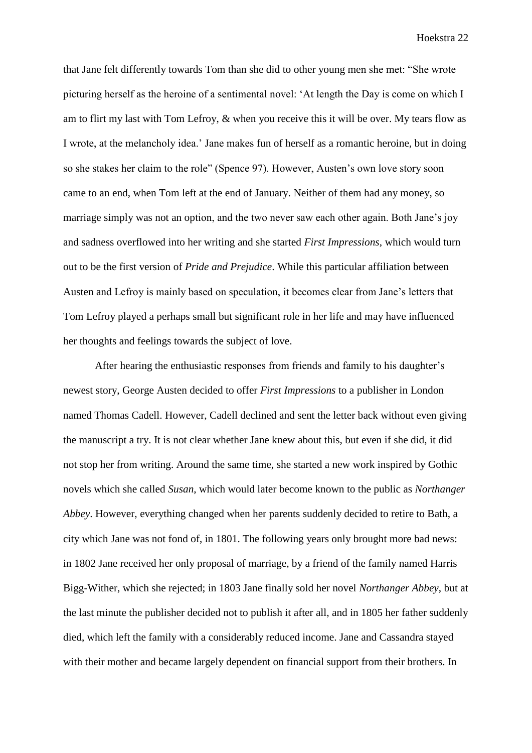that Jane felt differently towards Tom than she did to other young men she met: "She wrote picturing herself as the heroine of a sentimental novel: 'At length the Day is come on which I am to flirt my last with Tom Lefroy, & when you receive this it will be over. My tears flow as I wrote, at the melancholy idea.' Jane makes fun of herself as a romantic heroine, but in doing so she stakes her claim to the role" (Spence 97). However, Austen's own love story soon came to an end, when Tom left at the end of January. Neither of them had any money, so marriage simply was not an option, and the two never saw each other again. Both Jane's joy and sadness overflowed into her writing and she started *First Impressions*, which would turn out to be the first version of *Pride and Prejudice*. While this particular affiliation between Austen and Lefroy is mainly based on speculation, it becomes clear from Jane's letters that Tom Lefroy played a perhaps small but significant role in her life and may have influenced her thoughts and feelings towards the subject of love.

After hearing the enthusiastic responses from friends and family to his daughter's newest story, George Austen decided to offer *First Impressions* to a publisher in London named Thomas Cadell. However, Cadell declined and sent the letter back without even giving the manuscript a try. It is not clear whether Jane knew about this, but even if she did, it did not stop her from writing. Around the same time, she started a new work inspired by Gothic novels which she called *Susan*, which would later become known to the public as *Northanger Abbey*. However, everything changed when her parents suddenly decided to retire to Bath, a city which Jane was not fond of, in 1801. The following years only brought more bad news: in 1802 Jane received her only proposal of marriage, by a friend of the family named Harris Bigg-Wither, which she rejected; in 1803 Jane finally sold her novel *Northanger Abbey*, but at the last minute the publisher decided not to publish it after all, and in 1805 her father suddenly died, which left the family with a considerably reduced income. Jane and Cassandra stayed with their mother and became largely dependent on financial support from their brothers. In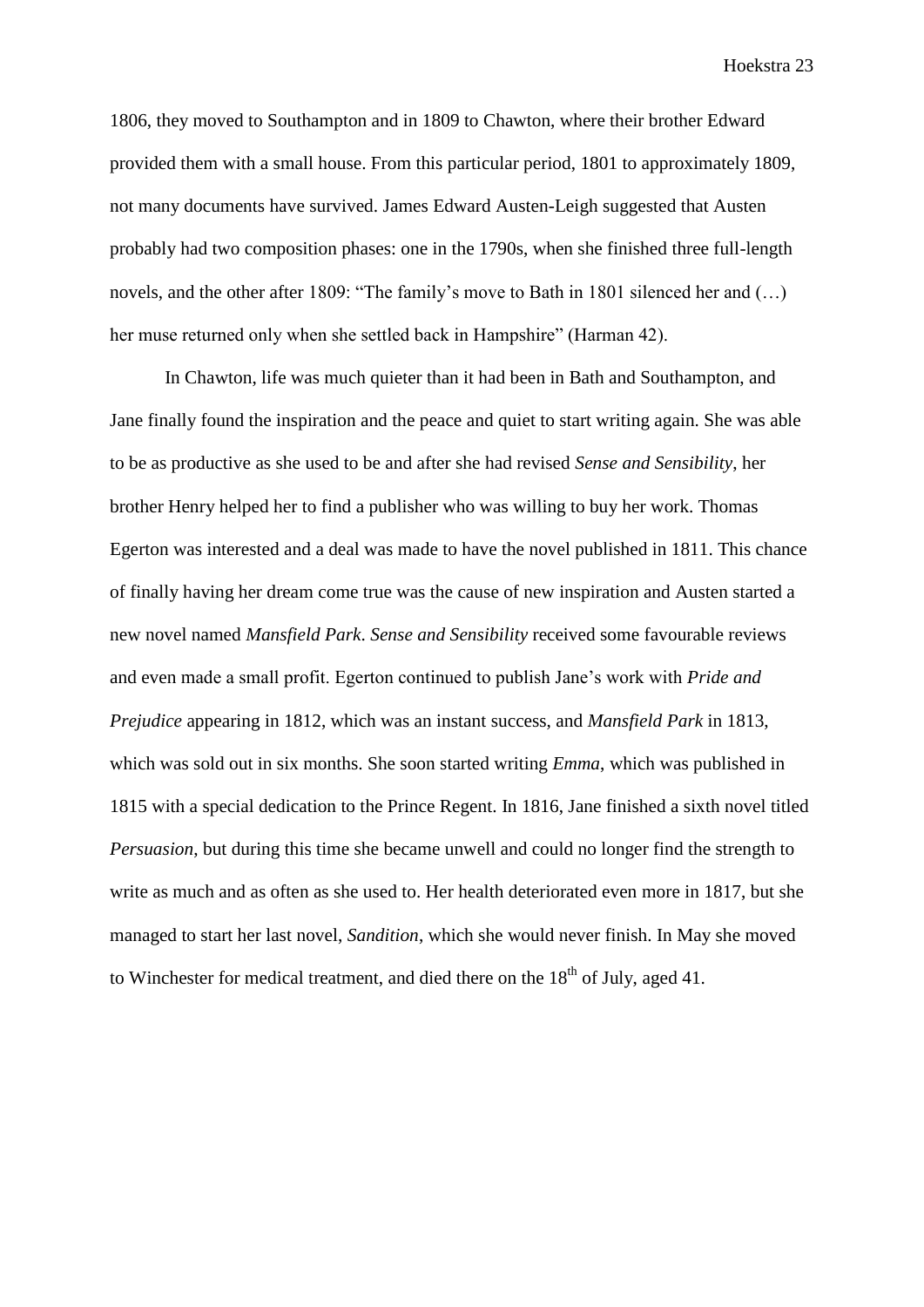1806, they moved to Southampton and in 1809 to Chawton, where their brother Edward provided them with a small house. From this particular period, 1801 to approximately 1809, not many documents have survived. James Edward Austen-Leigh suggested that Austen probably had two composition phases: one in the 1790s, when she finished three full-length novels, and the other after 1809: “The family’s move to Bath in 1801 silenced her and (…) her muse returned only when she settled back in Hampshire” (Harman 42).

In Chawton, life was much quieter than it had been in Bath and Southampton, and Jane finally found the inspiration and the peace and quiet to start writing again. She was able to be as productive as she used to be and after she had revised *Sense and Sensibility*, her brother Henry helped her to find a publisher who was willing to buy her work. Thomas Egerton was interested and a deal was made to have the novel published in 1811. This chance of finally having her dream come true was the cause of new inspiration and Austen started a new novel named *Mansfield Park*. *Sense and Sensibility* received some favourable reviews and even made a small profit. Egerton continued to publish Jane’s work with *Pride and Prejudice* appearing in 1812, which was an instant success, and *Mansfield Park* in 1813, which was sold out in six months. She soon started writing *Emma*, which was published in 1815 with a special dedication to the Prince Regent. In 1816, Jane finished a sixth novel titled *Persuasion*, but during this time she became unwell and could no longer find the strength to write as much and as often as she used to. Her health deteriorated even more in 1817, but she managed to start her last novel, *Sandition*, which she would never finish. In May she moved to Winchester for medical treatment, and died there on the 18th of July, aged 41.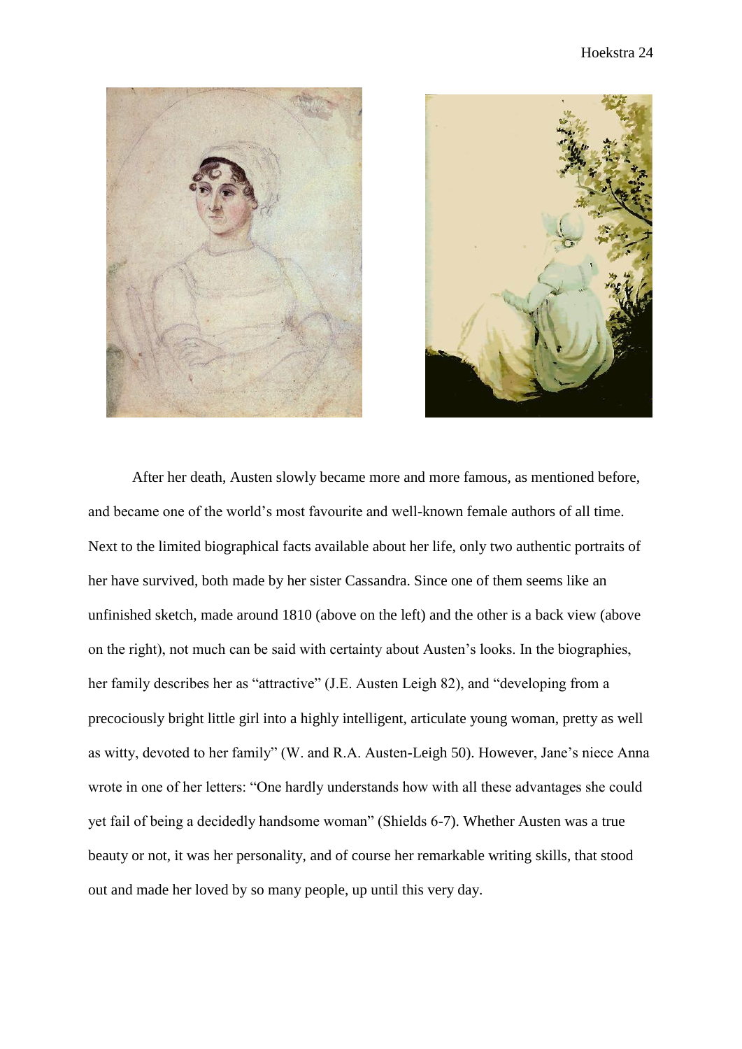After her death, Austen slowly became more and more famous, as mentioned before, and became one of the world's most favourite and well-known female authors of all time. Next to the limited biographical facts available about her life, only two authentic portraits of her have survived, both made by her sister Cassandra. Since one of them seems like an unfinished sketch, made around 1810 (above on the left) and the other is a back view (above on the right), not much can be said with certainty about Austen's looks. In the biographies, her family describes her as "attractive" (J.E. Austen Leigh 82), and "developing from a precociously bright little girl into a highly intelligent, articulate young woman, pretty as well as witty, devoted to her family" (W. and R.A. Austen-Leigh 50). However, Jane's niece Anna wrote in one of her letters: "One hardly understands how with all these advantages she could yet fail of being a decidedly handsome woman" (Shields 6-7). Whether Austen was a true beauty or not, it was her personality, and of course her remarkable writing skills, that stood out and made her loved by so many people, up until this very day.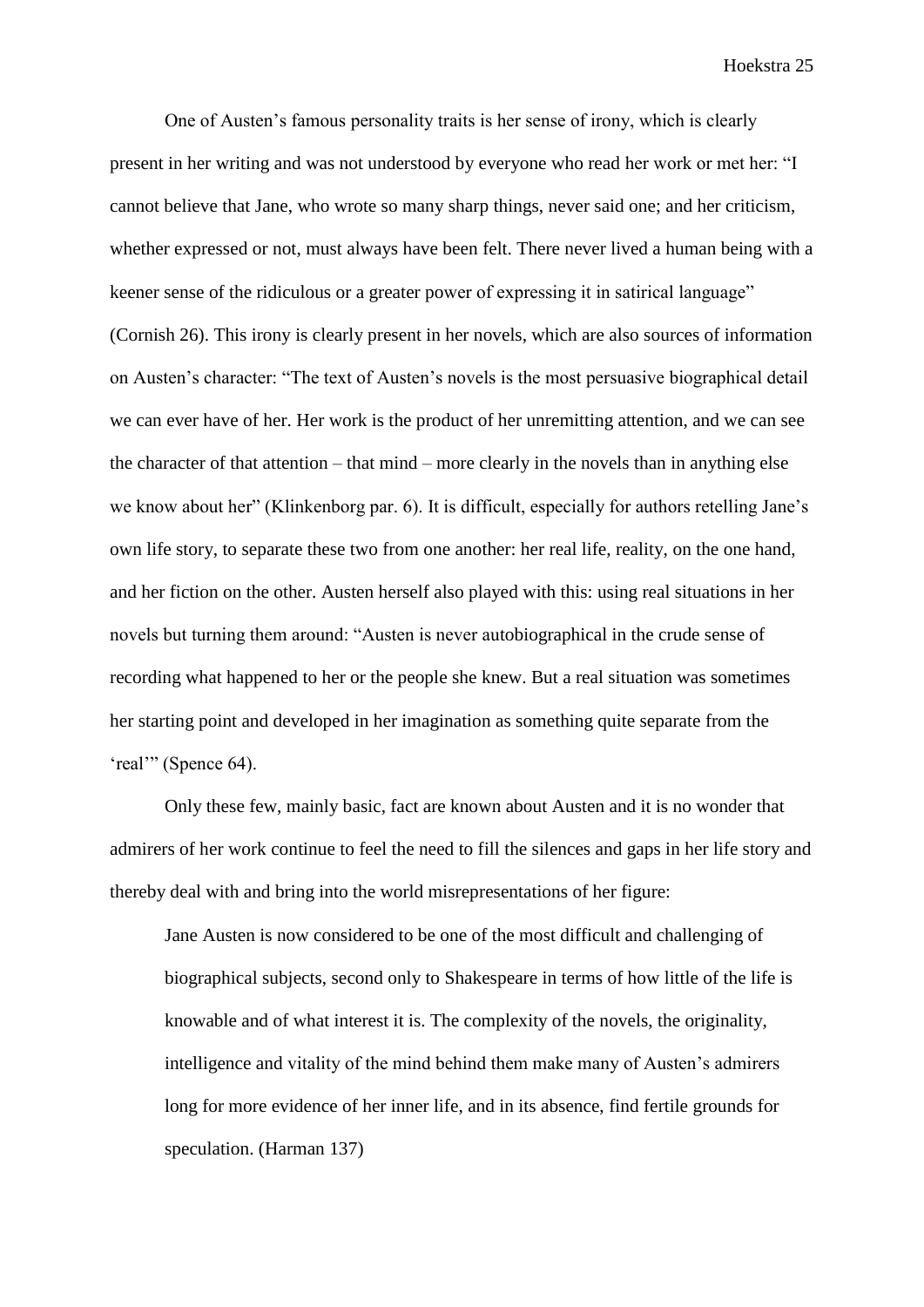One of Austen's famous personality traits is her sense of irony, which is clearly present in her writing and was not understood by everyone who read her work or met her: "I cannot believe that Jane, who wrote so many sharp things, never said one; and her criticism, whether expressed or not, must always have been felt. There never lived a human being with a keener sense of the ridiculous or a greater power of expressing it in satirical language" (Cornish 26). This irony is clearly present in her novels, which are also sources of information on Austen's character: "The text of Austen's novels is the most persuasive biographical detail we can ever have of her. Her work is the product of her unremitting attention, and we can see the character of that attention – that mind – more clearly in the novels than in anything else we know about her" (Klinkenborg par. 6). It is difficult, especially for authors retelling Jane's own life story, to separate these two from one another: her real life, reality, on the one hand, and her fiction on the other. Austen herself also played with this: using real situations in her novels but turning them around: "Austen is never autobiographical in the crude sense of recording what happened to her or the people she knew. But a real situation was sometimes her starting point and developed in her imagination as something quite separate from the 'real'" (Spence 64).

Only these few, mainly basic, fact are known about Austen and it is no wonder that admirers of her work continue to feel the need to fill the silences and gaps in her life story and thereby deal with and bring into the world misrepresentations of her figure:

> Jane Austen is now considered to be one of the most difficult and challenging of biographical subjects, second only to Shakespeare in terms of how little of the life is knowable and of what interest it is. The complexity of the novels, the originality, intelligence and vitality of the mind behind them make many of Austen's admirers long for more evidence of her inner life, and in its absence, find fertile grounds for speculation. (Harman 137)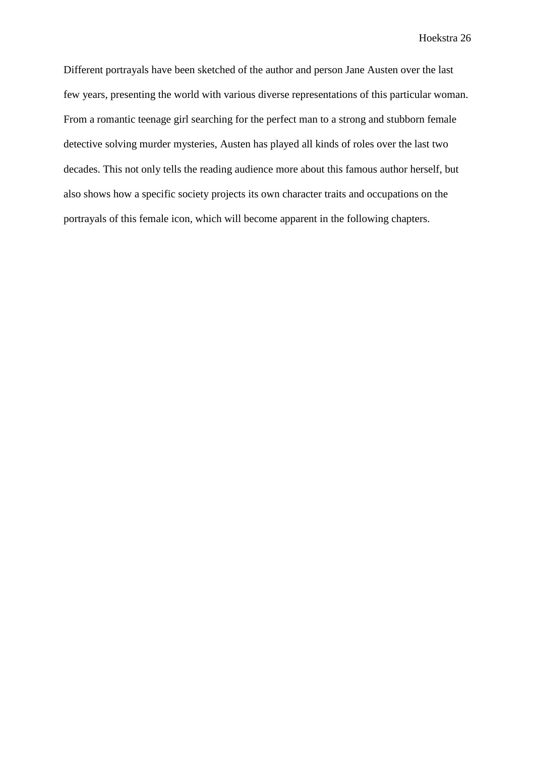Different portrayals have been sketched of the author and person Jane Austen over the last few years, presenting the world with various diverse representations of this particular woman. From a romantic teenage girl searching for the perfect man to a strong and stubborn female detective solving murder mysteries, Austen has played all kinds of roles over the last two decades. This not only tells the reading audience more about this famous author herself, but also shows how a specific society projects its own character traits and occupations on the portrayals of this female icon, which will become apparent in the following chapters.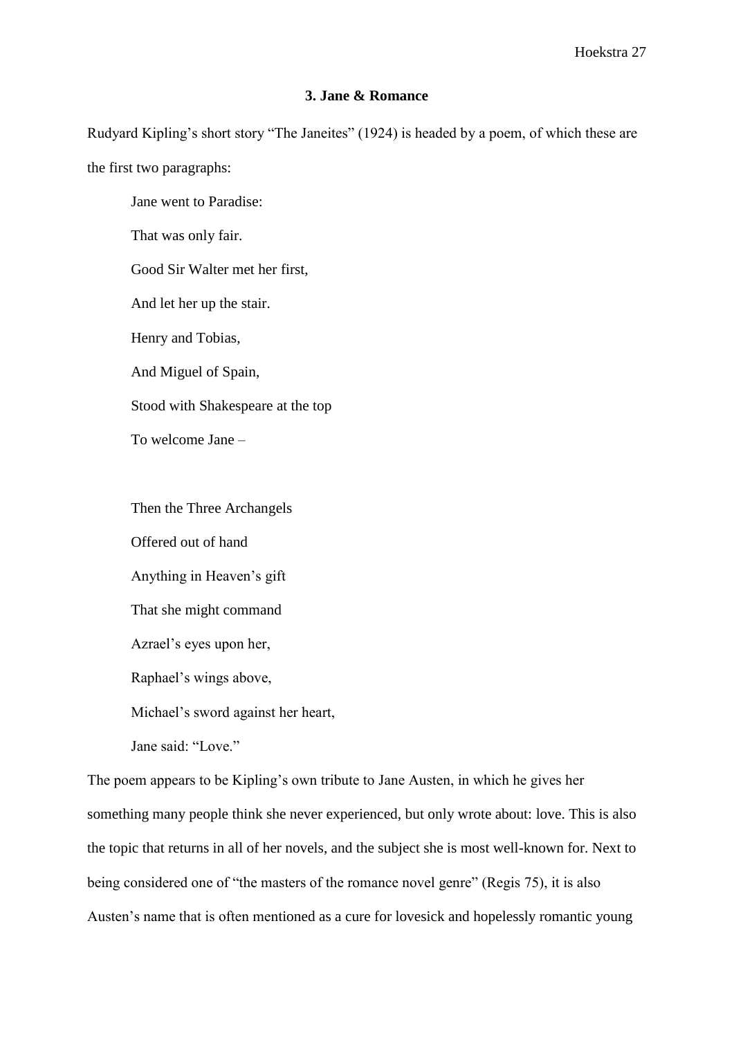### 3. Jane & Romance

Rudyard Kipling's short story "The Janeites" (1924) is headed by a poem, of which these are the first two paragraphs:

> Jane went to Paradise:
> That was only fair.
> Good Sir Walter met her first,
> And let her up the stair.
> Henry and Tobias,
> And Miguel of Spain,
> Stood with Shakespeare at the top
> To welcome Jane –
>
> Then the Three Archangels
> Offered out of hand
> Anything in Heaven's gift
> That she might command
> Azrael's eyes upon her,
> Raphael's wings above,
> Michael's sword against her heart,
> Jane said: "Love."

The poem appears to be Kipling's own tribute to Jane Austen, in which he gives her something many people think she never experienced, but only wrote about: love. This is also the topic that returns in all of her novels, and the subject she is most well-known for. Next to being considered one of "the masters of the romance novel genre" (Regis 75), it is also Austen's name that is often mentioned as a cure for lovesick and hopelessly romantic young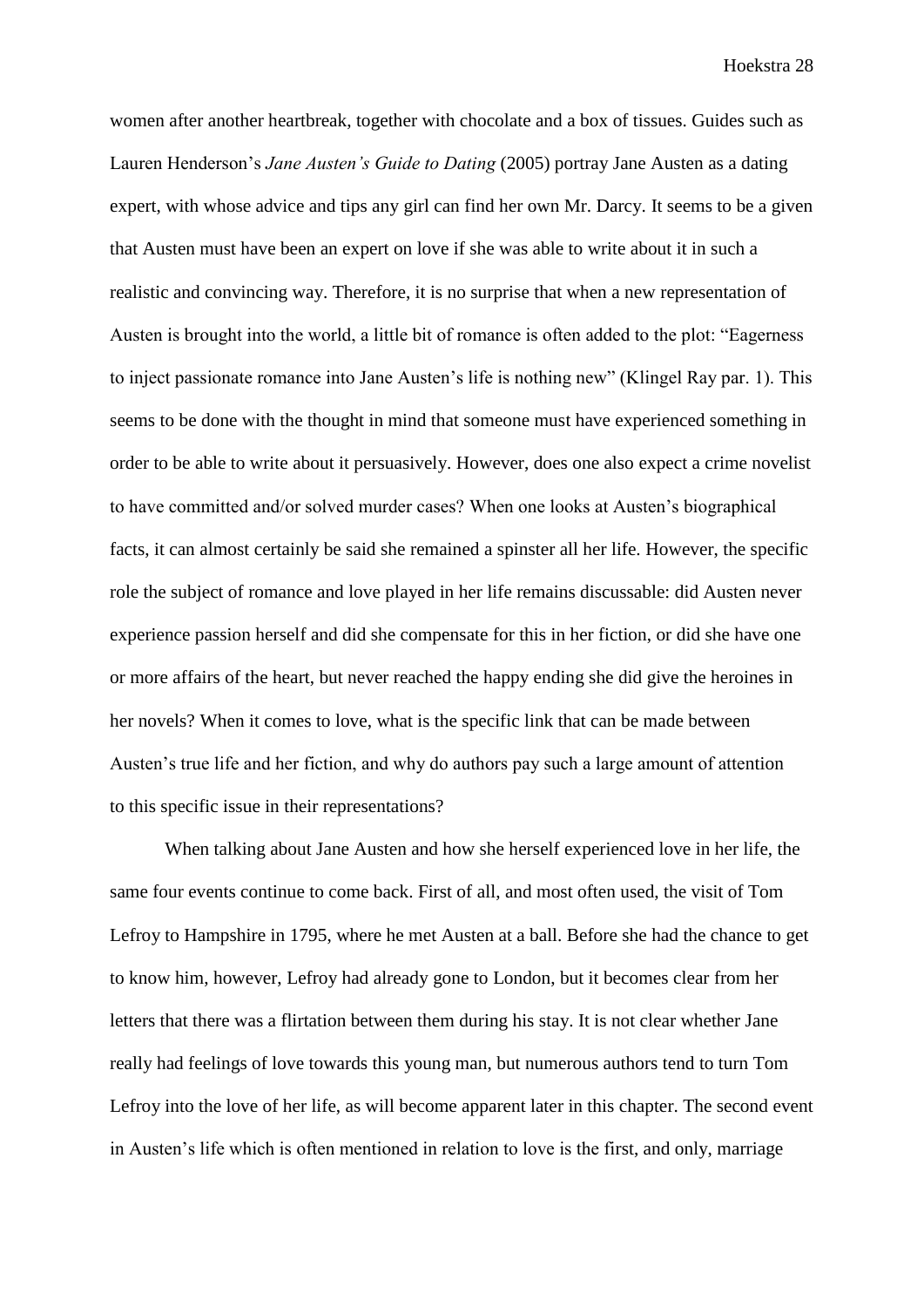women after another heartbreak, together with chocolate and a box of tissues. Guides such as Lauren Henderson's *Jane Austen's Guide to Dating* (2005) portray Jane Austen as a dating expert, with whose advice and tips any girl can find her own Mr. Darcy. It seems to be a given that Austen must have been an expert on love if she was able to write about it in such a realistic and convincing way. Therefore, it is no surprise that when a new representation of Austen is brought into the world, a little bit of romance is often added to the plot: "Eagerness to inject passionate romance into Jane Austen's life is nothing new" (Klingel Ray par. 1). This seems to be done with the thought in mind that someone must have experienced something in order to be able to write about it persuasively. However, does one also expect a crime novelist to have committed and/or solved murder cases? When one looks at Austen's biographical facts, it can almost certainly be said she remained a spinster all her life. However, the specific role the subject of romance and love played in her life remains discussable: did Austen never experience passion herself and did she compensate for this in her fiction, or did she have one or more affairs of the heart, but never reached the happy ending she did give the heroines in her novels? When it comes to love, what is the specific link that can be made between Austen's true life and her fiction, and why do authors pay such a large amount of attention to this specific issue in their representations?

When talking about Jane Austen and how she herself experienced love in her life, the same four events continue to come back. First of all, and most often used, the visit of Tom Lefroy to Hampshire in 1795, where he met Austen at a ball. Before she had the chance to get to know him, however, Lefroy had already gone to London, but it becomes clear from her letters that there was a flirtation between them during his stay. It is not clear whether Jane really had feelings of love towards this young man, but numerous authors tend to turn Tom Lefroy into the love of her life, as will become apparent later in this chapter. The second event in Austen's life which is often mentioned in relation to love is the first, and only, marriage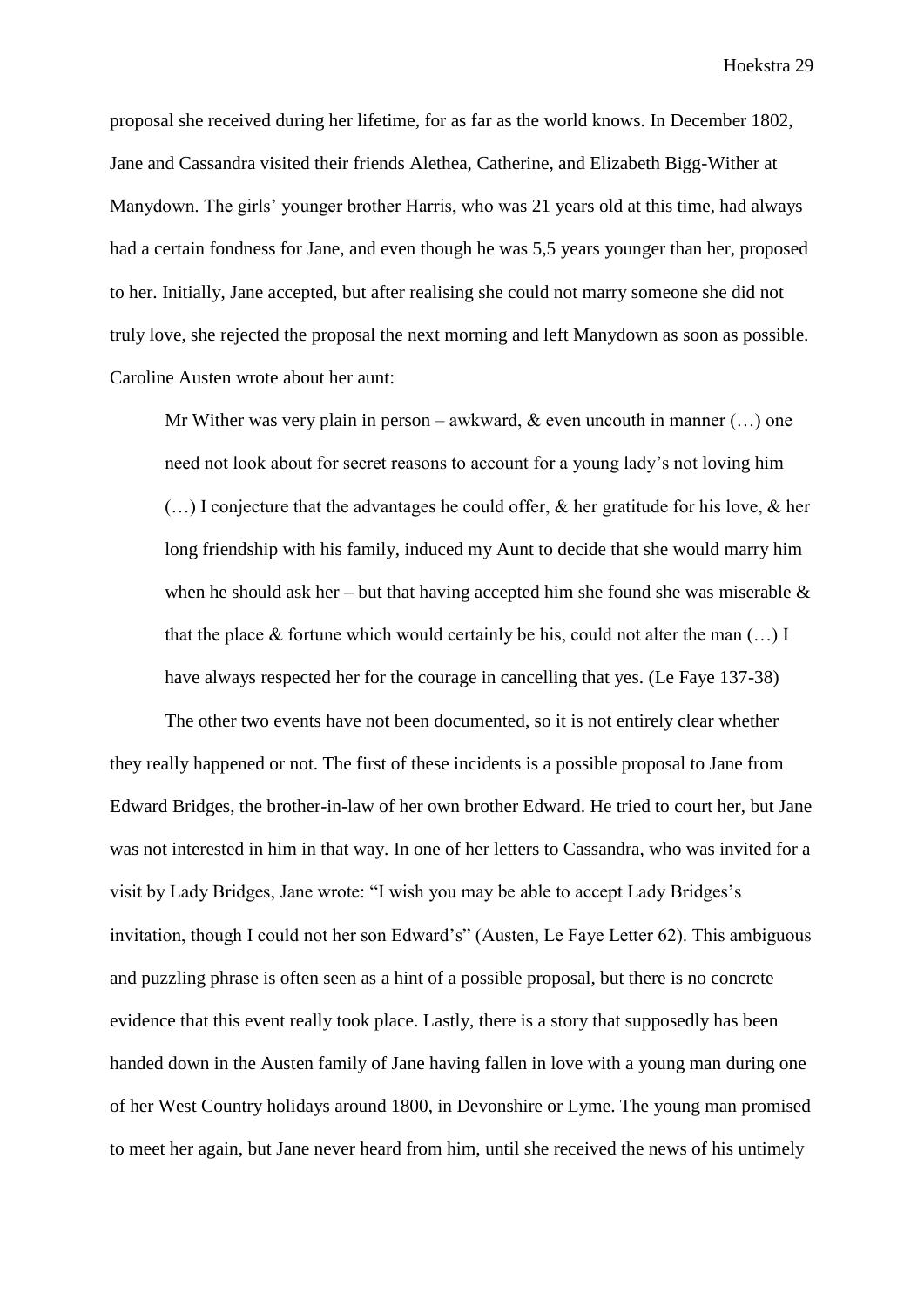proposal she received during her lifetime, for as far as the world knows. In December 1802, Jane and Cassandra visited their friends Alethea, Catherine, and Elizabeth Bigg-Wither at Manydown. The girls' younger brother Harris, who was 21 years old at this time, had always had a certain fondness for Jane, and even though he was 5,5 years younger than her, proposed to her. Initially, Jane accepted, but after realising she could not marry someone she did not truly love, she rejected the proposal the next morning and left Manydown as soon as possible. Caroline Austen wrote about her aunt:

> Mr Wither was very plain in person – awkward, & even uncouth in manner (…) one need not look about for secret reasons to account for a young lady's not loving him (…) I conjecture that the advantages he could offer, & her gratitude for his love, & her long friendship with his family, induced my Aunt to decide that she would marry him when he should ask her – but that having accepted him she found she was miserable & that the place & fortune which would certainly be his, could not alter the man (…) I have always respected her for the courage in cancelling that yes. (Le Faye 137-38)

The other two events have not been documented, so it is not entirely clear whether they really happened or not. The first of these incidents is a possible proposal to Jane from Edward Bridges, the brother-in-law of her own brother Edward. He tried to court her, but Jane was not interested in him in that way. In one of her letters to Cassandra, who was invited for a visit by Lady Bridges, Jane wrote: "I wish you may be able to accept Lady Bridges's invitation, though I could not her son Edward's" (Austen, Le Faye Letter 62). This ambiguous and puzzling phrase is often seen as a hint of a possible proposal, but there is no concrete evidence that this event really took place. Lastly, there is a story that supposedly has been handed down in the Austen family of Jane having fallen in love with a young man during one of her West Country holidays around 1800, in Devonshire or Lyme. The young man promised to meet her again, but Jane never heard from him, until she received the news of his untimely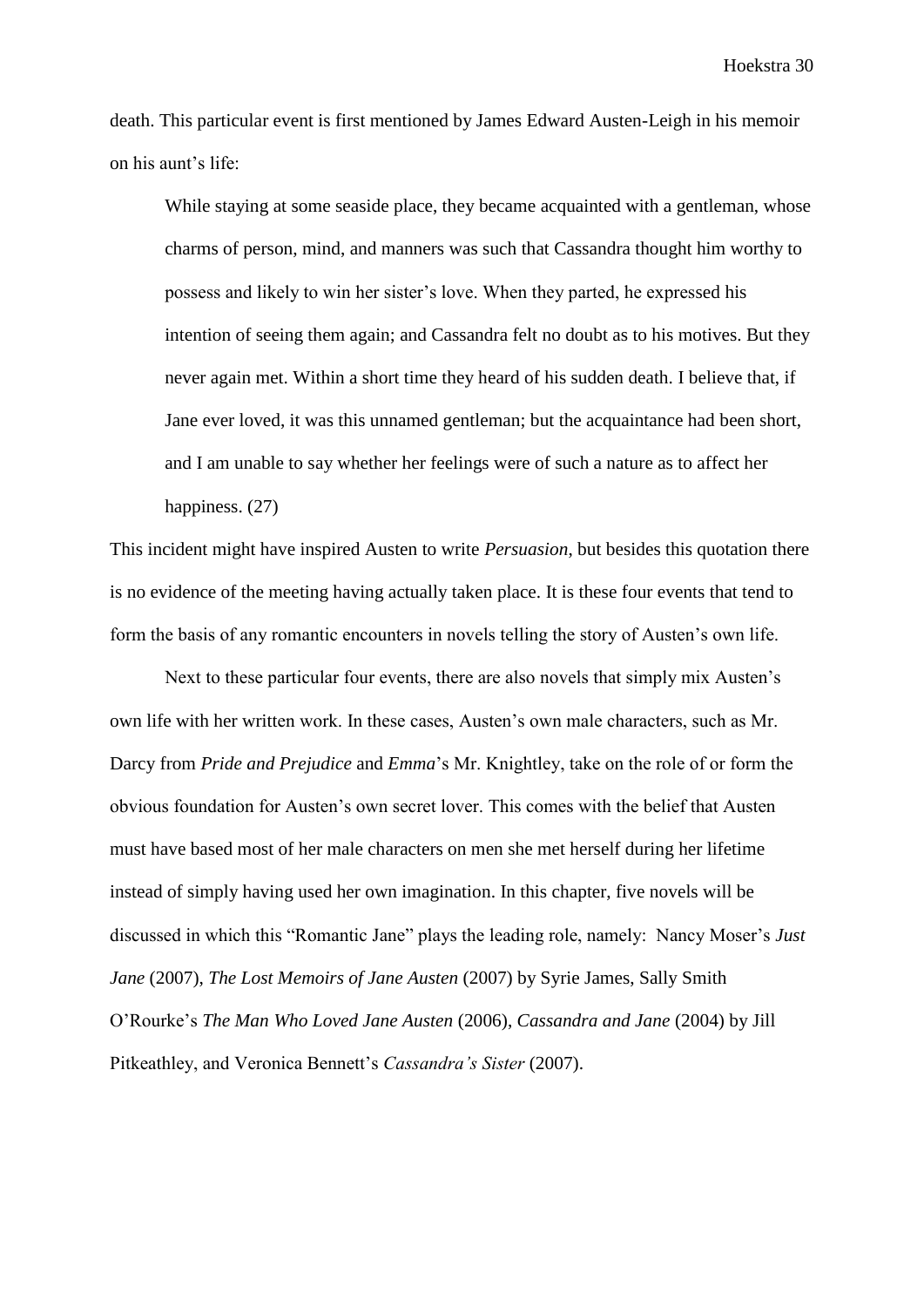death. This particular event is first mentioned by James Edward Austen-Leigh in his memoir on his aunt's life:

> While staying at some seaside place, they became acquainted with a gentleman, whose charms of person, mind, and manners was such that Cassandra thought him worthy to possess and likely to win her sister's love. When they parted, he expressed his intention of seeing them again; and Cassandra felt no doubt as to his motives. But they never again met. Within a short time they heard of his sudden death. I believe that, if Jane ever loved, it was this unnamed gentleman; but the acquaintance had been short, and I am unable to say whether her feelings were of such a nature as to affect her happiness. (27)

This incident might have inspired Austen to write *Persuasion*, but besides this quotation there is no evidence of the meeting having actually taken place. It is these four events that tend to form the basis of any romantic encounters in novels telling the story of Austen's own life.

Next to these particular four events, there are also novels that simply mix Austen's own life with her written work. In these cases, Austen's own male characters, such as Mr. Darcy from *Pride and Prejudice* and *Emma*'s Mr. Knightley, take on the role of or form the obvious foundation for Austen's own secret lover. This comes with the belief that Austen must have based most of her male characters on men she met herself during her lifetime instead of simply having used her own imagination. In this chapter, five novels will be discussed in which this "Romantic Jane" plays the leading role, namely: Nancy Moser's *Just Jane* (2007), *The Lost Memoirs of Jane Austen* (2007) by Syrie James, Sally Smith O'Rourke's *The Man Who Loved Jane Austen* (2006), *Cassandra and Jane* (2004) by Jill Pitkeathley, and Veronica Bennett's *Cassandra's Sister* (2007).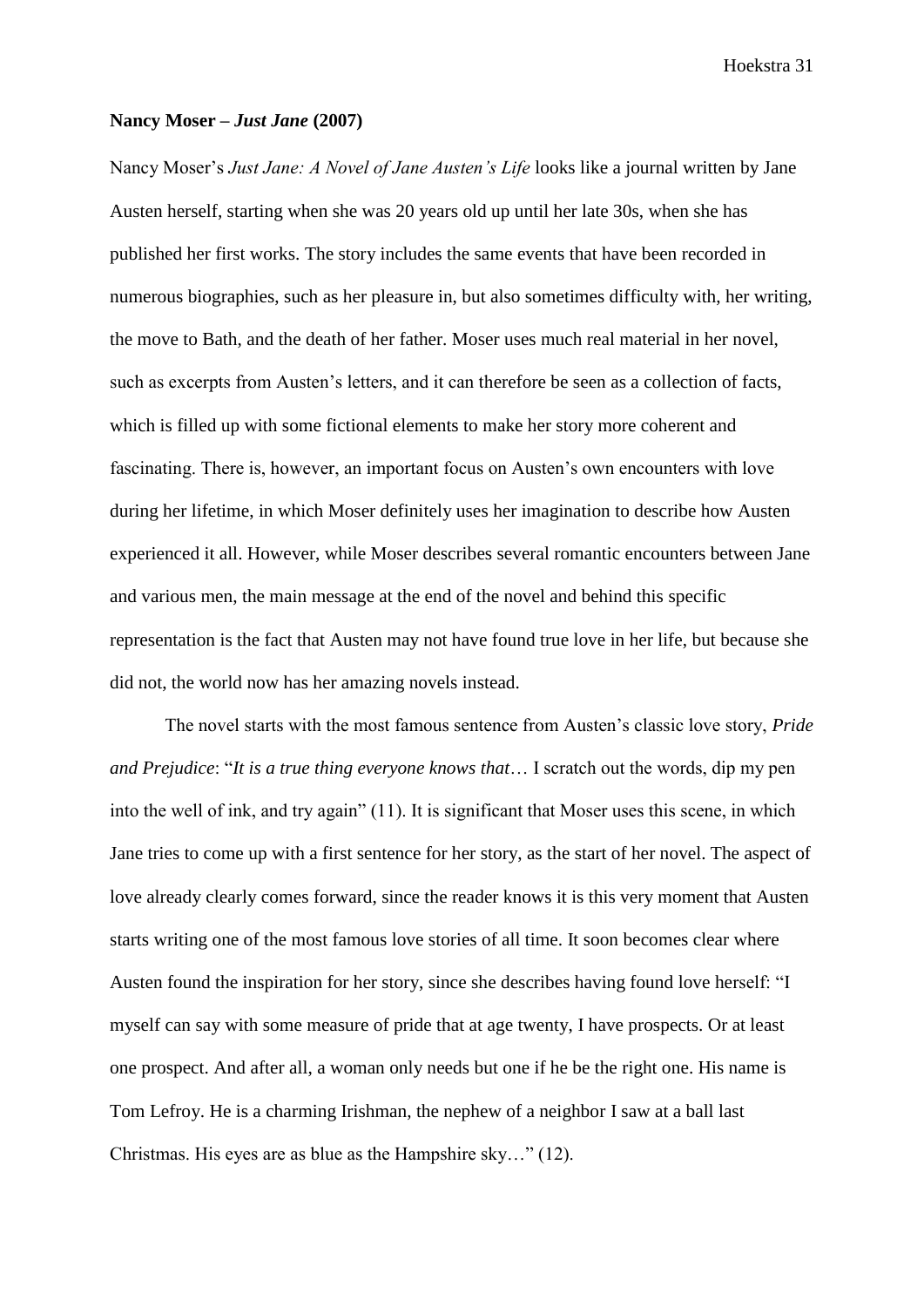**Nancy Moser – *Just Jane* (2007)**

Nancy Moser's *Just Jane: A Novel of Jane Austen's Life* looks like a journal written by Jane Austen herself, starting when she was 20 years old up until her late 30s, when she has published her first works. The story includes the same events that have been recorded in numerous biographies, such as her pleasure in, but also sometimes difficulty with, her writing, the move to Bath, and the death of her father. Moser uses much real material in her novel, such as excerpts from Austen's letters, and it can therefore be seen as a collection of facts, which is filled up with some fictional elements to make her story more coherent and fascinating. There is, however, an important focus on Austen's own encounters with love during her lifetime, in which Moser definitely uses her imagination to describe how Austen experienced it all. However, while Moser describes several romantic encounters between Jane and various men, the main message at the end of the novel and behind this specific representation is the fact that Austen may not have found true love in her life, but because she did not, the world now has her amazing novels instead.

The novel starts with the most famous sentence from Austen's classic love story, *Pride and Prejudice*: "*It is a true thing everyone knows that*… I scratch out the words, dip my pen into the well of ink, and try again" (11). It is significant that Moser uses this scene, in which Jane tries to come up with a first sentence for her story, as the start of her novel. The aspect of love already clearly comes forward, since the reader knows it is this very moment that Austen starts writing one of the most famous love stories of all time. It soon becomes clear where Austen found the inspiration for her story, since she describes having found love herself: "I myself can say with some measure of pride that at age twenty, I have prospects. Or at least one prospect. And after all, a woman only needs but one if he be the right one. His name is Tom Lefroy. He is a charming Irishman, the nephew of a neighbor I saw at a ball last Christmas. His eyes are as blue as the Hampshire sky…" (12).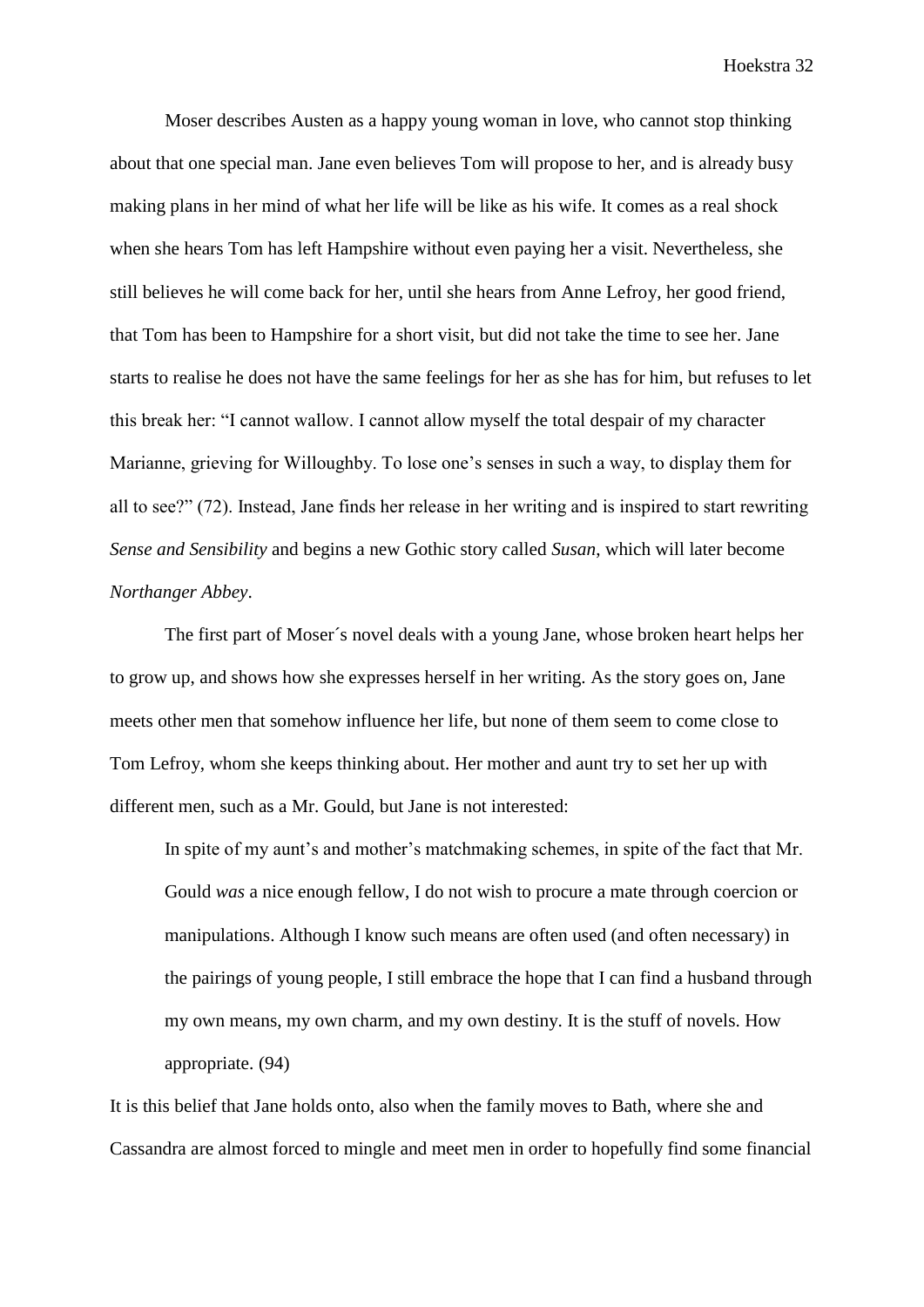Moser describes Austen as a happy young woman in love, who cannot stop thinking about that one special man. Jane even believes Tom will propose to her, and is already busy making plans in her mind of what her life will be like as his wife. It comes as a real shock when she hears Tom has left Hampshire without even paying her a visit. Nevertheless, she still believes he will come back for her, until she hears from Anne Lefroy, her good friend, that Tom has been to Hampshire for a short visit, but did not take the time to see her. Jane starts to realise he does not have the same feelings for her as she has for him, but refuses to let this break her: "I cannot wallow. I cannot allow myself the total despair of my character Marianne, grieving for Willoughby. To lose one's senses in such a way, to display them for all to see?" (72). Instead, Jane finds her release in her writing and is inspired to start rewriting *Sense and Sensibility* and begins a new Gothic story called *Susan*, which will later become *Northanger Abbey*.

The first part of Moser´s novel deals with a young Jane, whose broken heart helps her to grow up, and shows how she expresses herself in her writing. As the story goes on, Jane meets other men that somehow influence her life, but none of them seem to come close to Tom Lefroy, whom she keeps thinking about. Her mother and aunt try to set her up with different men, such as a Mr. Gould, but Jane is not interested:

> In spite of my aunt's and mother's matchmaking schemes, in spite of the fact that Mr. Gould *was* a nice enough fellow, I do not wish to procure a mate through coercion or manipulations. Although I know such means are often used (and often necessary) in the pairings of young people, I still embrace the hope that I can find a husband through my own means, my own charm, and my own destiny. It is the stuff of novels. How appropriate. (94)

It is this belief that Jane holds onto, also when the family moves to Bath, where she and Cassandra are almost forced to mingle and meet men in order to hopefully find some financial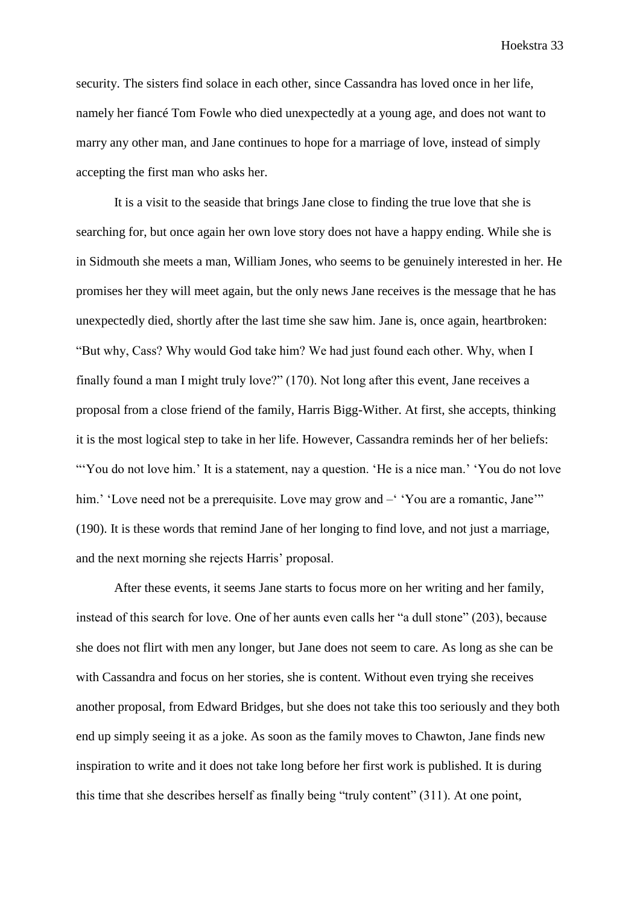security. The sisters find solace in each other, since Cassandra has loved once in her life, namely her fiancé Tom Fowle who died unexpectedly at a young age, and does not want to marry any other man, and Jane continues to hope for a marriage of love, instead of simply accepting the first man who asks her.

It is a visit to the seaside that brings Jane close to finding the true love that she is searching for, but once again her own love story does not have a happy ending. While she is in Sidmouth she meets a man, William Jones, who seems to be genuinely interested in her. He promises her they will meet again, but the only news Jane receives is the message that he has unexpectedly died, shortly after the last time she saw him. Jane is, once again, heartbroken: "But why, Cass? Why would God take him? We had just found each other. Why, when I finally found a man I might truly love?" (170). Not long after this event, Jane receives a proposal from a close friend of the family, Harris Bigg-Wither. At first, she accepts, thinking it is the most logical step to take in her life. However, Cassandra reminds her of her beliefs: "'You do not love him.' It is a statement, nay a question. 'He is a nice man.' 'You do not love him.' 'Love need not be a prerequisite. Love may grow and –' 'You are a romantic, Jane'" (190). It is these words that remind Jane of her longing to find love, and not just a marriage, and the next morning she rejects Harris' proposal.

After these events, it seems Jane starts to focus more on her writing and her family, instead of this search for love. One of her aunts even calls her "a dull stone" (203), because she does not flirt with men any longer, but Jane does not seem to care. As long as she can be with Cassandra and focus on her stories, she is content. Without even trying she receives another proposal, from Edward Bridges, but she does not take this too seriously and they both end up simply seeing it as a joke. As soon as the family moves to Chawton, Jane finds new inspiration to write and it does not take long before her first work is published. It is during this time that she describes herself as finally being "truly content" (311). At one point,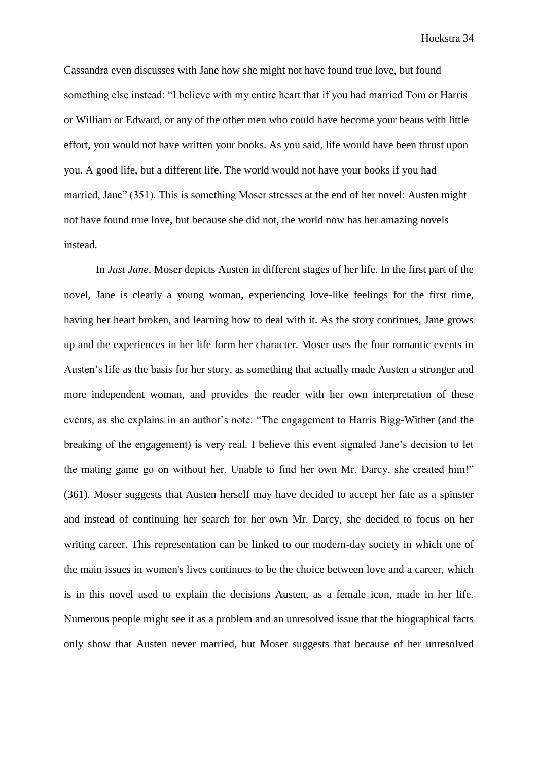Cassandra even discusses with Jane how she might not have found true love, but found something else instead: “I believe with my entire heart that if you had married Tom or Harris or William or Edward, or any of the other men who could have become your beaus with little effort, you would not have written your books. As you said, life would have been thrust upon you. A good life, but a different life. The world would not have your books if you had married, Jane” (351). This is something Moser stresses at the end of her novel: Austen might not have found true love, but because she did not, the world now has her amazing novels instead.

In *Just Jane*, Moser depicts Austen in different stages of her life. In the first part of the novel, Jane is clearly a young woman, experiencing love-like feelings for the first time, having her heart broken, and learning how to deal with it. As the story continues, Jane grows up and the experiences in her life form her character. Moser uses the four romantic events in Austen’s life as the basis for her story, as something that actually made Austen a stronger and more independent woman, and provides the reader with her own interpretation of these events, as she explains in an author’s note: “The engagement to Harris Bigg-Wither (and the breaking of the engagement) is very real. I believe this event signaled Jane’s decision to let the mating game go on without her. Unable to find her own Mr. Darcy, she created him!” (361). Moser suggests that Austen herself may have decided to accept her fate as a spinster and instead of continuing her search for her own Mr. Darcy, she decided to focus on her writing career. This representation can be linked to our modern-day society in which one of the main issues in women's lives continues to be the choice between love and a career, which is in this novel used to explain the decisions Austen, as a female icon, made in her life. Numerous people might see it as a problem and an unresolved issue that the biographical facts only show that Austen never married, but Moser suggests that because of her unresolved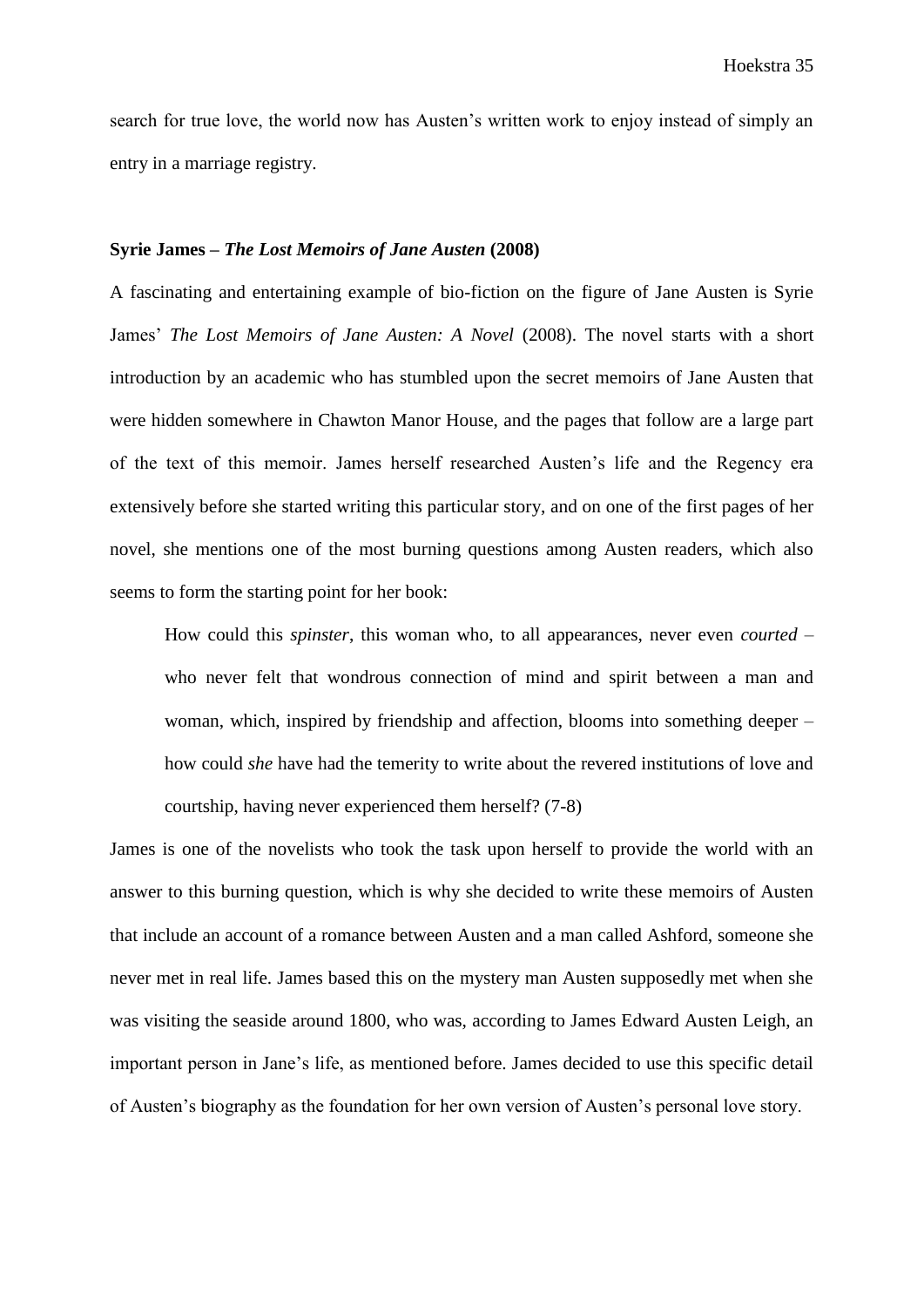search for true love, the world now has Austen's written work to enjoy instead of simply an entry in a marriage registry.

### Syrie James – *The Lost Memoirs of Jane Austen* (2008)

A fascinating and entertaining example of bio-fiction on the figure of Jane Austen is Syrie James' *The Lost Memoirs of Jane Austen: A Novel* (2008). The novel starts with a short introduction by an academic who has stumbled upon the secret memoirs of Jane Austen that were hidden somewhere in Chawton Manor House, and the pages that follow are a large part of the text of this memoir. James herself researched Austen's life and the Regency era extensively before she started writing this particular story, and on one of the first pages of her novel, she mentions one of the most burning questions among Austen readers, which also seems to form the starting point for her book:

> How could this *spinster*, this woman who, to all appearances, never even *courted* – who never felt that wondrous connection of mind and spirit between a man and woman, which, inspired by friendship and affection, blooms into something deeper – how could *she* have had the temerity to write about the revered institutions of love and courtship, having never experienced them herself? (7-8)

James is one of the novelists who took the task upon herself to provide the world with an answer to this burning question, which is why she decided to write these memoirs of Austen that include an account of a romance between Austen and a man called Ashford, someone she never met in real life. James based this on the mystery man Austen supposedly met when she was visiting the seaside around 1800, who was, according to James Edward Austen Leigh, an important person in Jane's life, as mentioned before. James decided to use this specific detail of Austen's biography as the foundation for her own version of Austen's personal love story.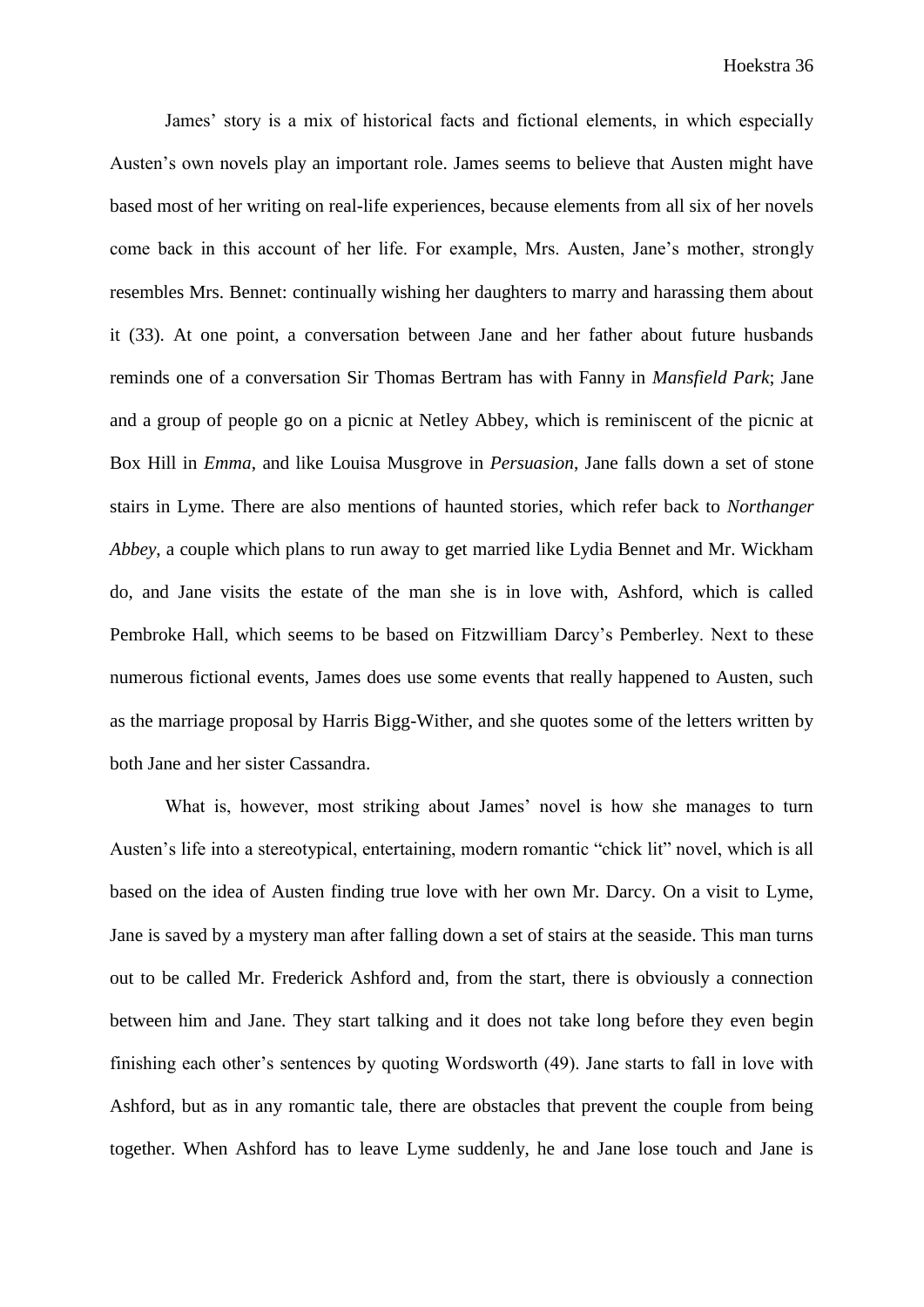James' story is a mix of historical facts and fictional elements, in which especially Austen's own novels play an important role. James seems to believe that Austen might have based most of her writing on real-life experiences, because elements from all six of her novels come back in this account of her life. For example, Mrs. Austen, Jane's mother, strongly resembles Mrs. Bennet: continually wishing her daughters to marry and harassing them about it (33). At one point, a conversation between Jane and her father about future husbands reminds one of a conversation Sir Thomas Bertram has with Fanny in *Mansfield Park*; Jane and a group of people go on a picnic at Netley Abbey, which is reminiscent of the picnic at Box Hill in *Emma*, and like Louisa Musgrove in *Persuasion*, Jane falls down a set of stone stairs in Lyme. There are also mentions of haunted stories, which refer back to *Northanger Abbey*, a couple which plans to run away to get married like Lydia Bennet and Mr. Wickham do, and Jane visits the estate of the man she is in love with, Ashford, which is called Pembroke Hall, which seems to be based on Fitzwilliam Darcy's Pemberley. Next to these numerous fictional events, James does use some events that really happened to Austen, such as the marriage proposal by Harris Bigg-Wither, and she quotes some of the letters written by both Jane and her sister Cassandra.

What is, however, most striking about James' novel is how she manages to turn Austen's life into a stereotypical, entertaining, modern romantic "chick lit" novel, which is all based on the idea of Austen finding true love with her own Mr. Darcy. On a visit to Lyme, Jane is saved by a mystery man after falling down a set of stairs at the seaside. This man turns out to be called Mr. Frederick Ashford and, from the start, there is obviously a connection between him and Jane. They start talking and it does not take long before they even begin finishing each other's sentences by quoting Wordsworth (49). Jane starts to fall in love with Ashford, but as in any romantic tale, there are obstacles that prevent the couple from being together. When Ashford has to leave Lyme suddenly, he and Jane lose touch and Jane is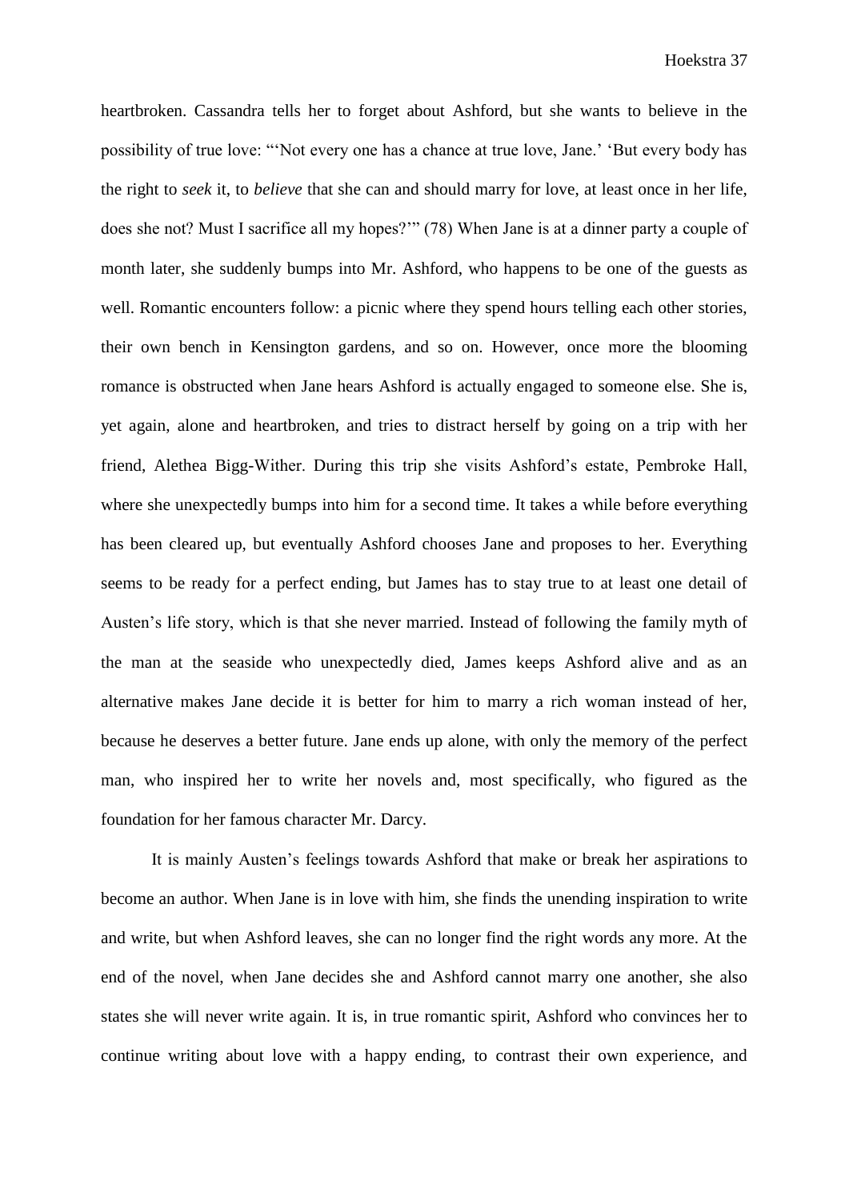heartbroken. Cassandra tells her to forget about Ashford, but she wants to believe in the possibility of true love: "'Not every one has a chance at true love, Jane.' 'But every body has the right to *seek* it, to *believe* that she can and should marry for love, at least once in her life, does she not? Must I sacrifice all my hopes?'" (78) When Jane is at a dinner party a couple of month later, she suddenly bumps into Mr. Ashford, who happens to be one of the guests as well. Romantic encounters follow: a picnic where they spend hours telling each other stories, their own bench in Kensington gardens, and so on. However, once more the blooming romance is obstructed when Jane hears Ashford is actually engaged to someone else. She is, yet again, alone and heartbroken, and tries to distract herself by going on a trip with her friend, Alethea Bigg-Wither. During this trip she visits Ashford's estate, Pembroke Hall, where she unexpectedly bumps into him for a second time. It takes a while before everything has been cleared up, but eventually Ashford chooses Jane and proposes to her. Everything seems to be ready for a perfect ending, but James has to stay true to at least one detail of Austen's life story, which is that she never married. Instead of following the family myth of the man at the seaside who unexpectedly died, James keeps Ashford alive and as an alternative makes Jane decide it is better for him to marry a rich woman instead of her, because he deserves a better future. Jane ends up alone, with only the memory of the perfect man, who inspired her to write her novels and, most specifically, who figured as the foundation for her famous character Mr. Darcy.

It is mainly Austen's feelings towards Ashford that make or break her aspirations to become an author. When Jane is in love with him, she finds the unending inspiration to write and write, but when Ashford leaves, she can no longer find the right words any more. At the end of the novel, when Jane decides she and Ashford cannot marry one another, she also states she will never write again. It is, in true romantic spirit, Ashford who convinces her to continue writing about love with a happy ending, to contrast their own experience, and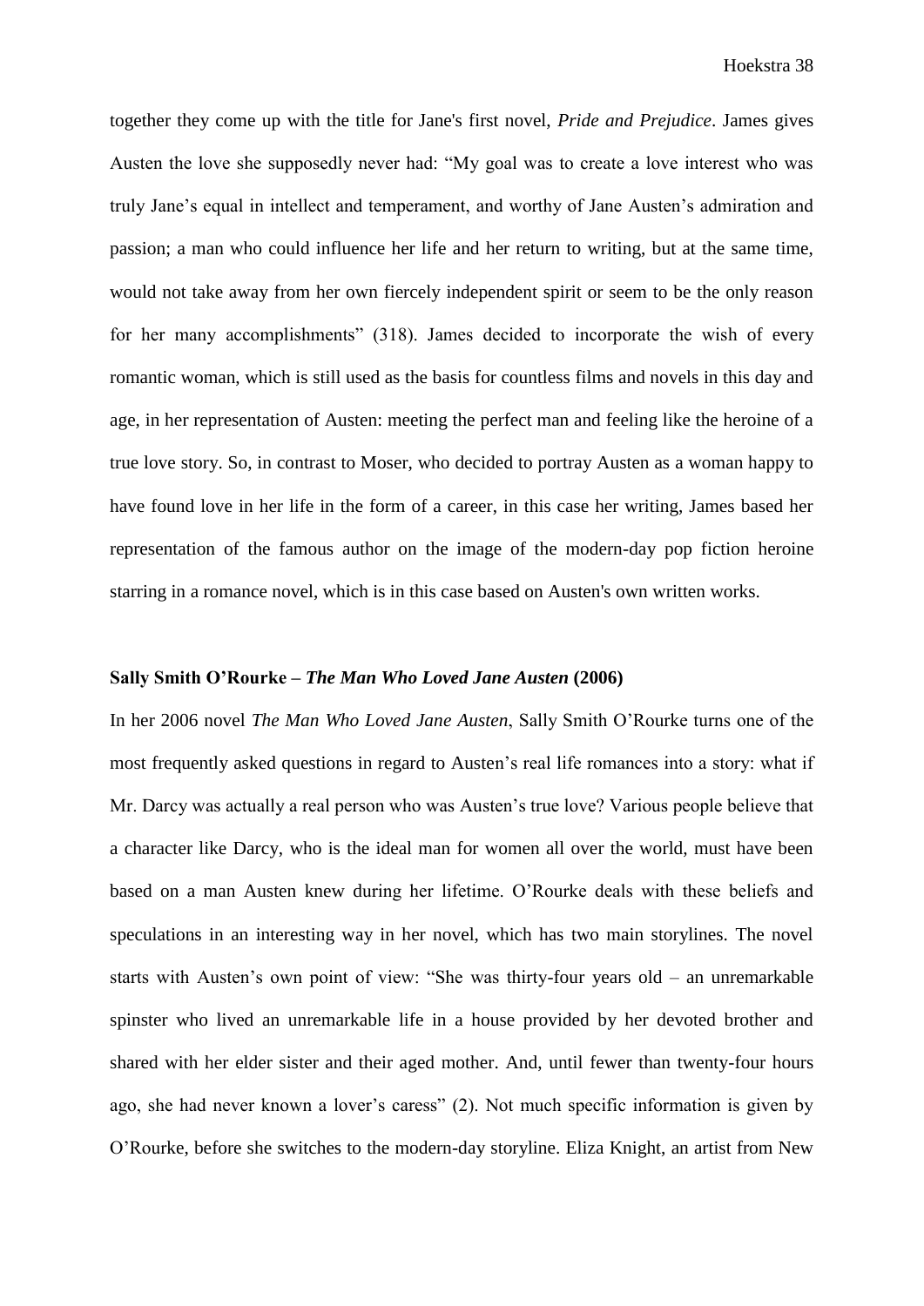together they come up with the title for Jane's first novel, *Pride and Prejudice*. James gives Austen the love she supposedly never had: "My goal was to create a love interest who was truly Jane's equal in intellect and temperament, and worthy of Jane Austen's admiration and passion; a man who could influence her life and her return to writing, but at the same time, would not take away from her own fiercely independent spirit or seem to be the only reason for her many accomplishments" (318). James decided to incorporate the wish of every romantic woman, which is still used as the basis for countless films and novels in this day and age, in her representation of Austen: meeting the perfect man and feeling like the heroine of a true love story. So, in contrast to Moser, who decided to portray Austen as a woman happy to have found love in her life in the form of a career, in this case her writing, James based her representation of the famous author on the image of the modern-day pop fiction heroine starring in a romance novel, which is in this case based on Austen's own written works.

**Sally Smith O'Rourke – *The Man Who Loved Jane Austen* (2006)**

In her 2006 novel *The Man Who Loved Jane Austen*, Sally Smith O'Rourke turns one of the most frequently asked questions in regard to Austen's real life romances into a story: what if Mr. Darcy was actually a real person who was Austen's true love? Various people believe that a character like Darcy, who is the ideal man for women all over the world, must have been based on a man Austen knew during her lifetime. O'Rourke deals with these beliefs and speculations in an interesting way in her novel, which has two main storylines. The novel starts with Austen's own point of view: "She was thirty-four years old – an unremarkable spinster who lived an unremarkable life in a house provided by her devoted brother and shared with her elder sister and their aged mother. And, until fewer than twenty-four hours ago, she had never known a lover's caress" (2). Not much specific information is given by O'Rourke, before she switches to the modern-day storyline. Eliza Knight, an artist from New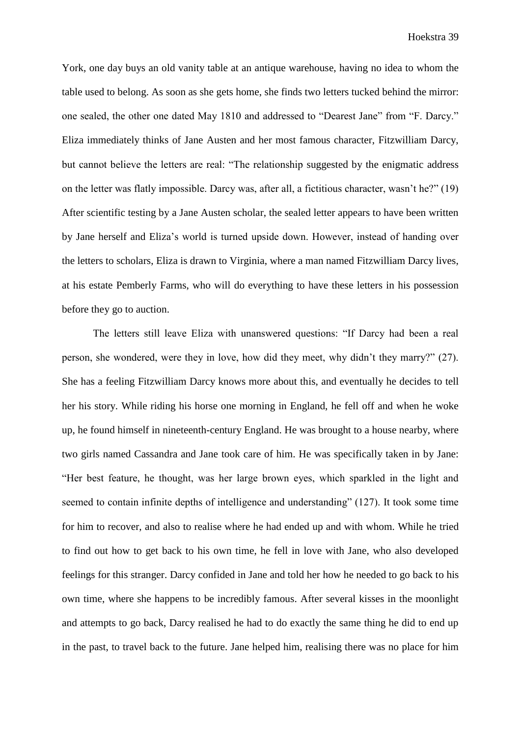York, one day buys an old vanity table at an antique warehouse, having no idea to whom the table used to belong. As soon as she gets home, she finds two letters tucked behind the mirror: one sealed, the other one dated May 1810 and addressed to "Dearest Jane" from "F. Darcy." Eliza immediately thinks of Jane Austen and her most famous character, Fitzwilliam Darcy, but cannot believe the letters are real: "The relationship suggested by the enigmatic address on the letter was flatly impossible. Darcy was, after all, a fictitious character, wasn't he?" (19) After scientific testing by a Jane Austen scholar, the sealed letter appears to have been written by Jane herself and Eliza's world is turned upside down. However, instead of handing over the letters to scholars, Eliza is drawn to Virginia, where a man named Fitzwilliam Darcy lives, at his estate Pemberly Farms, who will do everything to have these letters in his possession before they go to auction.

The letters still leave Eliza with unanswered questions: "If Darcy had been a real person, she wondered, were they in love, how did they meet, why didn't they marry?" (27). She has a feeling Fitzwilliam Darcy knows more about this, and eventually he decides to tell her his story. While riding his horse one morning in England, he fell off and when he woke up, he found himself in nineteenth-century England. He was brought to a house nearby, where two girls named Cassandra and Jane took care of him. He was specifically taken in by Jane: "Her best feature, he thought, was her large brown eyes, which sparkled in the light and seemed to contain infinite depths of intelligence and understanding" (127). It took some time for him to recover, and also to realise where he had ended up and with whom. While he tried to find out how to get back to his own time, he fell in love with Jane, who also developed feelings for this stranger. Darcy confided in Jane and told her how he needed to go back to his own time, where she happens to be incredibly famous. After several kisses in the moonlight and attempts to go back, Darcy realised he had to do exactly the same thing he did to end up in the past, to travel back to the future. Jane helped him, realising there was no place for him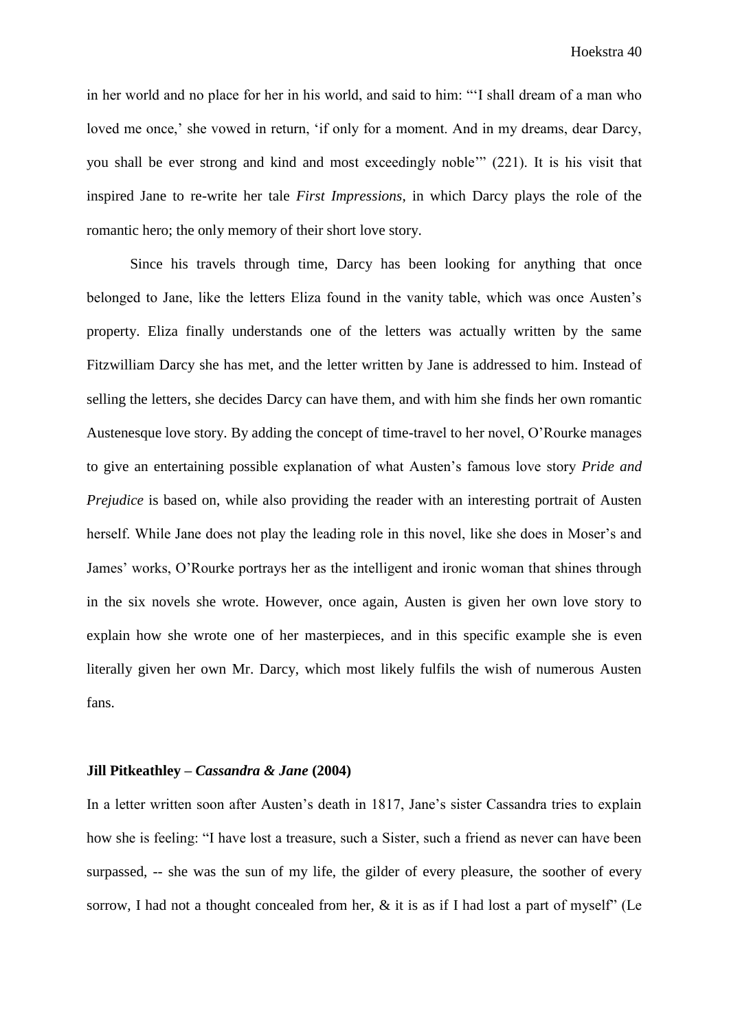in her world and no place for her in his world, and said to him: "'I shall dream of a man who loved me once,' she vowed in return, 'if only for a moment. And in my dreams, dear Darcy, you shall be ever strong and kind and most exceedingly noble'" (221). It is his visit that inspired Jane to re-write her tale *First Impressions*, in which Darcy plays the role of the romantic hero; the only memory of their short love story.

Since his travels through time, Darcy has been looking for anything that once belonged to Jane, like the letters Eliza found in the vanity table, which was once Austen's property. Eliza finally understands one of the letters was actually written by the same Fitzwilliam Darcy she has met, and the letter written by Jane is addressed to him. Instead of selling the letters, she decides Darcy can have them, and with him she finds her own romantic Austenesque love story. By adding the concept of time-travel to her novel, O'Rourke manages to give an entertaining possible explanation of what Austen's famous love story *Pride and Prejudice* is based on, while also providing the reader with an interesting portrait of Austen herself. While Jane does not play the leading role in this novel, like she does in Moser's and James' works, O'Rourke portrays her as the intelligent and ironic woman that shines through in the six novels she wrote. However, once again, Austen is given her own love story to explain how she wrote one of her masterpieces, and in this specific example she is even literally given her own Mr. Darcy, which most likely fulfils the wish of numerous Austen fans.

### Jill Pitkeathley – *Cassandra & Jane* (2004)

In a letter written soon after Austen's death in 1817, Jane's sister Cassandra tries to explain how she is feeling: "I have lost a treasure, such a Sister, such a friend as never can have been surpassed, -- she was the sun of my life, the gilder of every pleasure, the soother of every sorrow, I had not a thought concealed from her, & it is as if I had lost a part of myself" (Le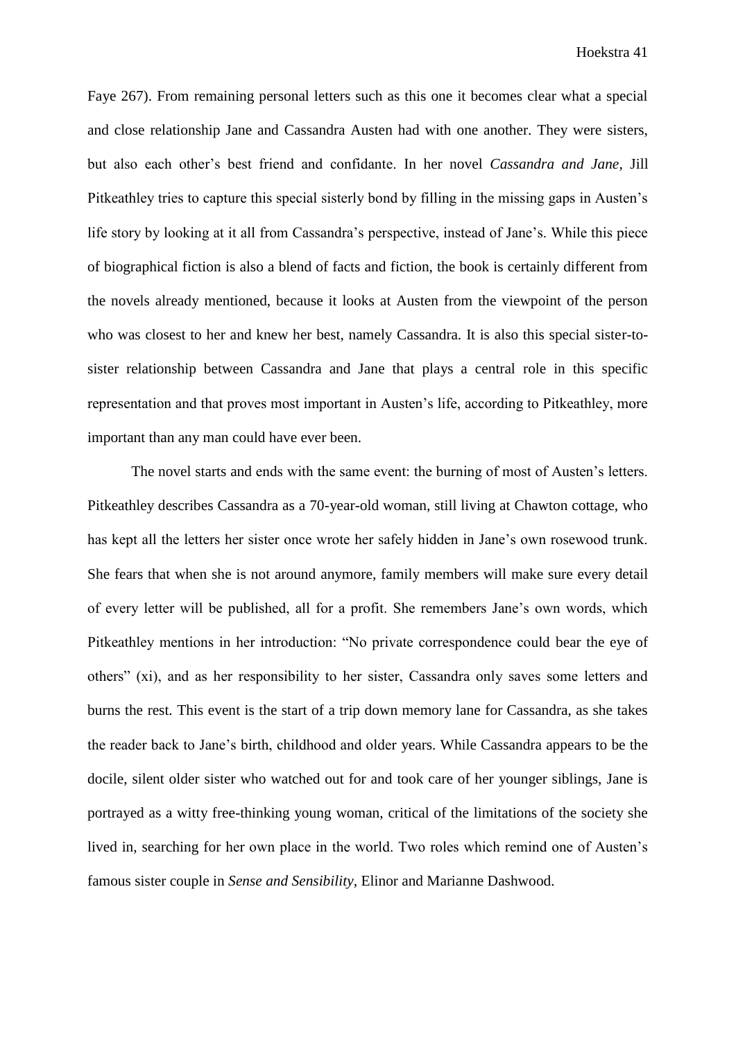Faye 267). From remaining personal letters such as this one it becomes clear what a special and close relationship Jane and Cassandra Austen had with one another. They were sisters, but also each other's best friend and confidante. In her novel *Cassandra and Jane*, Jill Pitkeathley tries to capture this special sisterly bond by filling in the missing gaps in Austen's life story by looking at it all from Cassandra's perspective, instead of Jane's. While this piece of biographical fiction is also a blend of facts and fiction, the book is certainly different from the novels already mentioned, because it looks at Austen from the viewpoint of the person who was closest to her and knew her best, namely Cassandra. It is also this special sister-to-sister relationship between Cassandra and Jane that plays a central role in this specific representation and that proves most important in Austen's life, according to Pitkeathley, more important than any man could have ever been.

The novel starts and ends with the same event: the burning of most of Austen's letters. Pitkeathley describes Cassandra as a 70-year-old woman, still living at Chawton cottage, who has kept all the letters her sister once wrote her safely hidden in Jane's own rosewood trunk. She fears that when she is not around anymore, family members will make sure every detail of every letter will be published, all for a profit. She remembers Jane's own words, which Pitkeathley mentions in her introduction: "No private correspondence could bear the eye of others" (xi), and as her responsibility to her sister, Cassandra only saves some letters and burns the rest. This event is the start of a trip down memory lane for Cassandra, as she takes the reader back to Jane's birth, childhood and older years. While Cassandra appears to be the docile, silent older sister who watched out for and took care of her younger siblings, Jane is portrayed as a witty free-thinking young woman, critical of the limitations of the society she lived in, searching for her own place in the world. Two roles which remind one of Austen's famous sister couple in *Sense and Sensibility*, Elinor and Marianne Dashwood.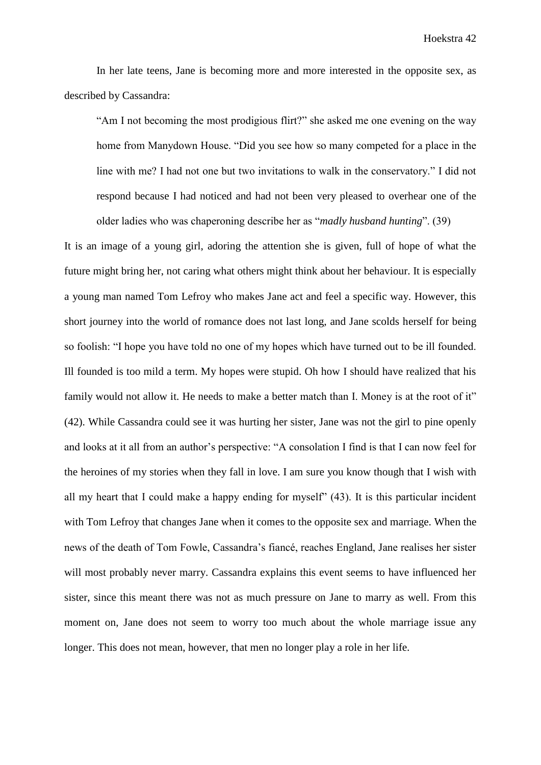In her late teens, Jane is becoming more and more interested in the opposite sex, as described by Cassandra:

> "Am I not becoming the most prodigious flirt?" she asked me one evening on the way home from Manydown House. "Did you see how so many competed for a place in the line with me? I had not one but two invitations to walk in the conservatory." I did not respond because I had noticed and had not been very pleased to overhear one of the older ladies who was chaperoning describe her as "*madly husband hunting*". (39)

It is an image of a young girl, adoring the attention she is given, full of hope of what the future might bring her, not caring what others might think about her behaviour. It is especially a young man named Tom Lefroy who makes Jane act and feel a specific way. However, this short journey into the world of romance does not last long, and Jane scolds herself for being so foolish: "I hope you have told no one of my hopes which have turned out to be ill founded. Ill founded is too mild a term. My hopes were stupid. Oh how I should have realized that his family would not allow it. He needs to make a better match than I. Money is at the root of it" (42). While Cassandra could see it was hurting her sister, Jane was not the girl to pine openly and looks at it all from an author's perspective: "A consolation I find is that I can now feel for the heroines of my stories when they fall in love. I am sure you know though that I wish with all my heart that I could make a happy ending for myself" (43). It is this particular incident with Tom Lefroy that changes Jane when it comes to the opposite sex and marriage. When the news of the death of Tom Fowle, Cassandra's fiancé, reaches England, Jane realises her sister will most probably never marry. Cassandra explains this event seems to have influenced her sister, since this meant there was not as much pressure on Jane to marry as well. From this moment on, Jane does not seem to worry too much about the whole marriage issue any longer. This does not mean, however, that men no longer play a role in her life.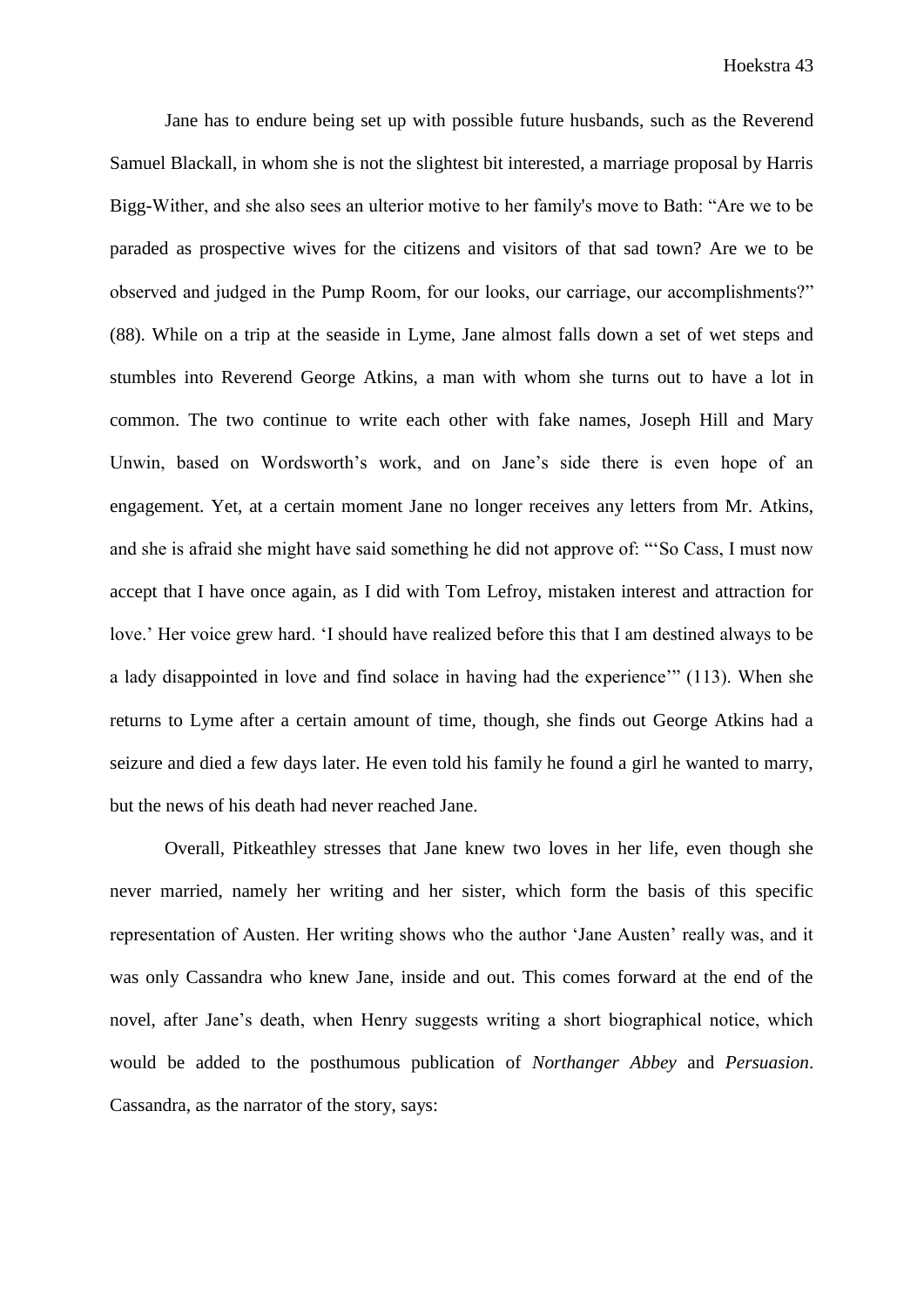Jane has to endure being set up with possible future husbands, such as the Reverend Samuel Blackall, in whom she is not the slightest bit interested, a marriage proposal by Harris Bigg-Wither, and she also sees an ulterior motive to her family's move to Bath: "Are we to be paraded as prospective wives for the citizens and visitors of that sad town? Are we to be observed and judged in the Pump Room, for our looks, our carriage, our accomplishments?" (88). While on a trip at the seaside in Lyme, Jane almost falls down a set of wet steps and stumbles into Reverend George Atkins, a man with whom she turns out to have a lot in common. The two continue to write each other with fake names, Joseph Hill and Mary Unwin, based on Wordsworth's work, and on Jane's side there is even hope of an engagement. Yet, at a certain moment Jane no longer receives any letters from Mr. Atkins, and she is afraid she might have said something he did not approve of: "'So Cass, I must now accept that I have once again, as I did with Tom Lefroy, mistaken interest and attraction for love.' Her voice grew hard. 'I should have realized before this that I am destined always to be a lady disappointed in love and find solace in having had the experience'" (113). When she returns to Lyme after a certain amount of time, though, she finds out George Atkins had a seizure and died a few days later. He even told his family he found a girl he wanted to marry, but the news of his death had never reached Jane.

Overall, Pitkeathley stresses that Jane knew two loves in her life, even though she never married, namely her writing and her sister, which form the basis of this specific representation of Austen. Her writing shows who the author 'Jane Austen' really was, and it was only Cassandra who knew Jane, inside and out. This comes forward at the end of the novel, after Jane's death, when Henry suggests writing a short biographical notice, which would be added to the posthumous publication of *Northanger Abbey* and *Persuasion*. Cassandra, as the narrator of the story, says: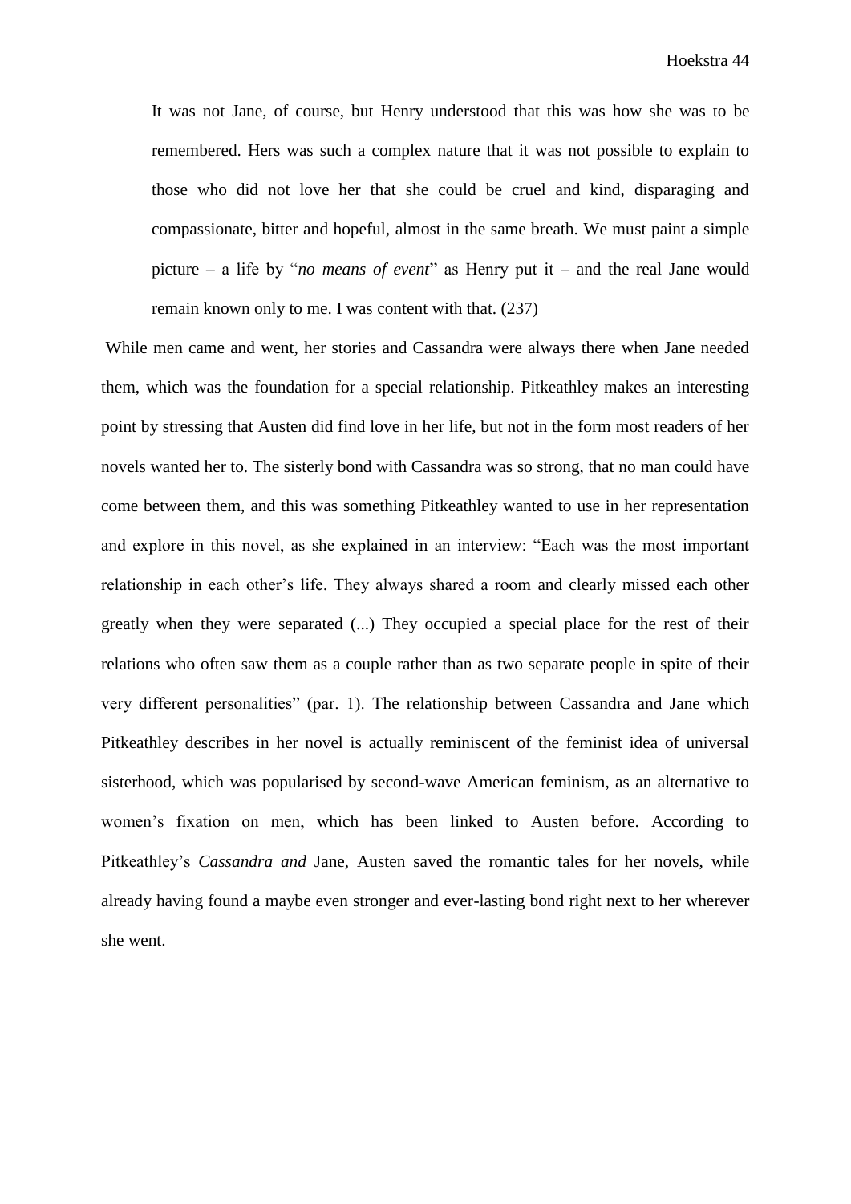> It was not Jane, of course, but Henry understood that this was how she was to be remembered. Hers was such a complex nature that it was not possible to explain to those who did not love her that she could be cruel and kind, disparaging and compassionate, bitter and hopeful, almost in the same breath. We must paint a simple picture – a life by "*no means of event*" as Henry put it – and the real Jane would remain known only to me. I was content with that. (237)

While men came and went, her stories and Cassandra were always there when Jane needed them, which was the foundation for a special relationship. Pitkeathley makes an interesting point by stressing that Austen did find love in her life, but not in the form most readers of her novels wanted her to. The sisterly bond with Cassandra was so strong, that no man could have come between them, and this was something Pitkeathley wanted to use in her representation and explore in this novel, as she explained in an interview: "Each was the most important relationship in each other's life. They always shared a room and clearly missed each other greatly when they were separated (...) They occupied a special place for the rest of their relations who often saw them as a couple rather than as two separate people in spite of their very different personalities" (par. 1). The relationship between Cassandra and Jane which Pitkeathley describes in her novel is actually reminiscent of the feminist idea of universal sisterhood, which was popularised by second-wave American feminism, as an alternative to women's fixation on men, which has been linked to Austen before. According to Pitkeathley's *Cassandra and* Jane, Austen saved the romantic tales for her novels, while already having found a maybe even stronger and ever-lasting bond right next to her wherever she went.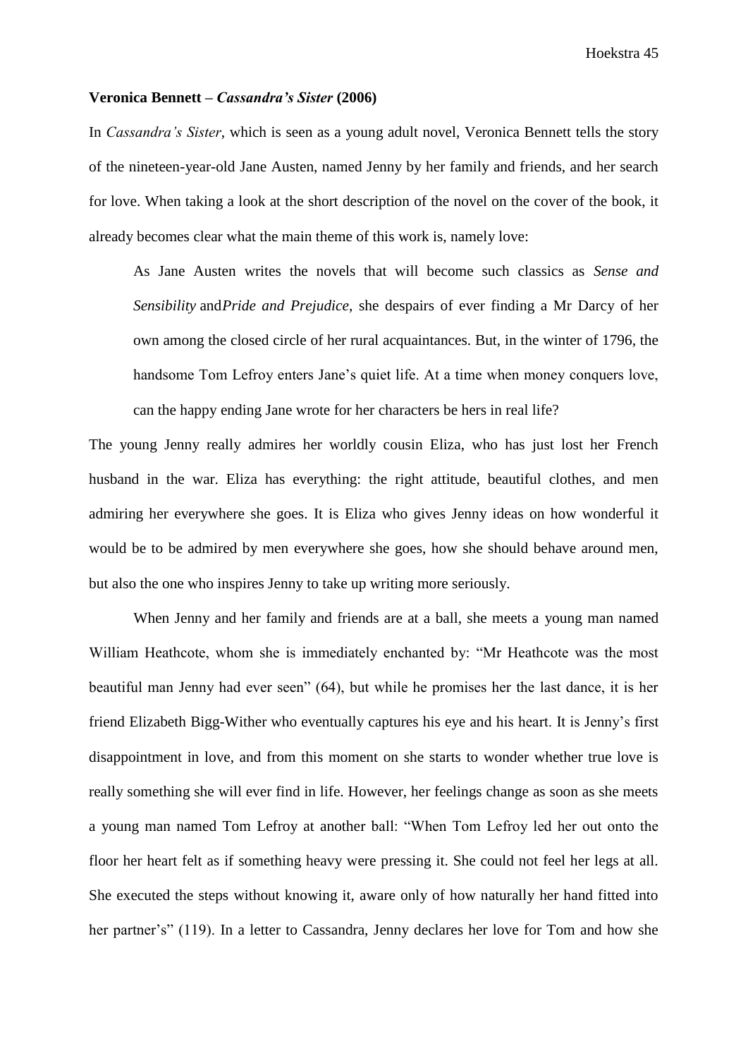**Veronica Bennett – *Cassandra's Sister* (2006)**

In *Cassandra's Sister*, which is seen as a young adult novel, Veronica Bennett tells the story of the nineteen-year-old Jane Austen, named Jenny by her family and friends, and her search for love. When taking a look at the short description of the novel on the cover of the book, it already becomes clear what the main theme of this work is, namely love:

> As Jane Austen writes the novels that will become such classics as *Sense and Sensibility* and*Pride and Prejudice*, she despairs of ever finding a Mr Darcy of her own among the closed circle of her rural acquaintances. But, in the winter of 1796, the handsome Tom Lefroy enters Jane's quiet life. At a time when money conquers love, can the happy ending Jane wrote for her characters be hers in real life?

The young Jenny really admires her worldly cousin Eliza, who has just lost her French husband in the war. Eliza has everything: the right attitude, beautiful clothes, and men admiring her everywhere she goes. It is Eliza who gives Jenny ideas on how wonderful it would be to be admired by men everywhere she goes, how she should behave around men, but also the one who inspires Jenny to take up writing more seriously.

When Jenny and her family and friends are at a ball, she meets a young man named William Heathcote, whom she is immediately enchanted by: "Mr Heathcote was the most beautiful man Jenny had ever seen" (64), but while he promises her the last dance, it is her friend Elizabeth Bigg-Wither who eventually captures his eye and his heart. It is Jenny's first disappointment in love, and from this moment on she starts to wonder whether true love is really something she will ever find in life. However, her feelings change as soon as she meets a young man named Tom Lefroy at another ball: "When Tom Lefroy led her out onto the floor her heart felt as if something heavy were pressing it. She could not feel her legs at all. She executed the steps without knowing it, aware only of how naturally her hand fitted into her partner's" (119). In a letter to Cassandra, Jenny declares her love for Tom and how she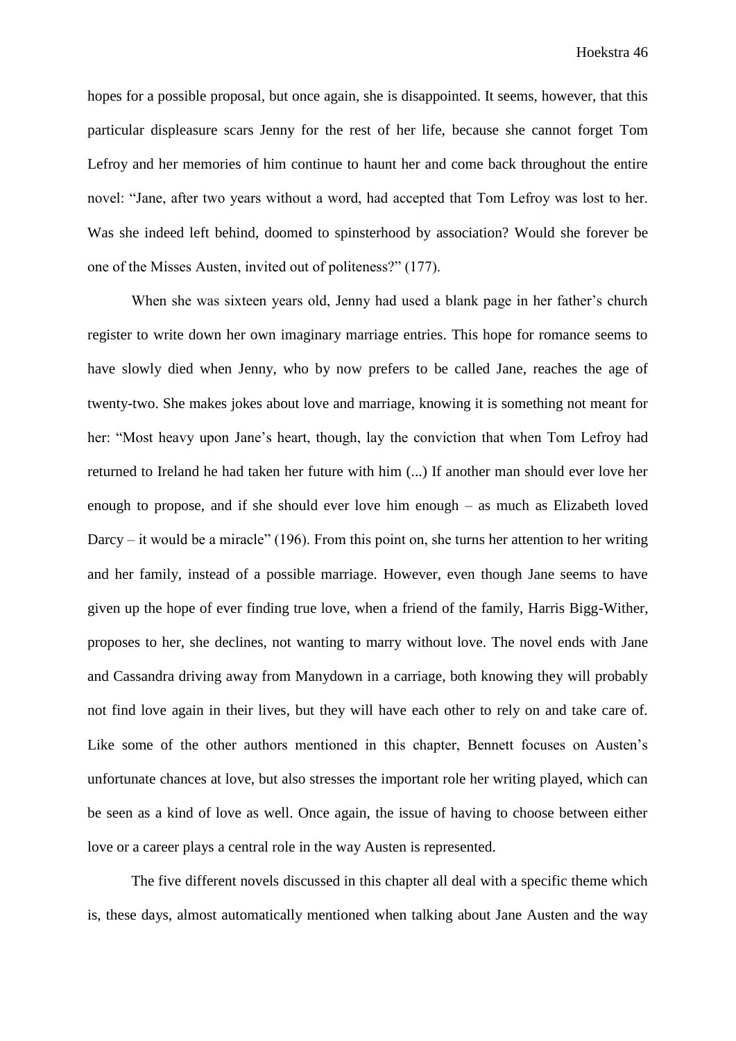hopes for a possible proposal, but once again, she is disappointed. It seems, however, that this particular displeasure scars Jenny for the rest of her life, because she cannot forget Tom Lefroy and her memories of him continue to haunt her and come back throughout the entire novel: "Jane, after two years without a word, had accepted that Tom Lefroy was lost to her. Was she indeed left behind, doomed to spinsterhood by association? Would she forever be one of the Misses Austen, invited out of politeness?" (177).

When she was sixteen years old, Jenny had used a blank page in her father's church register to write down her own imaginary marriage entries. This hope for romance seems to have slowly died when Jenny, who by now prefers to be called Jane, reaches the age of twenty-two. She makes jokes about love and marriage, knowing it is something not meant for her: "Most heavy upon Jane's heart, though, lay the conviction that when Tom Lefroy had returned to Ireland he had taken her future with him (...) If another man should ever love her enough to propose, and if she should ever love him enough – as much as Elizabeth loved Darcy – it would be a miracle" (196). From this point on, she turns her attention to her writing and her family, instead of a possible marriage. However, even though Jane seems to have given up the hope of ever finding true love, when a friend of the family, Harris Bigg-Wither, proposes to her, she declines, not wanting to marry without love. The novel ends with Jane and Cassandra driving away from Manydown in a carriage, both knowing they will probably not find love again in their lives, but they will have each other to rely on and take care of. Like some of the other authors mentioned in this chapter, Bennett focuses on Austen's unfortunate chances at love, but also stresses the important role her writing played, which can be seen as a kind of love as well. Once again, the issue of having to choose between either love or a career plays a central role in the way Austen is represented.

The five different novels discussed in this chapter all deal with a specific theme which is, these days, almost automatically mentioned when talking about Jane Austen and the way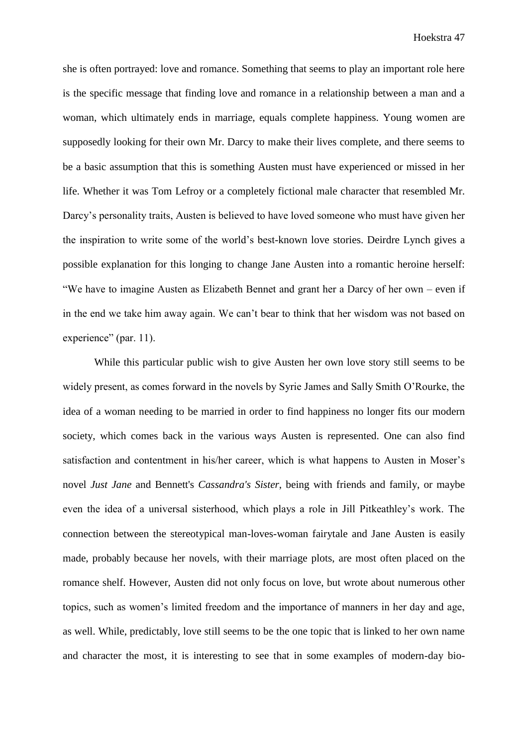she is often portrayed: love and romance. Something that seems to play an important role here is the specific message that finding love and romance in a relationship between a man and a woman, which ultimately ends in marriage, equals complete happiness. Young women are supposedly looking for their own Mr. Darcy to make their lives complete, and there seems to be a basic assumption that this is something Austen must have experienced or missed in her life. Whether it was Tom Lefroy or a completely fictional male character that resembled Mr. Darcy's personality traits, Austen is believed to have loved someone who must have given her the inspiration to write some of the world's best-known love stories. Deirdre Lynch gives a possible explanation for this longing to change Jane Austen into a romantic heroine herself: "We have to imagine Austen as Elizabeth Bennet and grant her a Darcy of her own – even if in the end we take him away again. We can't bear to think that her wisdom was not based on experience" (par. 11).

While this particular public wish to give Austen her own love story still seems to be widely present, as comes forward in the novels by Syrie James and Sally Smith O'Rourke, the idea of a woman needing to be married in order to find happiness no longer fits our modern society, which comes back in the various ways Austen is represented. One can also find satisfaction and contentment in his/her career, which is what happens to Austen in Moser's novel *Just Jane* and Bennett's *Cassandra's Sister*, being with friends and family, or maybe even the idea of a universal sisterhood, which plays a role in Jill Pitkeathley's work. The connection between the stereotypical man-loves-woman fairytale and Jane Austen is easily made, probably because her novels, with their marriage plots, are most often placed on the romance shelf. However, Austen did not only focus on love, but wrote about numerous other topics, such as women's limited freedom and the importance of manners in her day and age, as well. While, predictably, love still seems to be the one topic that is linked to her own name and character the most, it is interesting to see that in some examples of modern-day bio-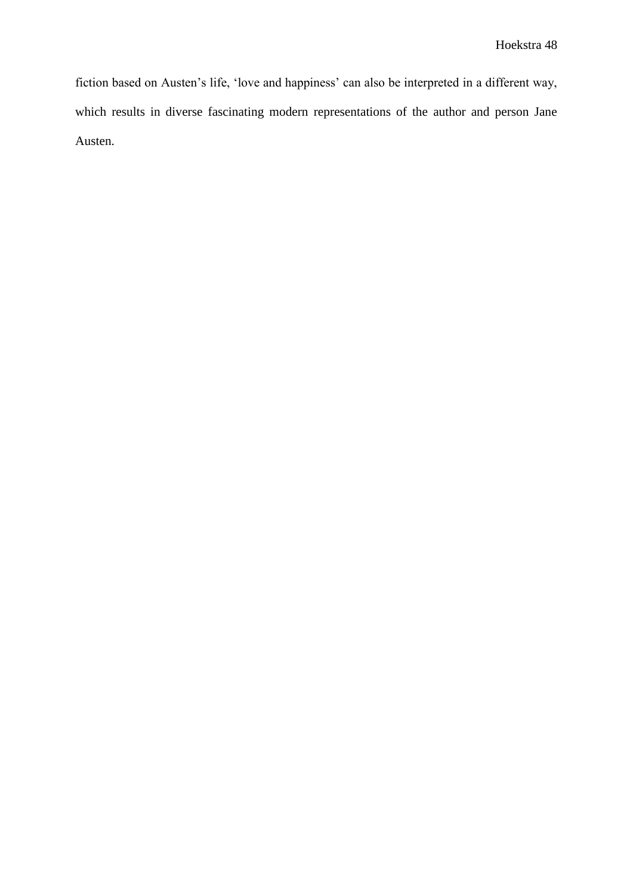fiction based on Austen's life, 'love and happiness' can also be interpreted in a different way, which results in diverse fascinating modern representations of the author and person Jane Austen.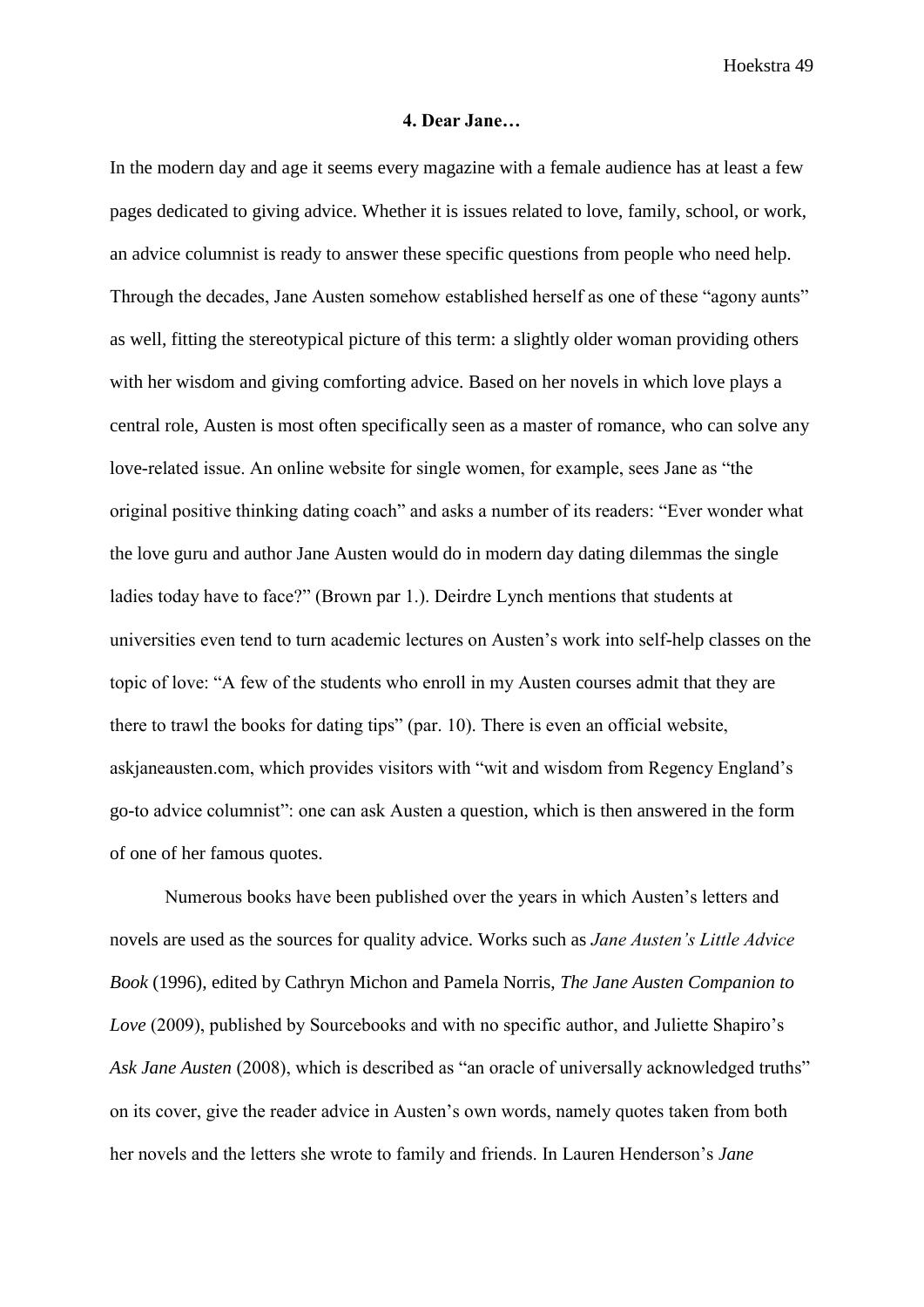## 4. Dear Jane…

In the modern day and age it seems every magazine with a female audience has at least a few pages dedicated to giving advice. Whether it is issues related to love, family, school, or work, an advice columnist is ready to answer these specific questions from people who need help. Through the decades, Jane Austen somehow established herself as one of these "agony aunts" as well, fitting the stereotypical picture of this term: a slightly older woman providing others with her wisdom and giving comforting advice. Based on her novels in which love plays a central role, Austen is most often specifically seen as a master of romance, who can solve any love-related issue. An online website for single women, for example, sees Jane as "the original positive thinking dating coach" and asks a number of its readers: "Ever wonder what the love guru and author Jane Austen would do in modern day dating dilemmas the single ladies today have to face?" (Brown par 1.). Deirdre Lynch mentions that students at universities even tend to turn academic lectures on Austen's work into self-help classes on the topic of love: "A few of the students who enroll in my Austen courses admit that they are there to trawl the books for dating tips" (par. 10). There is even an official website, askjaneausten.com, which provides visitors with "wit and wisdom from Regency England's go-to advice columnist": one can ask Austen a question, which is then answered in the form of one of her famous quotes.

Numerous books have been published over the years in which Austen's letters and novels are used as the sources for quality advice. Works such as *Jane Austen's Little Advice Book* (1996), edited by Cathryn Michon and Pamela Norris, *The Jane Austen Companion to Love* (2009), published by Sourcebooks and with no specific author, and Juliette Shapiro's *Ask Jane Austen* (2008), which is described as "an oracle of universally acknowledged truths" on its cover, give the reader advice in Austen's own words, namely quotes taken from both her novels and the letters she wrote to family and friends. In Lauren Henderson's *Jane*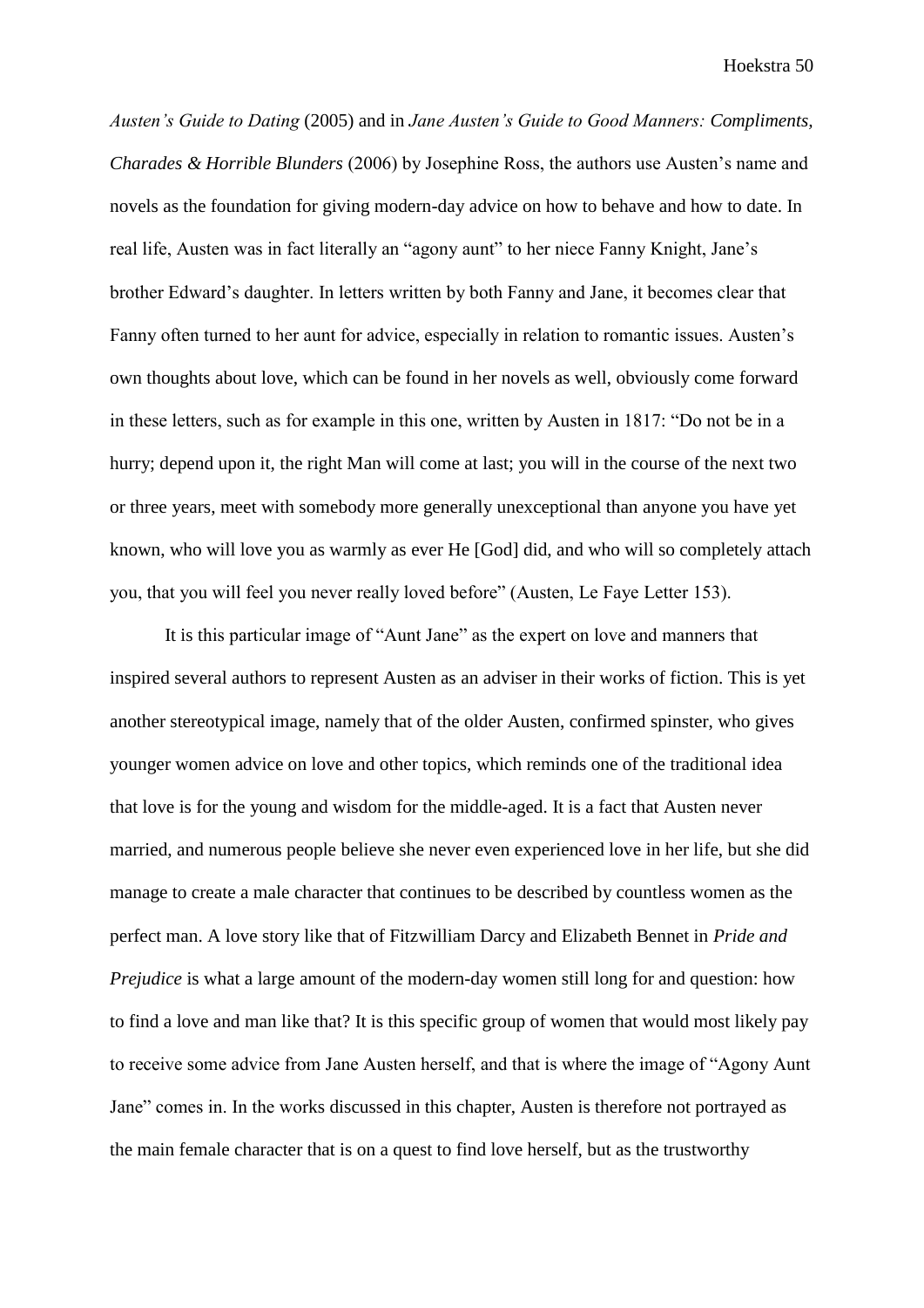*Austen's Guide to Dating* (2005) and in *Jane Austen's Guide to Good Manners: Compliments, Charades & Horrible Blunders* (2006) by Josephine Ross, the authors use Austen's name and novels as the foundation for giving modern-day advice on how to behave and how to date. In real life, Austen was in fact literally an "agony aunt" to her niece Fanny Knight, Jane's brother Edward's daughter. In letters written by both Fanny and Jane, it becomes clear that Fanny often turned to her aunt for advice, especially in relation to romantic issues. Austen's own thoughts about love, which can be found in her novels as well, obviously come forward in these letters, such as for example in this one, written by Austen in 1817: "Do not be in a hurry; depend upon it, the right Man will come at last; you will in the course of the next two or three years, meet with somebody more generally unexceptional than anyone you have yet known, who will love you as warmly as ever He [God] did, and who will so completely attach you, that you will feel you never really loved before" (Austen, Le Faye Letter 153).

It is this particular image of "Aunt Jane" as the expert on love and manners that inspired several authors to represent Austen as an adviser in their works of fiction. This is yet another stereotypical image, namely that of the older Austen, confirmed spinster, who gives younger women advice on love and other topics, which reminds one of the traditional idea that love is for the young and wisdom for the middle-aged. It is a fact that Austen never married, and numerous people believe she never even experienced love in her life, but she did manage to create a male character that continues to be described by countless women as the perfect man. A love story like that of Fitzwilliam Darcy and Elizabeth Bennet in *Pride and Prejudice* is what a large amount of the modern-day women still long for and question: how to find a love and man like that? It is this specific group of women that would most likely pay to receive some advice from Jane Austen herself, and that is where the image of "Agony Aunt Jane" comes in. In the works discussed in this chapter, Austen is therefore not portrayed as the main female character that is on a quest to find love herself, but as the trustworthy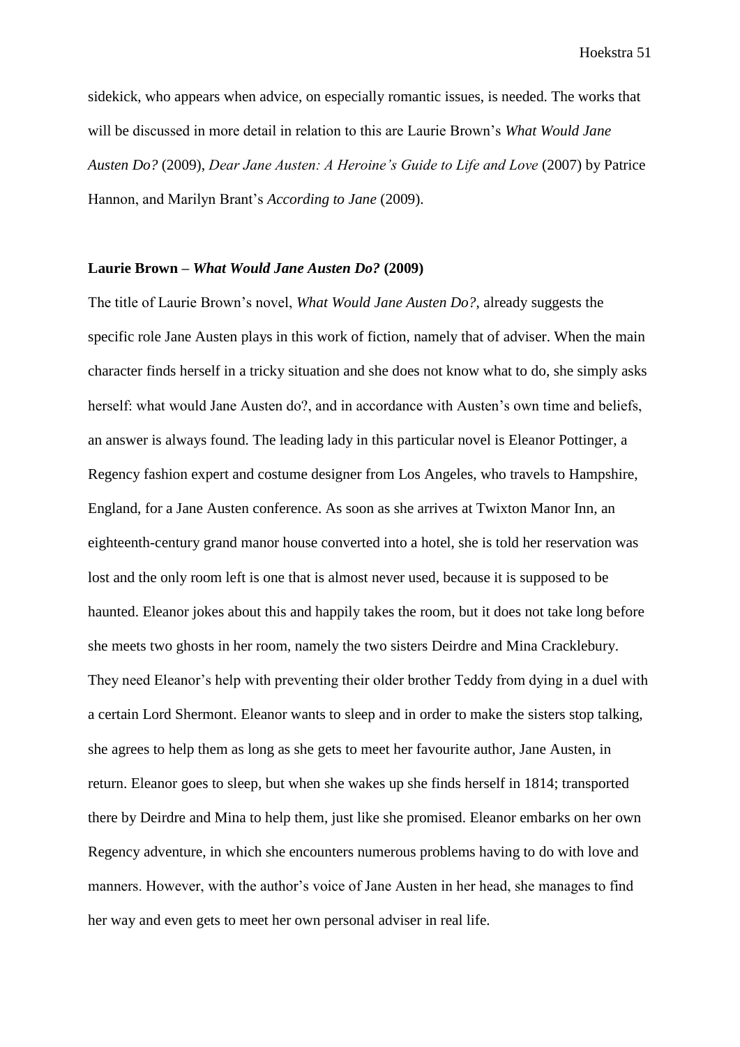sidekick, who appears when advice, on especially romantic issues, is needed. The works that will be discussed in more detail in relation to this are Laurie Brown's *What Would Jane Austen Do?* (2009), *Dear Jane Austen: A Heroine's Guide to Life and Love* (2007) by Patrice Hannon, and Marilyn Brant's *According to Jane* (2009).

### Laurie Brown – *What Would Jane Austen Do?* (2009)

The title of Laurie Brown's novel, *What Would Jane Austen Do?*, already suggests the specific role Jane Austen plays in this work of fiction, namely that of adviser. When the main character finds herself in a tricky situation and she does not know what to do, she simply asks herself: what would Jane Austen do?, and in accordance with Austen's own time and beliefs, an answer is always found. The leading lady in this particular novel is Eleanor Pottinger, a Regency fashion expert and costume designer from Los Angeles, who travels to Hampshire, England, for a Jane Austen conference. As soon as she arrives at Twixton Manor Inn, an eighteenth-century grand manor house converted into a hotel, she is told her reservation was lost and the only room left is one that is almost never used, because it is supposed to be haunted. Eleanor jokes about this and happily takes the room, but it does not take long before she meets two ghosts in her room, namely the two sisters Deirdre and Mina Cracklebury. They need Eleanor's help with preventing their older brother Teddy from dying in a duel with a certain Lord Shermont. Eleanor wants to sleep and in order to make the sisters stop talking, she agrees to help them as long as she gets to meet her favourite author, Jane Austen, in return. Eleanor goes to sleep, but when she wakes up she finds herself in 1814; transported there by Deirdre and Mina to help them, just like she promised. Eleanor embarks on her own Regency adventure, in which she encounters numerous problems having to do with love and manners. However, with the author's voice of Jane Austen in her head, she manages to find her way and even gets to meet her own personal adviser in real life.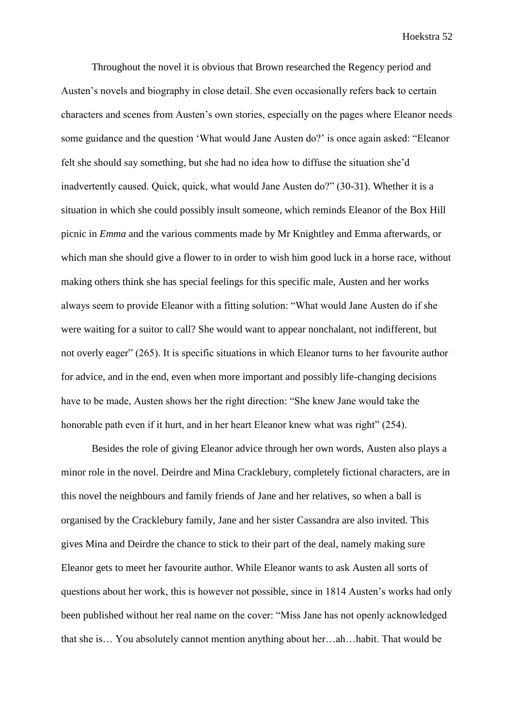Throughout the novel it is obvious that Brown researched the Regency period and Austen's novels and biography in close detail. She even occasionally refers back to certain characters and scenes from Austen's own stories, especially on the pages where Eleanor needs some guidance and the question 'What would Jane Austen do?' is once again asked: "Eleanor felt she should say something, but she had no idea how to diffuse the situation she'd inadvertently caused. Quick, quick, what would Jane Austen do?" (30-31). Whether it is a situation in which she could possibly insult someone, which reminds Eleanor of the Box Hill picnic in *Emma* and the various comments made by Mr Knightley and Emma afterwards, or which man she should give a flower to in order to wish him good luck in a horse race, without making others think she has special feelings for this specific male, Austen and her works always seem to provide Eleanor with a fitting solution: "What would Jane Austen do if she were waiting for a suitor to call? She would want to appear nonchalant, not indifferent, but not overly eager" (265). It is specific situations in which Eleanor turns to her favourite author for advice, and in the end, even when more important and possibly life-changing decisions have to be made, Austen shows her the right direction: "She knew Jane would take the honorable path even if it hurt, and in her heart Eleanor knew what was right" (254).

Besides the role of giving Eleanor advice through her own words, Austen also plays a minor role in the novel. Deirdre and Mina Cracklebury, completely fictional characters, are in this novel the neighbours and family friends of Jane and her relatives, so when a ball is organised by the Cracklebury family, Jane and her sister Cassandra are also invited. This gives Mina and Deirdre the chance to stick to their part of the deal, namely making sure Eleanor gets to meet her favourite author. While Eleanor wants to ask Austen all sorts of questions about her work, this is however not possible, since in 1814 Austen's works had only been published without her real name on the cover: "Miss Jane has not openly acknowledged that she is… You absolutely cannot mention anything about her…ah…habit. That would be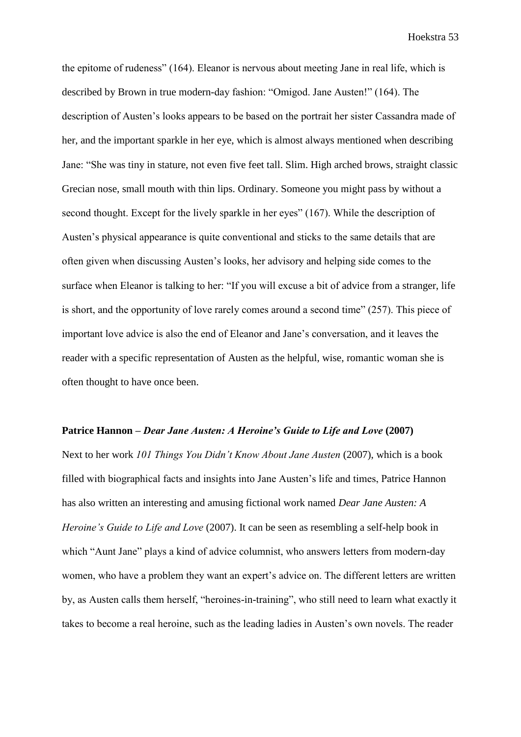the epitome of rudeness" (164). Eleanor is nervous about meeting Jane in real life, which is described by Brown in true modern-day fashion: "Omigod. Jane Austen!" (164). The description of Austen's looks appears to be based on the portrait her sister Cassandra made of her, and the important sparkle in her eye, which is almost always mentioned when describing Jane: "She was tiny in stature, not even five feet tall. Slim. High arched brows, straight classic Grecian nose, small mouth with thin lips. Ordinary. Someone you might pass by without a second thought. Except for the lively sparkle in her eyes" (167). While the description of Austen's physical appearance is quite conventional and sticks to the same details that are often given when discussing Austen's looks, her advisory and helping side comes to the surface when Eleanor is talking to her: "If you will excuse a bit of advice from a stranger, life is short, and the opportunity of love rarely comes around a second time" (257). This piece of important love advice is also the end of Eleanor and Jane's conversation, and it leaves the reader with a specific representation of Austen as the helpful, wise, romantic woman she is often thought to have once been.

**Patrice Hannon – *Dear Jane Austen: A Heroine's Guide to Life and Love* (2007)**

Next to her work *101 Things You Didn't Know About Jane Austen* (2007), which is a book filled with biographical facts and insights into Jane Austen's life and times, Patrice Hannon has also written an interesting and amusing fictional work named *Dear Jane Austen: A Heroine's Guide to Life and Love* (2007). It can be seen as resembling a self-help book in which "Aunt Jane" plays a kind of advice columnist, who answers letters from modern-day women, who have a problem they want an expert's advice on. The different letters are written by, as Austen calls them herself, "heroines-in-training", who still need to learn what exactly it takes to become a real heroine, such as the leading ladies in Austen's own novels. The reader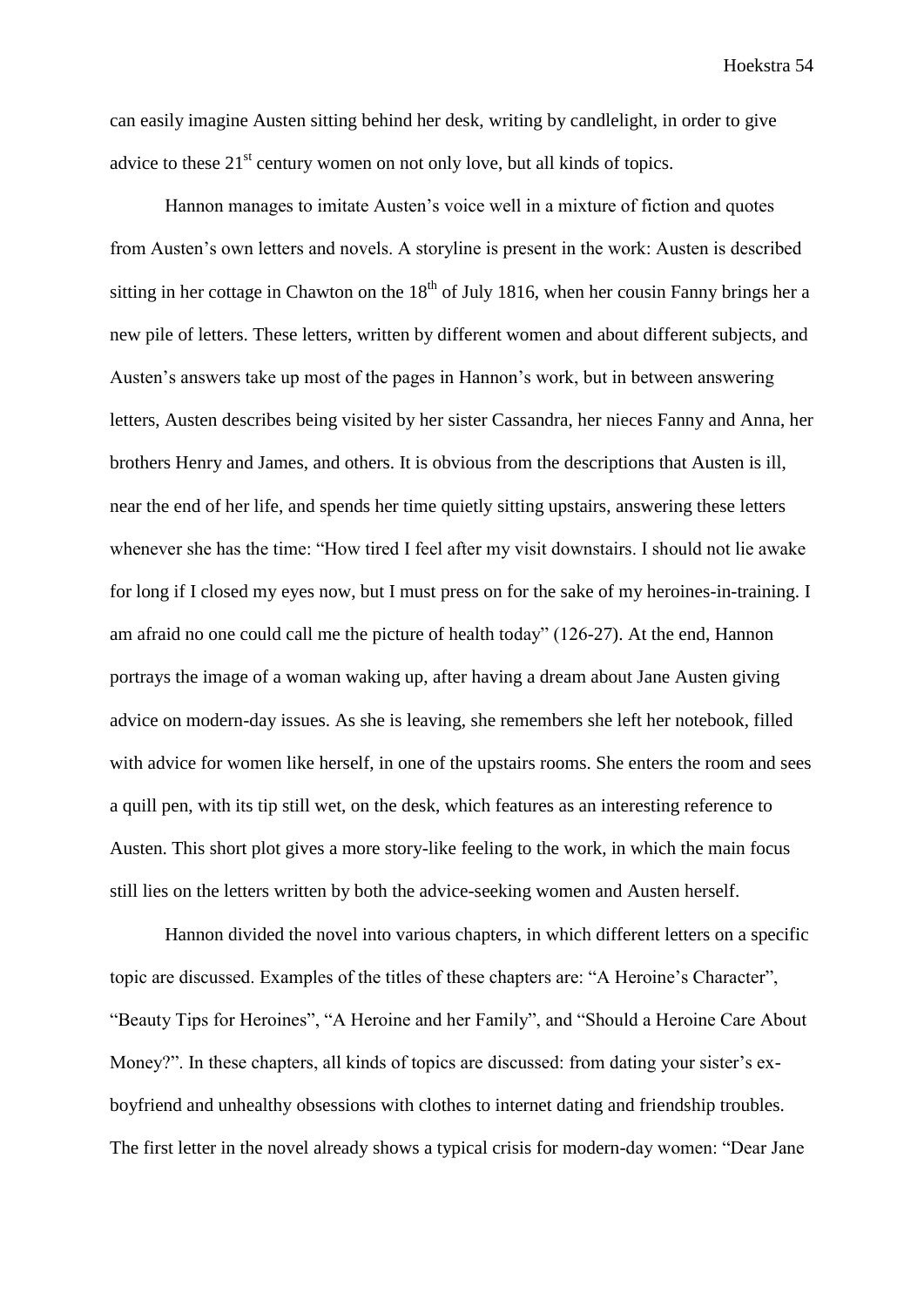can easily imagine Austen sitting behind her desk, writing by candlelight, in order to give advice to these 21st century women on not only love, but all kinds of topics.

Hannon manages to imitate Austen's voice well in a mixture of fiction and quotes from Austen's own letters and novels. A storyline is present in the work: Austen is described sitting in her cottage in Chawton on the 18th of July 1816, when her cousin Fanny brings her a new pile of letters. These letters, written by different women and about different subjects, and Austen's answers take up most of the pages in Hannon's work, but in between answering letters, Austen describes being visited by her sister Cassandra, her nieces Fanny and Anna, her brothers Henry and James, and others. It is obvious from the descriptions that Austen is ill, near the end of her life, and spends her time quietly sitting upstairs, answering these letters whenever she has the time: "How tired I feel after my visit downstairs. I should not lie awake for long if I closed my eyes now, but I must press on for the sake of my heroines-in-training. I am afraid no one could call me the picture of health today" (126-27). At the end, Hannon portrays the image of a woman waking up, after having a dream about Jane Austen giving advice on modern-day issues. As she is leaving, she remembers she left her notebook, filled with advice for women like herself, in one of the upstairs rooms. She enters the room and sees a quill pen, with its tip still wet, on the desk, which features as an interesting reference to Austen. This short plot gives a more story-like feeling to the work, in which the main focus still lies on the letters written by both the advice-seeking women and Austen herself.

Hannon divided the novel into various chapters, in which different letters on a specific topic are discussed. Examples of the titles of these chapters are: "A Heroine's Character", "Beauty Tips for Heroines", "A Heroine and her Family", and "Should a Heroine Care About Money?". In these chapters, all kinds of topics are discussed: from dating your sister's ex-boyfriend and unhealthy obsessions with clothes to internet dating and friendship troubles. The first letter in the novel already shows a typical crisis for modern-day women: "Dear Jane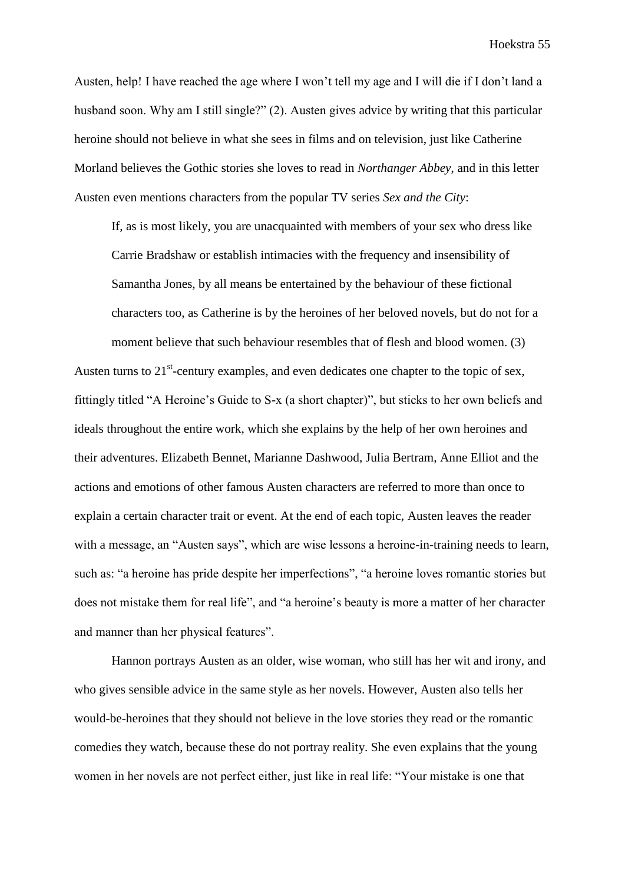Austen, help! I have reached the age where I won't tell my age and I will die if I don't land a husband soon. Why am I still single?" (2). Austen gives advice by writing that this particular heroine should not believe in what she sees in films and on television, just like Catherine Morland believes the Gothic stories she loves to read in *Northanger Abbey*, and in this letter Austen even mentions characters from the popular TV series *Sex and the City*:

> If, as is most likely, you are unacquainted with members of your sex who dress like Carrie Bradshaw or establish intimacies with the frequency and insensibility of Samantha Jones, by all means be entertained by the behaviour of these fictional characters too, as Catherine is by the heroines of her beloved novels, but do not for a moment believe that such behaviour resembles that of flesh and blood women. (3)

Austen turns to 21st-century examples, and even dedicates one chapter to the topic of sex, fittingly titled "A Heroine's Guide to S-x (a short chapter)", but sticks to her own beliefs and ideals throughout the entire work, which she explains by the help of her own heroines and their adventures. Elizabeth Bennet, Marianne Dashwood, Julia Bertram, Anne Elliot and the actions and emotions of other famous Austen characters are referred to more than once to explain a certain character trait or event. At the end of each topic, Austen leaves the reader with a message, an "Austen says", which are wise lessons a heroine-in-training needs to learn, such as: "a heroine has pride despite her imperfections", "a heroine loves romantic stories but does not mistake them for real life", and "a heroine's beauty is more a matter of her character and manner than her physical features".

Hannon portrays Austen as an older, wise woman, who still has her wit and irony, and who gives sensible advice in the same style as her novels. However, Austen also tells her would-be-heroines that they should not believe in the love stories they read or the romantic comedies they watch, because these do not portray reality. She even explains that the young women in her novels are not perfect either, just like in real life: "Your mistake is one that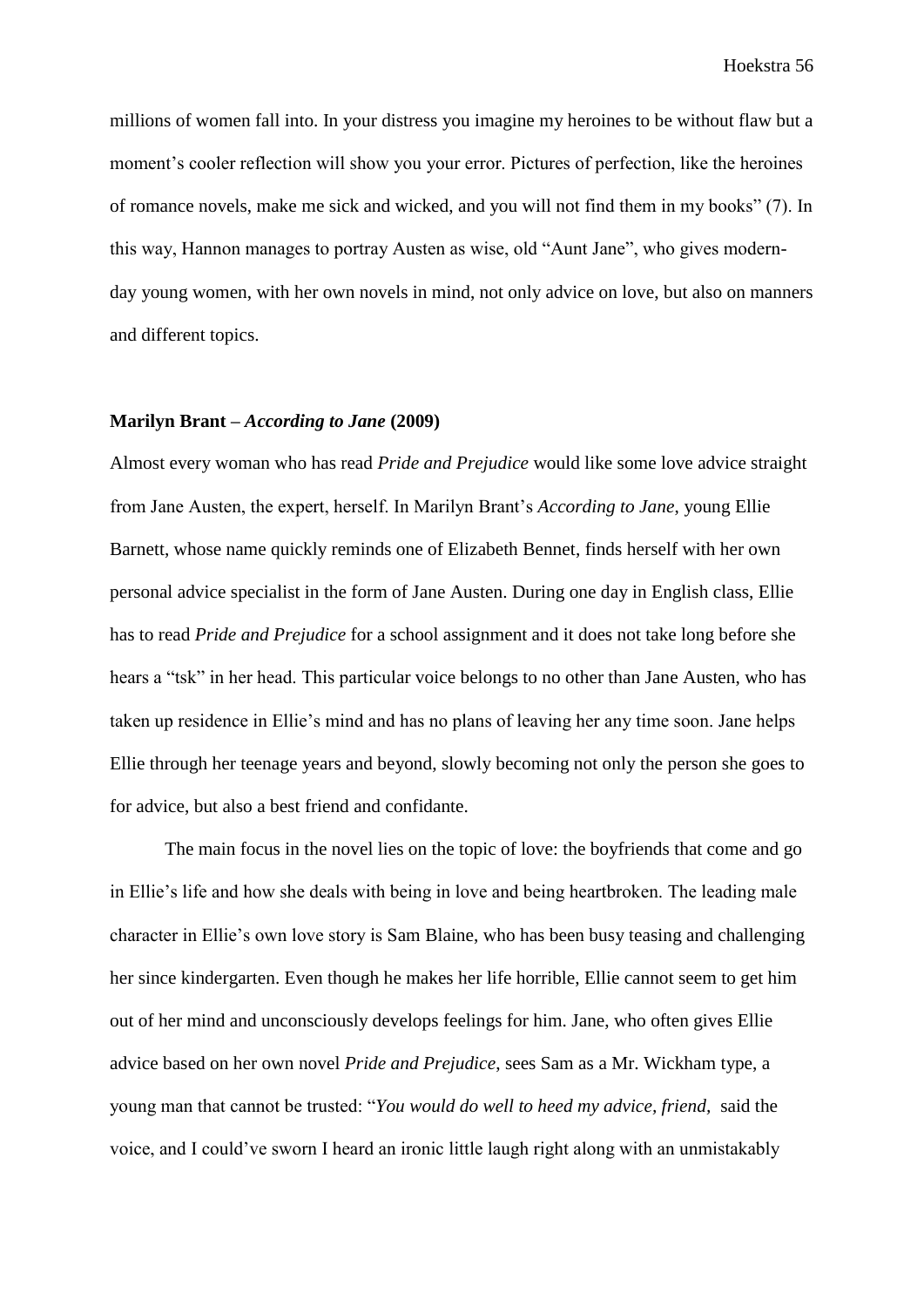millions of women fall into. In your distress you imagine my heroines to be without flaw but a moment's cooler reflection will show you your error. Pictures of perfection, like the heroines of romance novels, make me sick and wicked, and you will not find them in my books" (7). In this way, Hannon manages to portray Austen as wise, old "Aunt Jane", who gives modern-day young women, with her own novels in mind, not only advice on love, but also on manners and different topics.

**Marilyn Brant – *According to Jane* (2009)**

Almost every woman who has read *Pride and Prejudice* would like some love advice straight from Jane Austen, the expert, herself. In Marilyn Brant's *According to Jane*, young Ellie Barnett, whose name quickly reminds one of Elizabeth Bennet, finds herself with her own personal advice specialist in the form of Jane Austen. During one day in English class, Ellie has to read *Pride and Prejudice* for a school assignment and it does not take long before she hears a "tsk" in her head. This particular voice belongs to no other than Jane Austen, who has taken up residence in Ellie's mind and has no plans of leaving her any time soon. Jane helps Ellie through her teenage years and beyond, slowly becoming not only the person she goes to for advice, but also a best friend and confidante.

The main focus in the novel lies on the topic of love: the boyfriends that come and go in Ellie's life and how she deals with being in love and being heartbroken. The leading male character in Ellie's own love story is Sam Blaine, who has been busy teasing and challenging her since kindergarten. Even though he makes her life horrible, Ellie cannot seem to get him out of her mind and unconsciously develops feelings for him. Jane, who often gives Ellie advice based on her own novel *Pride and Prejudice*, sees Sam as a Mr. Wickham type, a young man that cannot be trusted: "*You would do well to heed my advice, friend,* said the voice, and I could've sworn I heard an ironic little laugh right along with an unmistakably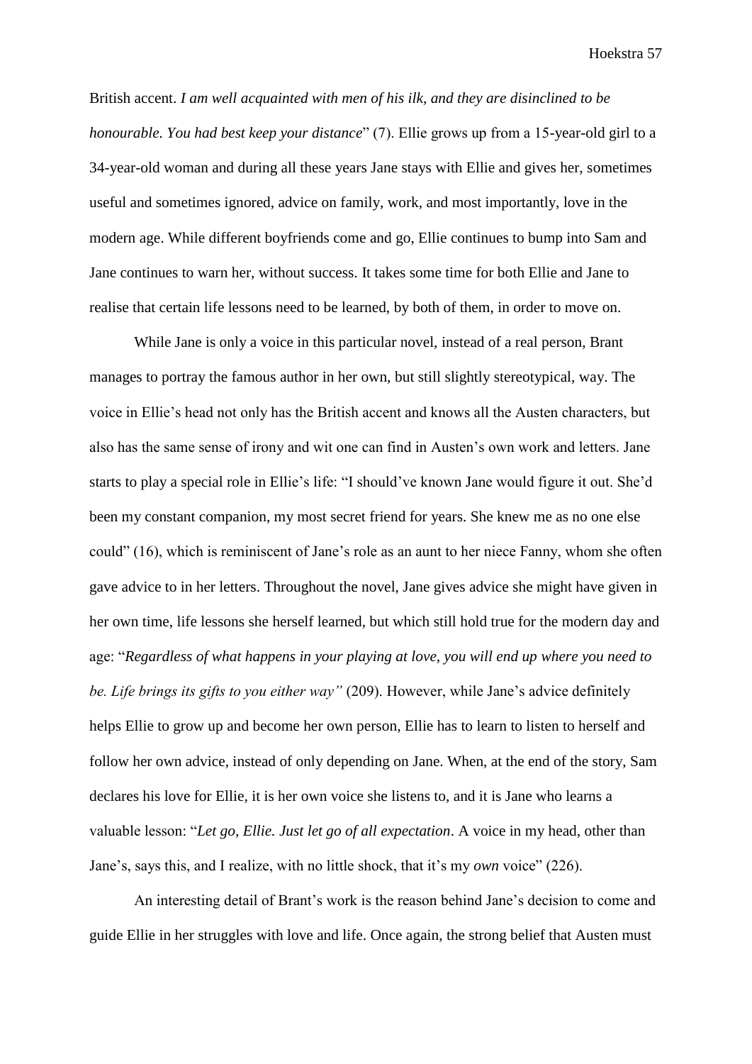British accent. *I am well acquainted with men of his ilk, and they are disinclined to be honourable. You had best keep your distance*" (7). Ellie grows up from a 15-year-old girl to a 34-year-old woman and during all these years Jane stays with Ellie and gives her, sometimes useful and sometimes ignored, advice on family, work, and most importantly, love in the modern age. While different boyfriends come and go, Ellie continues to bump into Sam and Jane continues to warn her, without success. It takes some time for both Ellie and Jane to realise that certain life lessons need to be learned, by both of them, in order to move on.

While Jane is only a voice in this particular novel, instead of a real person, Brant manages to portray the famous author in her own, but still slightly stereotypical, way. The voice in Ellie's head not only has the British accent and knows all the Austen characters, but also has the same sense of irony and wit one can find in Austen's own work and letters. Jane starts to play a special role in Ellie's life: "I should've known Jane would figure it out. She'd been my constant companion, my most secret friend for years. She knew me as no one else could" (16), which is reminiscent of Jane's role as an aunt to her niece Fanny, whom she often gave advice to in her letters. Throughout the novel, Jane gives advice she might have given in her own time, life lessons she herself learned, but which still hold true for the modern day and age: "*Regardless of what happens in your playing at love, you will end up where you need to be. Life brings its gifts to you either way"* (209). However, while Jane's advice definitely helps Ellie to grow up and become her own person, Ellie has to learn to listen to herself and follow her own advice, instead of only depending on Jane. When, at the end of the story, Sam declares his love for Ellie, it is her own voice she listens to, and it is Jane who learns a valuable lesson: "*Let go, Ellie. Just let go of all expectation*. A voice in my head, other than Jane's, says this, and I realize, with no little shock, that it's my *own* voice" (226).

An interesting detail of Brant's work is the reason behind Jane's decision to come and guide Ellie in her struggles with love and life. Once again, the strong belief that Austen must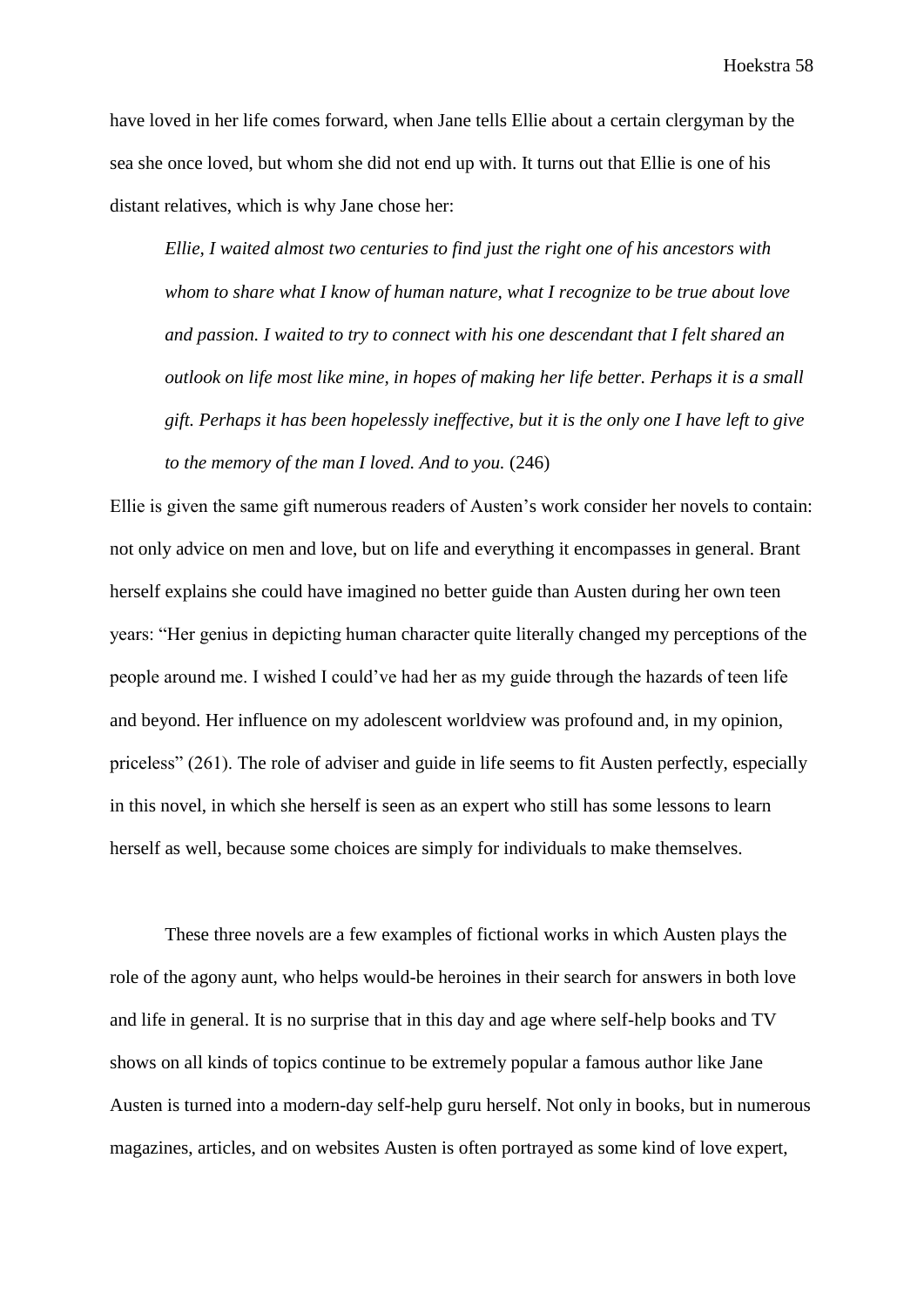have loved in her life comes forward, when Jane tells Ellie about a certain clergyman by the sea she once loved, but whom she did not end up with. It turns out that Ellie is one of his distant relatives, which is why Jane chose her:

> *Ellie, I waited almost two centuries to find just the right one of his ancestors with whom to share what I know of human nature, what I recognize to be true about love and passion. I waited to try to connect with his one descendant that I felt shared an outlook on life most like mine, in hopes of making her life better. Perhaps it is a small gift. Perhaps it has been hopelessly ineffective, but it is the only one I have left to give to the memory of the man I loved. And to you.* (246)

Ellie is given the same gift numerous readers of Austen's work consider her novels to contain: not only advice on men and love, but on life and everything it encompasses in general. Brant herself explains she could have imagined no better guide than Austen during her own teen years: "Her genius in depicting human character quite literally changed my perceptions of the people around me. I wished I could've had her as my guide through the hazards of teen life and beyond. Her influence on my adolescent worldview was profound and, in my opinion, priceless" (261). The role of adviser and guide in life seems to fit Austen perfectly, especially in this novel, in which she herself is seen as an expert who still has some lessons to learn herself as well, because some choices are simply for individuals to make themselves.

These three novels are a few examples of fictional works in which Austen plays the role of the agony aunt, who helps would-be heroines in their search for answers in both love and life in general. It is no surprise that in this day and age where self-help books and TV shows on all kinds of topics continue to be extremely popular a famous author like Jane Austen is turned into a modern-day self-help guru herself. Not only in books, but in numerous magazines, articles, and on websites Austen is often portrayed as some kind of love expert,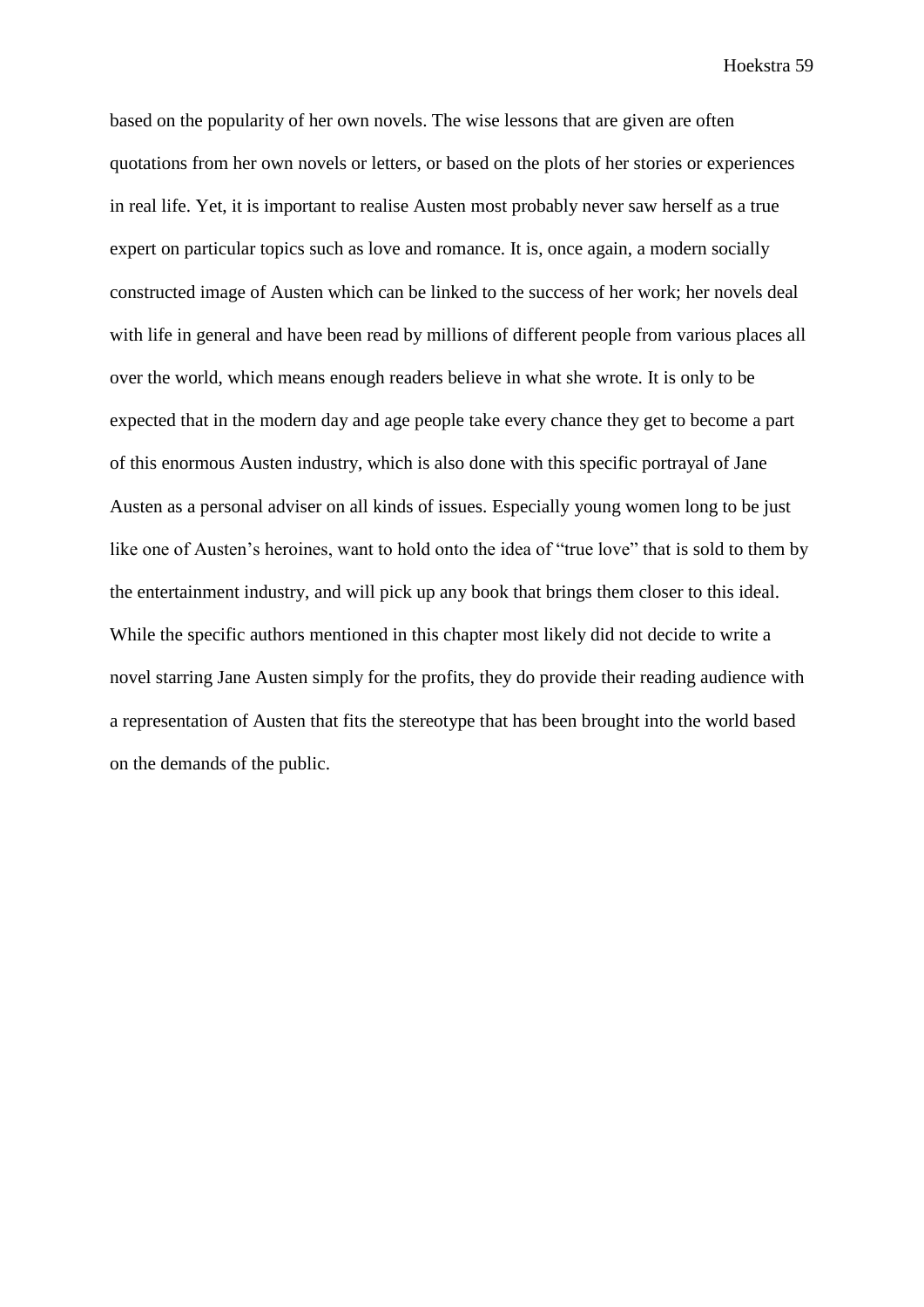based on the popularity of her own novels. The wise lessons that are given are often quotations from her own novels or letters, or based on the plots of her stories or experiences in real life. Yet, it is important to realise Austen most probably never saw herself as a true expert on particular topics such as love and romance. It is, once again, a modern socially constructed image of Austen which can be linked to the success of her work; her novels deal with life in general and have been read by millions of different people from various places all over the world, which means enough readers believe in what she wrote. It is only to be expected that in the modern day and age people take every chance they get to become a part of this enormous Austen industry, which is also done with this specific portrayal of Jane Austen as a personal adviser on all kinds of issues. Especially young women long to be just like one of Austen's heroines, want to hold onto the idea of "true love" that is sold to them by the entertainment industry, and will pick up any book that brings them closer to this ideal. While the specific authors mentioned in this chapter most likely did not decide to write a novel starring Jane Austen simply for the profits, they do provide their reading audience with a representation of Austen that fits the stereotype that has been brought into the world based on the demands of the public.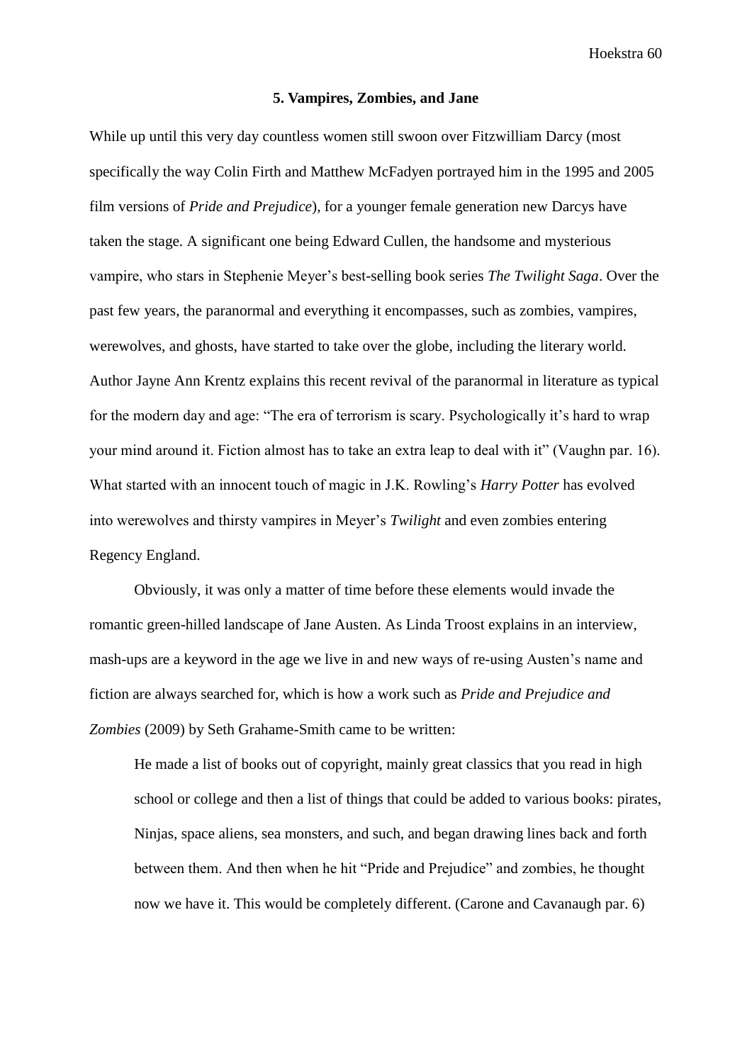## 5. Vampires, Zombies, and Jane

While up until this very day countless women still swoon over Fitzwilliam Darcy (most specifically the way Colin Firth and Matthew McFadyen portrayed him in the 1995 and 2005 film versions of *Pride and Prejudice*), for a younger female generation new Darcys have taken the stage. A significant one being Edward Cullen, the handsome and mysterious vampire, who stars in Stephenie Meyer's best-selling book series *The Twilight Saga*. Over the past few years, the paranormal and everything it encompasses, such as zombies, vampires, werewolves, and ghosts, have started to take over the globe, including the literary world. Author Jayne Ann Krentz explains this recent revival of the paranormal in literature as typical for the modern day and age: "The era of terrorism is scary. Psychologically it's hard to wrap your mind around it. Fiction almost has to take an extra leap to deal with it" (Vaughn par. 16). What started with an innocent touch of magic in J.K. Rowling's *Harry Potter* has evolved into werewolves and thirsty vampires in Meyer's *Twilight* and even zombies entering Regency England.

Obviously, it was only a matter of time before these elements would invade the romantic green-hilled landscape of Jane Austen. As Linda Troost explains in an interview, mash-ups are a keyword in the age we live in and new ways of re-using Austen's name and fiction are always searched for, which is how a work such as *Pride and Prejudice and Zombies* (2009) by Seth Grahame-Smith came to be written:

> He made a list of books out of copyright, mainly great classics that you read in high school or college and then a list of things that could be added to various books: pirates, Ninjas, space aliens, sea monsters, and such, and began drawing lines back and forth between them. And then when he hit "Pride and Prejudice" and zombies, he thought now we have it. This would be completely different. (Carone and Cavanaugh par. 6)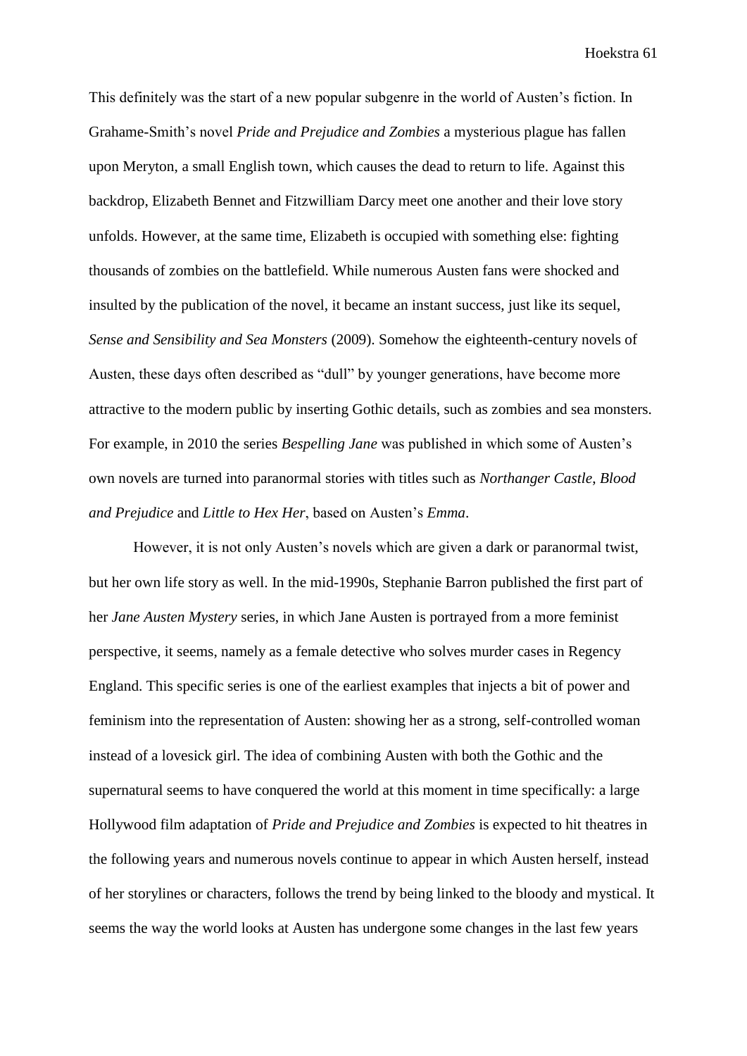This definitely was the start of a new popular subgenre in the world of Austen's fiction. In Grahame-Smith's novel *Pride and Prejudice and Zombies* a mysterious plague has fallen upon Meryton, a small English town, which causes the dead to return to life. Against this backdrop, Elizabeth Bennet and Fitzwilliam Darcy meet one another and their love story unfolds. However, at the same time, Elizabeth is occupied with something else: fighting thousands of zombies on the battlefield. While numerous Austen fans were shocked and insulted by the publication of the novel, it became an instant success, just like its sequel, *Sense and Sensibility and Sea Monsters* (2009). Somehow the eighteenth-century novels of Austen, these days often described as "dull" by younger generations, have become more attractive to the modern public by inserting Gothic details, such as zombies and sea monsters. For example, in 2010 the series *Bespelling Jane* was published in which some of Austen's own novels are turned into paranormal stories with titles such as *Northanger Castle*, *Blood and Prejudice* and *Little to Hex Her*, based on Austen's *Emma*.

However, it is not only Austen's novels which are given a dark or paranormal twist, but her own life story as well. In the mid-1990s, Stephanie Barron published the first part of her *Jane Austen Mystery* series, in which Jane Austen is portrayed from a more feminist perspective, it seems, namely as a female detective who solves murder cases in Regency England. This specific series is one of the earliest examples that injects a bit of power and feminism into the representation of Austen: showing her as a strong, self-controlled woman instead of a lovesick girl. The idea of combining Austen with both the Gothic and the supernatural seems to have conquered the world at this moment in time specifically: a large Hollywood film adaptation of *Pride and Prejudice and Zombies* is expected to hit theatres in the following years and numerous novels continue to appear in which Austen herself, instead of her storylines or characters, follows the trend by being linked to the bloody and mystical. It seems the way the world looks at Austen has undergone some changes in the last few years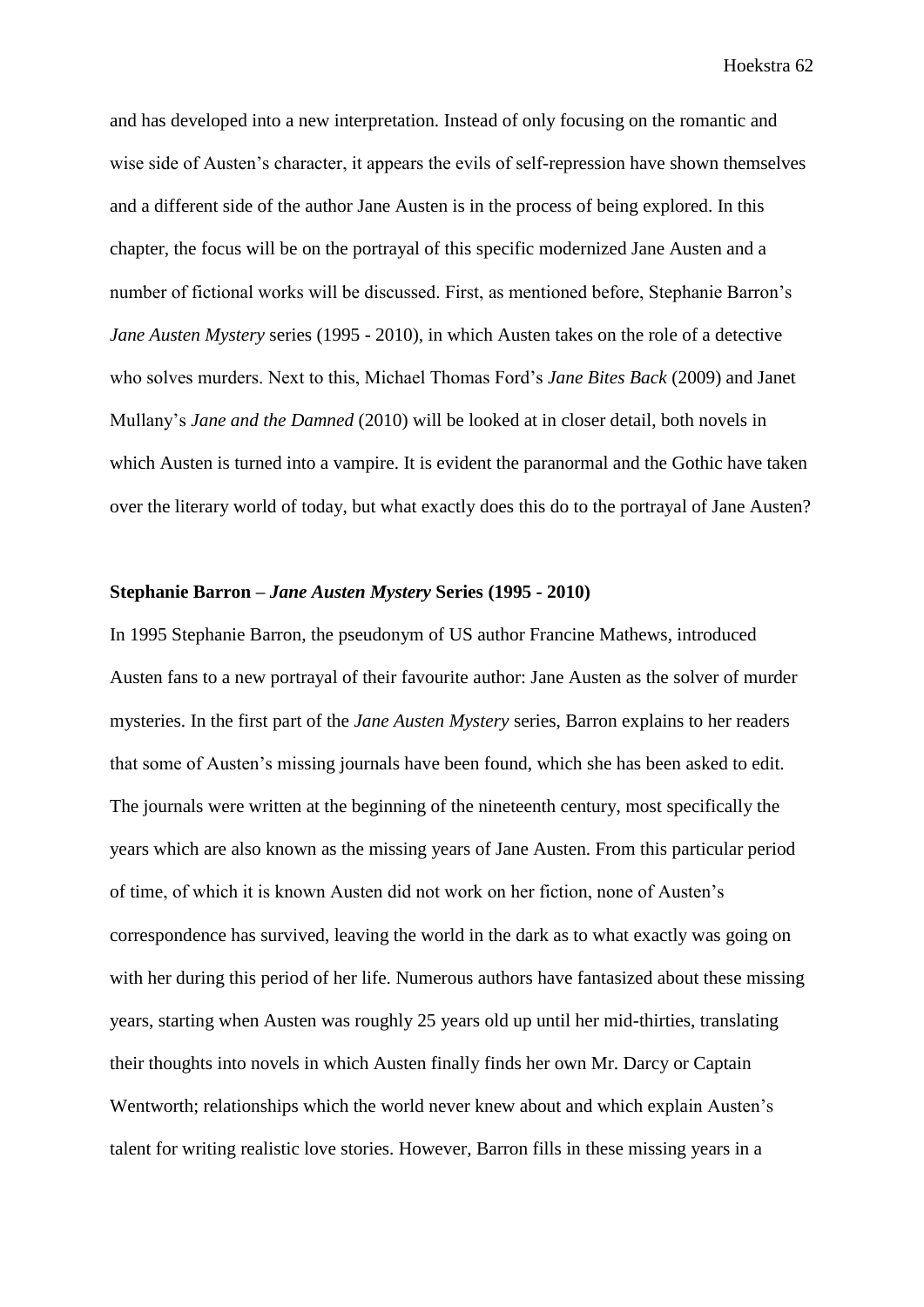and has developed into a new interpretation. Instead of only focusing on the romantic and wise side of Austen's character, it appears the evils of self-repression have shown themselves and a different side of the author Jane Austen is in the process of being explored. In this chapter, the focus will be on the portrayal of this specific modernized Jane Austen and a number of fictional works will be discussed. First, as mentioned before, Stephanie Barron's *Jane Austen Mystery* series (1995 - 2010), in which Austen takes on the role of a detective who solves murders. Next to this, Michael Thomas Ford's *Jane Bites Back* (2009) and Janet Mullany's *Jane and the Damned* (2010) will be looked at in closer detail, both novels in which Austen is turned into a vampire. It is evident the paranormal and the Gothic have taken over the literary world of today, but what exactly does this do to the portrayal of Jane Austen?

### Stephanie Barron – *Jane Austen Mystery* Series (1995 - 2010)

In 1995 Stephanie Barron, the pseudonym of US author Francine Mathews, introduced Austen fans to a new portrayal of their favourite author: Jane Austen as the solver of murder mysteries. In the first part of the *Jane Austen Mystery* series, Barron explains to her readers that some of Austen's missing journals have been found, which she has been asked to edit. The journals were written at the beginning of the nineteenth century, most specifically the years which are also known as the missing years of Jane Austen. From this particular period of time, of which it is known Austen did not work on her fiction, none of Austen's correspondence has survived, leaving the world in the dark as to what exactly was going on with her during this period of her life. Numerous authors have fantasized about these missing years, starting when Austen was roughly 25 years old up until her mid-thirties, translating their thoughts into novels in which Austen finally finds her own Mr. Darcy or Captain Wentworth; relationships which the world never knew about and which explain Austen's talent for writing realistic love stories. However, Barron fills in these missing years in a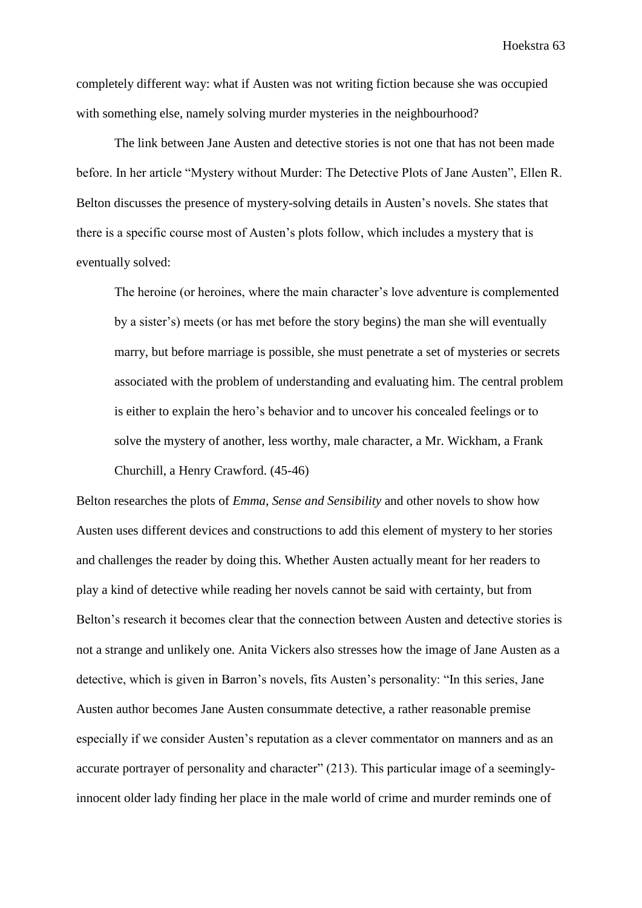completely different way: what if Austen was not writing fiction because she was occupied with something else, namely solving murder mysteries in the neighbourhood?

The link between Jane Austen and detective stories is not one that has not been made before. In her article "Mystery without Murder: The Detective Plots of Jane Austen", Ellen R. Belton discusses the presence of mystery-solving details in Austen's novels. She states that there is a specific course most of Austen's plots follow, which includes a mystery that is eventually solved:

> The heroine (or heroines, where the main character's love adventure is complemented by a sister's) meets (or has met before the story begins) the man she will eventually marry, but before marriage is possible, she must penetrate a set of mysteries or secrets associated with the problem of understanding and evaluating him. The central problem is either to explain the hero's behavior and to uncover his concealed feelings or to solve the mystery of another, less worthy, male character, a Mr. Wickham, a Frank Churchill, a Henry Crawford. (45-46)

Belton researches the plots of *Emma*, *Sense and Sensibility* and other novels to show how Austen uses different devices and constructions to add this element of mystery to her stories and challenges the reader by doing this. Whether Austen actually meant for her readers to play a kind of detective while reading her novels cannot be said with certainty, but from Belton's research it becomes clear that the connection between Austen and detective stories is not a strange and unlikely one. Anita Vickers also stresses how the image of Jane Austen as a detective, which is given in Barron's novels, fits Austen's personality: "In this series, Jane Austen author becomes Jane Austen consummate detective, a rather reasonable premise especially if we consider Austen's reputation as a clever commentator on manners and as an accurate portrayer of personality and character" (213). This particular image of a seemingly-innocent older lady finding her place in the male world of crime and murder reminds one of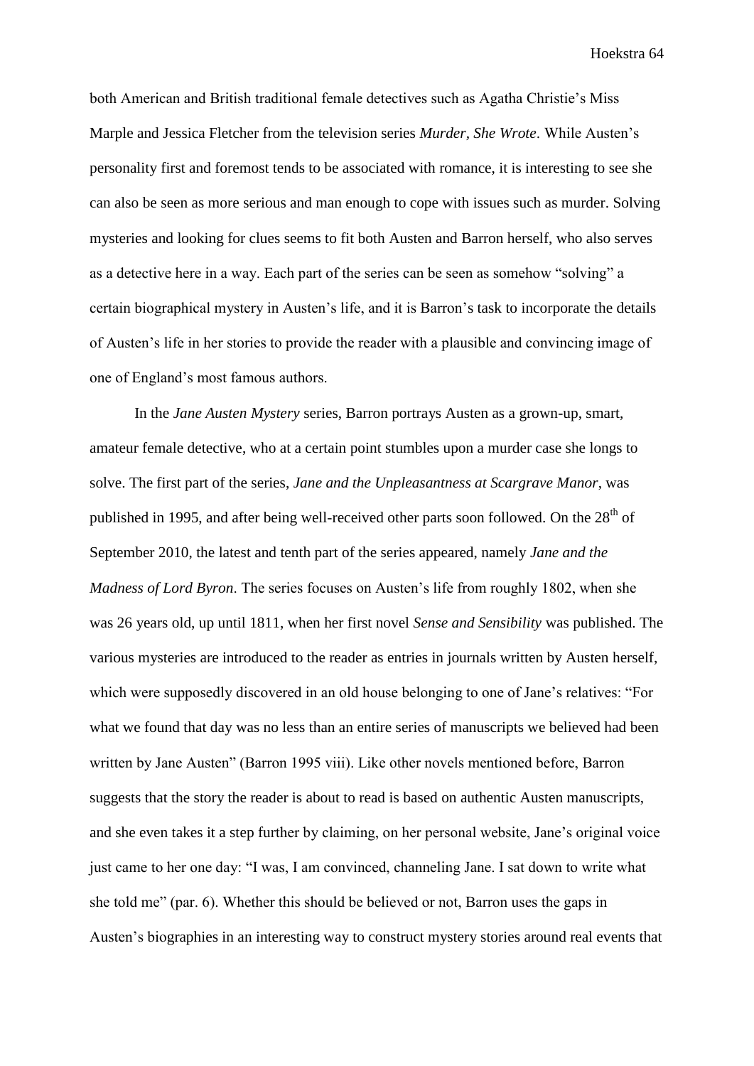both American and British traditional female detectives such as Agatha Christie's Miss Marple and Jessica Fletcher from the television series *Murder, She Wrote*. While Austen's personality first and foremost tends to be associated with romance, it is interesting to see she can also be seen as more serious and man enough to cope with issues such as murder. Solving mysteries and looking for clues seems to fit both Austen and Barron herself, who also serves as a detective here in a way. Each part of the series can be seen as somehow "solving" a certain biographical mystery in Austen's life, and it is Barron's task to incorporate the details of Austen's life in her stories to provide the reader with a plausible and convincing image of one of England's most famous authors.

In the *Jane Austen Mystery* series, Barron portrays Austen as a grown-up, smart, amateur female detective, who at a certain point stumbles upon a murder case she longs to solve. The first part of the series, *Jane and the Unpleasantness at Scargrave Manor*, was published in 1995, and after being well-received other parts soon followed. On the 28th of September 2010, the latest and tenth part of the series appeared, namely *Jane and the Madness of Lord Byron*. The series focuses on Austen's life from roughly 1802, when she was 26 years old, up until 1811, when her first novel *Sense and Sensibility* was published. The various mysteries are introduced to the reader as entries in journals written by Austen herself, which were supposedly discovered in an old house belonging to one of Jane's relatives: "For what we found that day was no less than an entire series of manuscripts we believed had been written by Jane Austen" (Barron 1995 viii). Like other novels mentioned before, Barron suggests that the story the reader is about to read is based on authentic Austen manuscripts, and she even takes it a step further by claiming, on her personal website, Jane's original voice just came to her one day: "I was, I am convinced, channeling Jane. I sat down to write what she told me" (par. 6). Whether this should be believed or not, Barron uses the gaps in Austen's biographies in an interesting way to construct mystery stories around real events that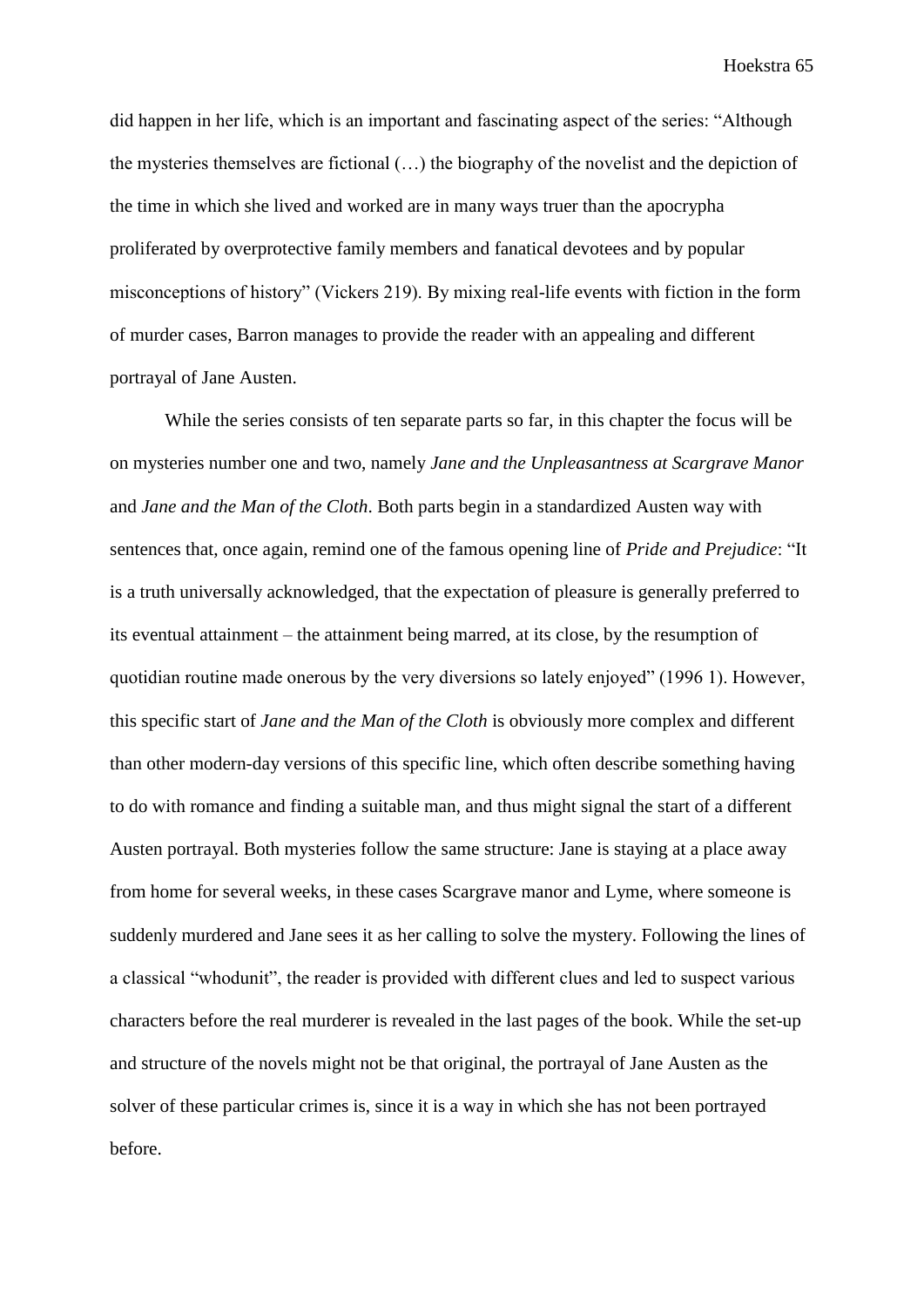did happen in her life, which is an important and fascinating aspect of the series: "Although the mysteries themselves are fictional (…) the biography of the novelist and the depiction of the time in which she lived and worked are in many ways truer than the apocrypha proliferated by overprotective family members and fanatical devotees and by popular misconceptions of history" (Vickers 219). By mixing real-life events with fiction in the form of murder cases, Barron manages to provide the reader with an appealing and different portrayal of Jane Austen.

While the series consists of ten separate parts so far, in this chapter the focus will be on mysteries number one and two, namely *Jane and the Unpleasantness at Scargrave Manor* and *Jane and the Man of the Cloth*. Both parts begin in a standardized Austen way with sentences that, once again, remind one of the famous opening line of *Pride and Prejudice*: "It is a truth universally acknowledged, that the expectation of pleasure is generally preferred to its eventual attainment – the attainment being marred, at its close, by the resumption of quotidian routine made onerous by the very diversions so lately enjoyed" (1996 1). However, this specific start of *Jane and the Man of the Cloth* is obviously more complex and different than other modern-day versions of this specific line, which often describe something having to do with romance and finding a suitable man, and thus might signal the start of a different Austen portrayal. Both mysteries follow the same structure: Jane is staying at a place away from home for several weeks, in these cases Scargrave manor and Lyme, where someone is suddenly murdered and Jane sees it as her calling to solve the mystery. Following the lines of a classical "whodunit", the reader is provided with different clues and led to suspect various characters before the real murderer is revealed in the last pages of the book. While the set-up and structure of the novels might not be that original, the portrayal of Jane Austen as the solver of these particular crimes is, since it is a way in which she has not been portrayed before.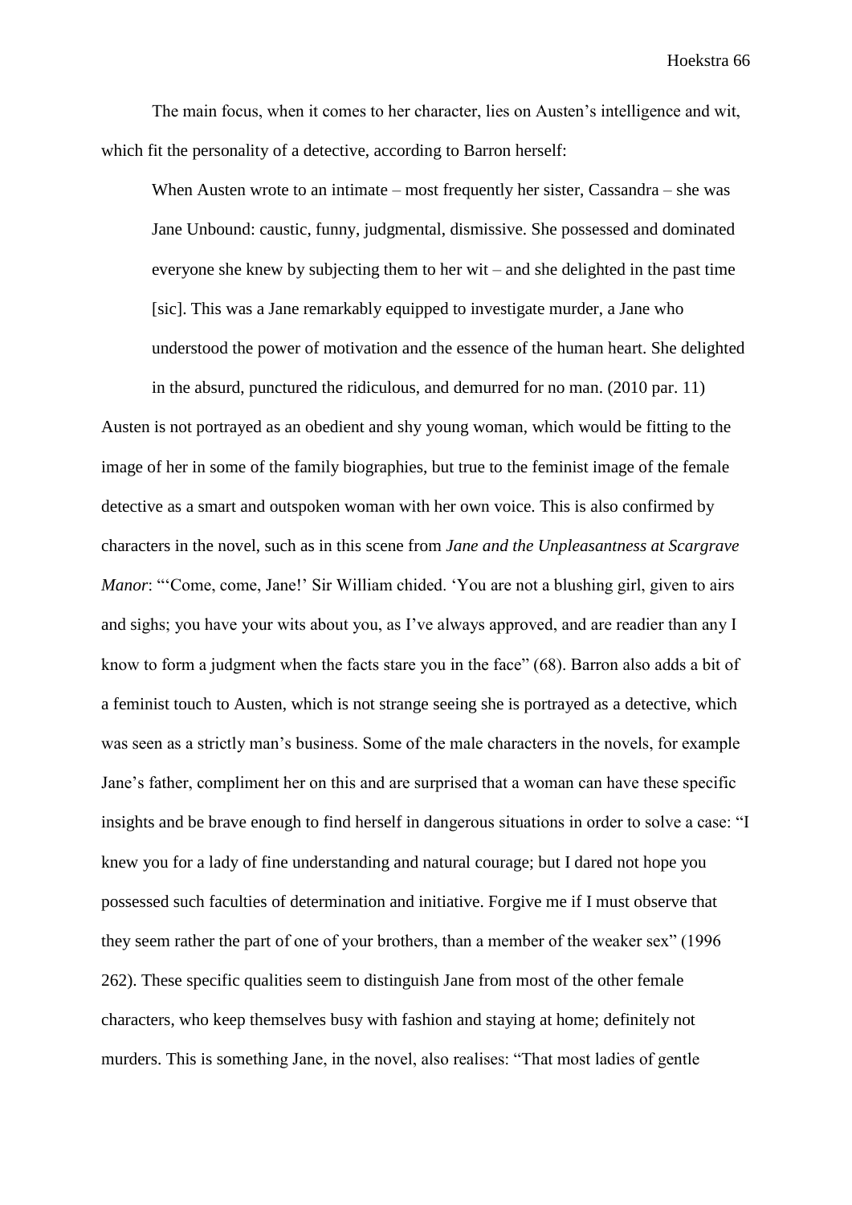The main focus, when it comes to her character, lies on Austen's intelligence and wit, which fit the personality of a detective, according to Barron herself:

> When Austen wrote to an intimate – most frequently her sister, Cassandra – she was Jane Unbound: caustic, funny, judgmental, dismissive. She possessed and dominated everyone she knew by subjecting them to her wit – and she delighted in the past time [sic]. This was a Jane remarkably equipped to investigate murder, a Jane who understood the power of motivation and the essence of the human heart. She delighted in the absurd, punctured the ridiculous, and demurred for no man. (2010 par. 11)

Austen is not portrayed as an obedient and shy young woman, which would be fitting to the image of her in some of the family biographies, but true to the feminist image of the female detective as a smart and outspoken woman with her own voice. This is also confirmed by characters in the novel, such as in this scene from *Jane and the Unpleasantness at Scargrave Manor*: "'Come, come, Jane!' Sir William chided. 'You are not a blushing girl, given to airs and sighs; you have your wits about you, as I've always approved, and are readier than any I know to form a judgment when the facts stare you in the face" (68). Barron also adds a bit of a feminist touch to Austen, which is not strange seeing she is portrayed as a detective, which was seen as a strictly man's business. Some of the male characters in the novels, for example Jane's father, compliment her on this and are surprised that a woman can have these specific insights and be brave enough to find herself in dangerous situations in order to solve a case: "I knew you for a lady of fine understanding and natural courage; but I dared not hope you possessed such faculties of determination and initiative. Forgive me if I must observe that they seem rather the part of one of your brothers, than a member of the weaker sex" (1996 262). These specific qualities seem to distinguish Jane from most of the other female characters, who keep themselves busy with fashion and staying at home; definitely not murders. This is something Jane, in the novel, also realises: "That most ladies of gentle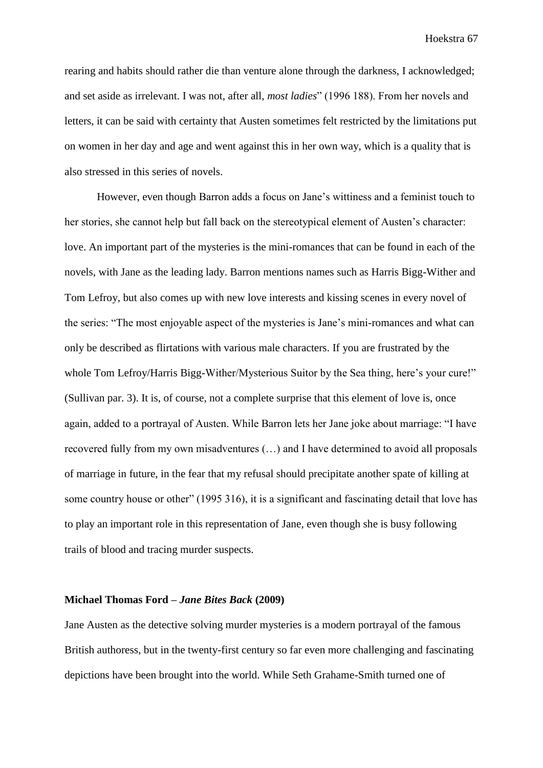rearing and habits should rather die than venture alone through the darkness, I acknowledged; and set aside as irrelevant. I was not, after all, *most ladies*" (1996 188). From her novels and letters, it can be said with certainty that Austen sometimes felt restricted by the limitations put on women in her day and age and went against this in her own way, which is a quality that is also stressed in this series of novels.

However, even though Barron adds a focus on Jane's wittiness and a feminist touch to her stories, she cannot help but fall back on the stereotypical element of Austen's character: love. An important part of the mysteries is the mini-romances that can be found in each of the novels, with Jane as the leading lady. Barron mentions names such as Harris Bigg-Wither and Tom Lefroy, but also comes up with new love interests and kissing scenes in every novel of the series: "The most enjoyable aspect of the mysteries is Jane's mini-romances and what can only be described as flirtations with various male characters. If you are frustrated by the whole Tom Lefroy/Harris Bigg-Wither/Mysterious Suitor by the Sea thing, here's your cure!" (Sullivan par. 3). It is, of course, not a complete surprise that this element of love is, once again, added to a portrayal of Austen. While Barron lets her Jane joke about marriage: "I have recovered fully from my own misadventures (…) and I have determined to avoid all proposals of marriage in future, in the fear that my refusal should precipitate another spate of killing at some country house or other" (1995 316), it is a significant and fascinating detail that love has to play an important role in this representation of Jane, even though she is busy following trails of blood and tracing murder suspects.

### Michael Thomas Ford – *Jane Bites Back* (2009)

Jane Austen as the detective solving murder mysteries is a modern portrayal of the famous British authoress, but in the twenty-first century so far even more challenging and fascinating depictions have been brought into the world. While Seth Grahame-Smith turned one of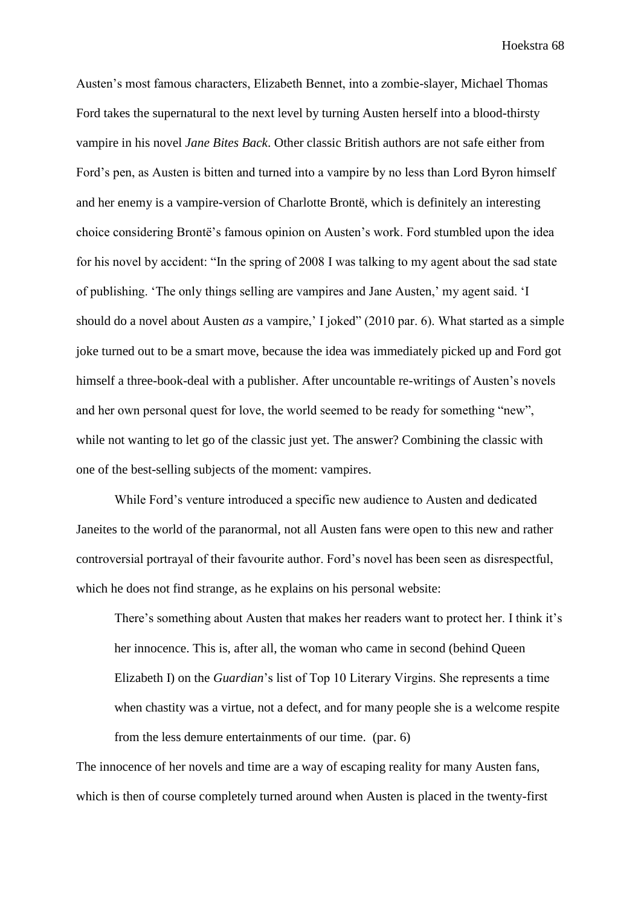Austen's most famous characters, Elizabeth Bennet, into a zombie-slayer, Michael Thomas Ford takes the supernatural to the next level by turning Austen herself into a blood-thirsty vampire in his novel *Jane Bites Back*. Other classic British authors are not safe either from Ford's pen, as Austen is bitten and turned into a vampire by no less than Lord Byron himself and her enemy is a vampire-version of Charlotte Brontë, which is definitely an interesting choice considering Brontë's famous opinion on Austen's work. Ford stumbled upon the idea for his novel by accident: "In the spring of 2008 I was talking to my agent about the sad state of publishing. 'The only things selling are vampires and Jane Austen,' my agent said. 'I should do a novel about Austen *as* a vampire,' I joked" (2010 par. 6). What started as a simple joke turned out to be a smart move, because the idea was immediately picked up and Ford got himself a three-book-deal with a publisher. After uncountable re-writings of Austen's novels and her own personal quest for love, the world seemed to be ready for something "new", while not wanting to let go of the classic just yet. The answer? Combining the classic with one of the best-selling subjects of the moment: vampires.

While Ford's venture introduced a specific new audience to Austen and dedicated Janeites to the world of the paranormal, not all Austen fans were open to this new and rather controversial portrayal of their favourite author. Ford's novel has been seen as disrespectful, which he does not find strange, as he explains on his personal website:

> There's something about Austen that makes her readers want to protect her. I think it's her innocence. This is, after all, the woman who came in second (behind Queen Elizabeth I) on the *Guardian*'s list of Top 10 Literary Virgins. She represents a time when chastity was a virtue, not a defect, and for many people she is a welcome respite from the less demure entertainments of our time. (par. 6)

The innocence of her novels and time are a way of escaping reality for many Austen fans, which is then of course completely turned around when Austen is placed in the twenty-first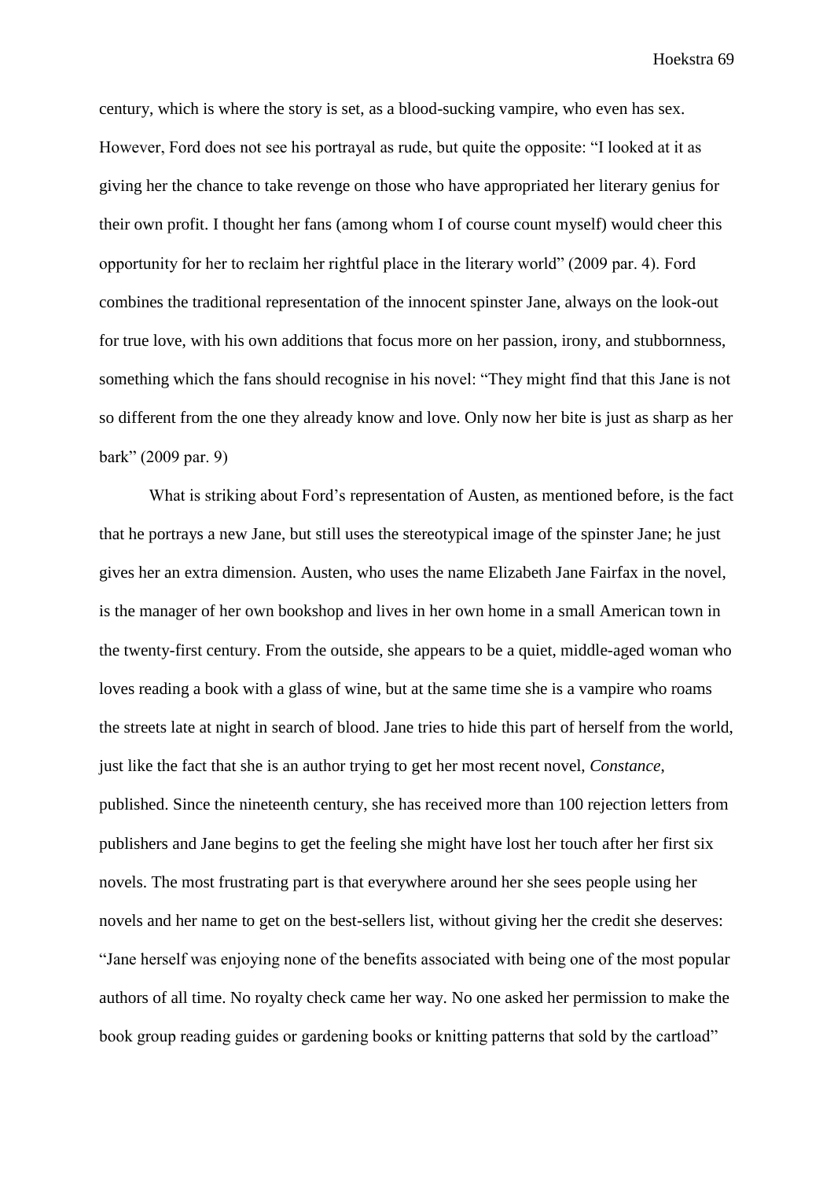century, which is where the story is set, as a blood-sucking vampire, who even has sex. However, Ford does not see his portrayal as rude, but quite the opposite: "I looked at it as giving her the chance to take revenge on those who have appropriated her literary genius for their own profit. I thought her fans (among whom I of course count myself) would cheer this opportunity for her to reclaim her rightful place in the literary world" (2009 par. 4). Ford combines the traditional representation of the innocent spinster Jane, always on the look-out for true love, with his own additions that focus more on her passion, irony, and stubbornness, something which the fans should recognise in his novel: "They might find that this Jane is not so different from the one they already know and love. Only now her bite is just as sharp as her bark" (2009 par. 9)

What is striking about Ford's representation of Austen, as mentioned before, is the fact that he portrays a new Jane, but still uses the stereotypical image of the spinster Jane; he just gives her an extra dimension. Austen, who uses the name Elizabeth Jane Fairfax in the novel, is the manager of her own bookshop and lives in her own home in a small American town in the twenty-first century. From the outside, she appears to be a quiet, middle-aged woman who loves reading a book with a glass of wine, but at the same time she is a vampire who roams the streets late at night in search of blood. Jane tries to hide this part of herself from the world, just like the fact that she is an author trying to get her most recent novel, *Constance*, published. Since the nineteenth century, she has received more than 100 rejection letters from publishers and Jane begins to get the feeling she might have lost her touch after her first six novels. The most frustrating part is that everywhere around her she sees people using her novels and her name to get on the best-sellers list, without giving her the credit she deserves: "Jane herself was enjoying none of the benefits associated with being one of the most popular authors of all time. No royalty check came her way. No one asked her permission to make the book group reading guides or gardening books or knitting patterns that sold by the cartload"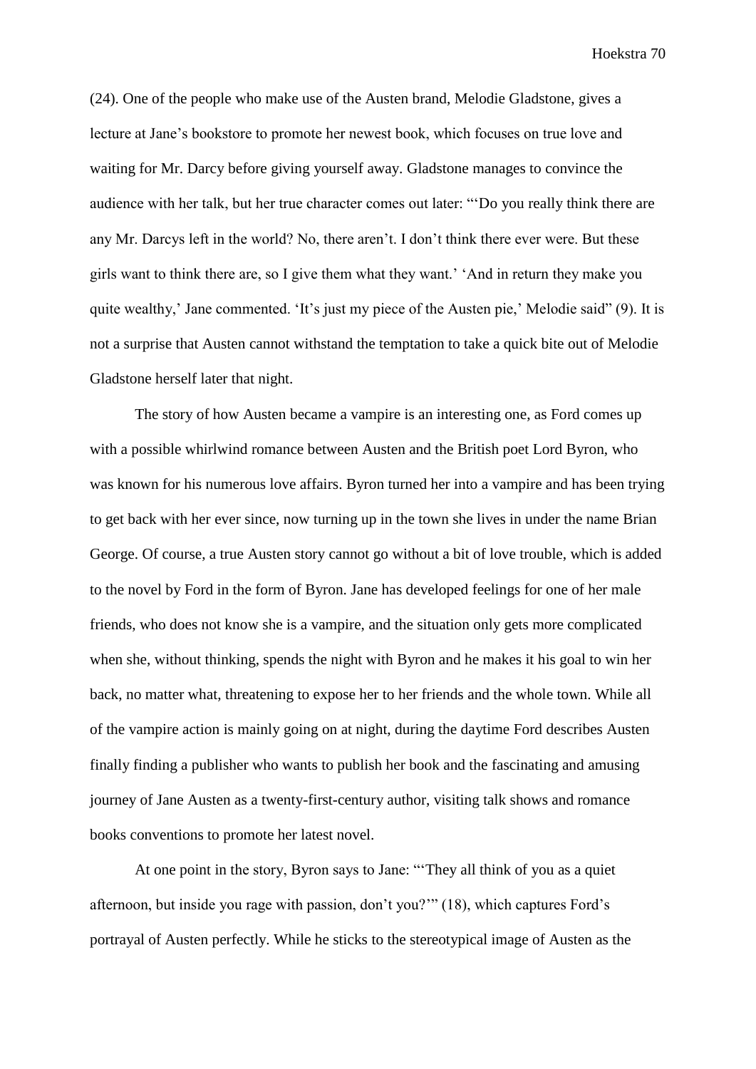(24). One of the people who make use of the Austen brand, Melodie Gladstone, gives a lecture at Jane's bookstore to promote her newest book, which focuses on true love and waiting for Mr. Darcy before giving yourself away. Gladstone manages to convince the audience with her talk, but her true character comes out later: "'Do you really think there are any Mr. Darcys left in the world? No, there aren't. I don't think there ever were. But these girls want to think there are, so I give them what they want.' 'And in return they make you quite wealthy,' Jane commented. 'It's just my piece of the Austen pie,' Melodie said" (9). It is not a surprise that Austen cannot withstand the temptation to take a quick bite out of Melodie Gladstone herself later that night.

The story of how Austen became a vampire is an interesting one, as Ford comes up with a possible whirlwind romance between Austen and the British poet Lord Byron, who was known for his numerous love affairs. Byron turned her into a vampire and has been trying to get back with her ever since, now turning up in the town she lives in under the name Brian George. Of course, a true Austen story cannot go without a bit of love trouble, which is added to the novel by Ford in the form of Byron. Jane has developed feelings for one of her male friends, who does not know she is a vampire, and the situation only gets more complicated when she, without thinking, spends the night with Byron and he makes it his goal to win her back, no matter what, threatening to expose her to her friends and the whole town. While all of the vampire action is mainly going on at night, during the daytime Ford describes Austen finally finding a publisher who wants to publish her book and the fascinating and amusing journey of Jane Austen as a twenty-first-century author, visiting talk shows and romance books conventions to promote her latest novel.

At one point in the story, Byron says to Jane: "'They all think of you as a quiet afternoon, but inside you rage with passion, don't you?'" (18), which captures Ford's portrayal of Austen perfectly. While he sticks to the stereotypical image of Austen as the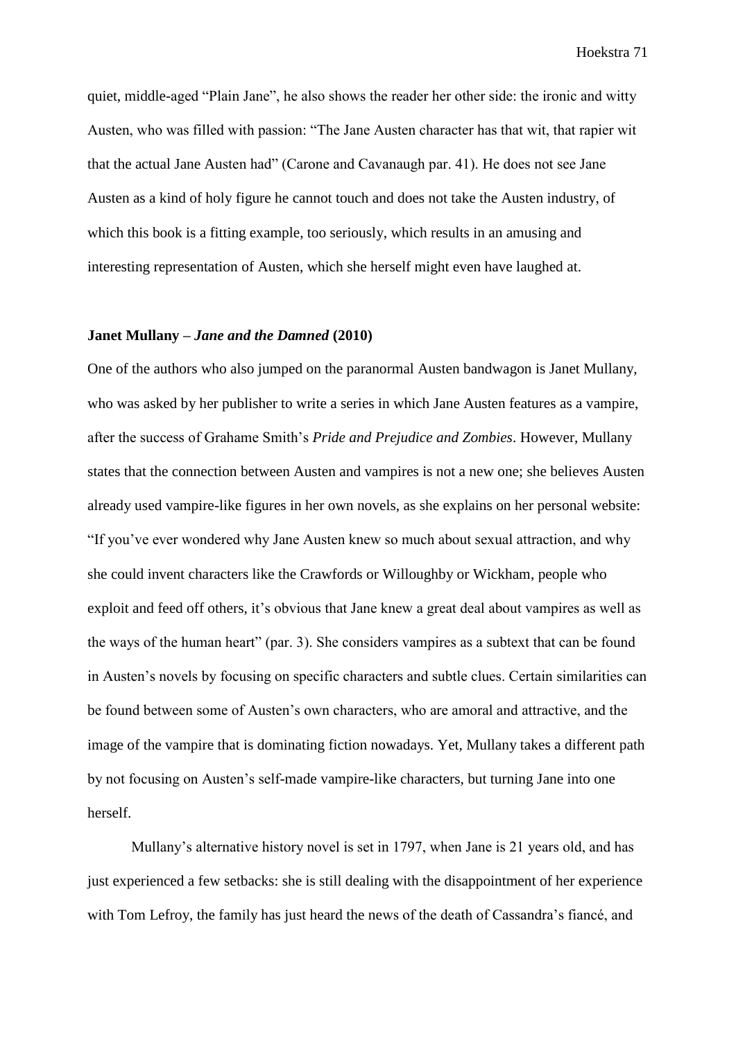quiet, middle-aged "Plain Jane", he also shows the reader her other side: the ironic and witty Austen, who was filled with passion: "The Jane Austen character has that wit, that rapier wit that the actual Jane Austen had" (Carone and Cavanaugh par. 41). He does not see Jane Austen as a kind of holy figure he cannot touch and does not take the Austen industry, of which this book is a fitting example, too seriously, which results in an amusing and interesting representation of Austen, which she herself might even have laughed at.

**Janet Mullany –** ***Jane and the Damned*** **(2010)**

One of the authors who also jumped on the paranormal Austen bandwagon is Janet Mullany, who was asked by her publisher to write a series in which Jane Austen features as a vampire, after the success of Grahame Smith's *Pride and Prejudice and Zombies*. However, Mullany states that the connection between Austen and vampires is not a new one; she believes Austen already used vampire-like figures in her own novels, as she explains on her personal website: "If you've ever wondered why Jane Austen knew so much about sexual attraction, and why she could invent characters like the Crawfords or Willoughby or Wickham, people who exploit and feed off others, it's obvious that Jane knew a great deal about vampires as well as the ways of the human heart" (par. 3). She considers vampires as a subtext that can be found in Austen's novels by focusing on specific characters and subtle clues. Certain similarities can be found between some of Austen's own characters, who are amoral and attractive, and the image of the vampire that is dominating fiction nowadays. Yet, Mullany takes a different path by not focusing on Austen's self-made vampire-like characters, but turning Jane into one herself.

Mullany's alternative history novel is set in 1797, when Jane is 21 years old, and has just experienced a few setbacks: she is still dealing with the disappointment of her experience with Tom Lefroy, the family has just heard the news of the death of Cassandra's fiancé, and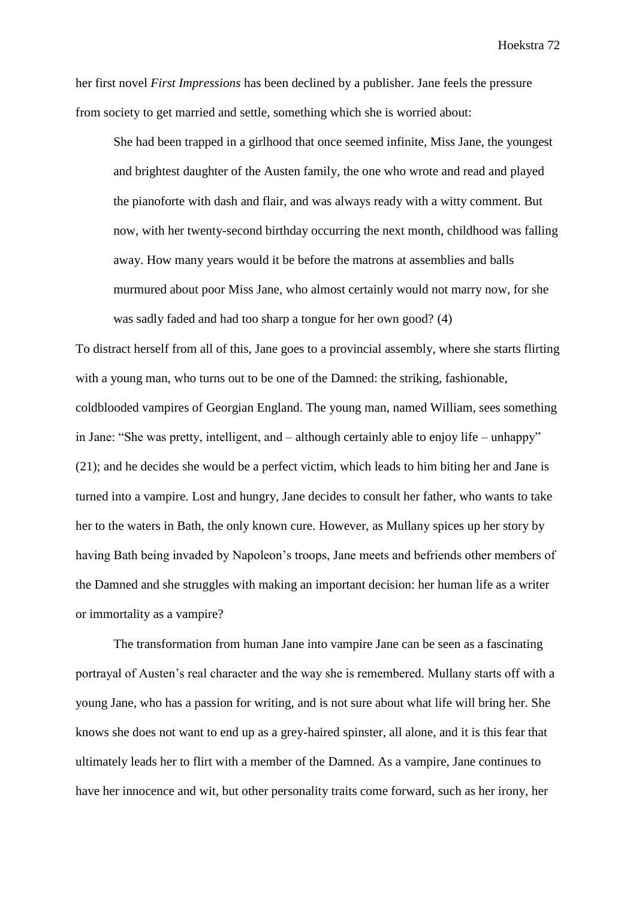her first novel *First Impressions* has been declined by a publisher. Jane feels the pressure from society to get married and settle, something which she is worried about:

> She had been trapped in a girlhood that once seemed infinite, Miss Jane, the youngest and brightest daughter of the Austen family, the one who wrote and read and played the pianoforte with dash and flair, and was always ready with a witty comment. But now, with her twenty-second birthday occurring the next month, childhood was falling away. How many years would it be before the matrons at assemblies and balls murmured about poor Miss Jane, who almost certainly would not marry now, for she was sadly faded and had too sharp a tongue for her own good? (4)

To distract herself from all of this, Jane goes to a provincial assembly, where she starts flirting with a young man, who turns out to be one of the Damned: the striking, fashionable, coldblooded vampires of Georgian England. The young man, named William, sees something in Jane: "She was pretty, intelligent, and – although certainly able to enjoy life – unhappy" (21); and he decides she would be a perfect victim, which leads to him biting her and Jane is turned into a vampire. Lost and hungry, Jane decides to consult her father, who wants to take her to the waters in Bath, the only known cure. However, as Mullany spices up her story by having Bath being invaded by Napoleon's troops, Jane meets and befriends other members of the Damned and she struggles with making an important decision: her human life as a writer or immortality as a vampire?

The transformation from human Jane into vampire Jane can be seen as a fascinating portrayal of Austen's real character and the way she is remembered. Mullany starts off with a young Jane, who has a passion for writing, and is not sure about what life will bring her. She knows she does not want to end up as a grey-haired spinster, all alone, and it is this fear that ultimately leads her to flirt with a member of the Damned. As a vampire, Jane continues to have her innocence and wit, but other personality traits come forward, such as her irony, her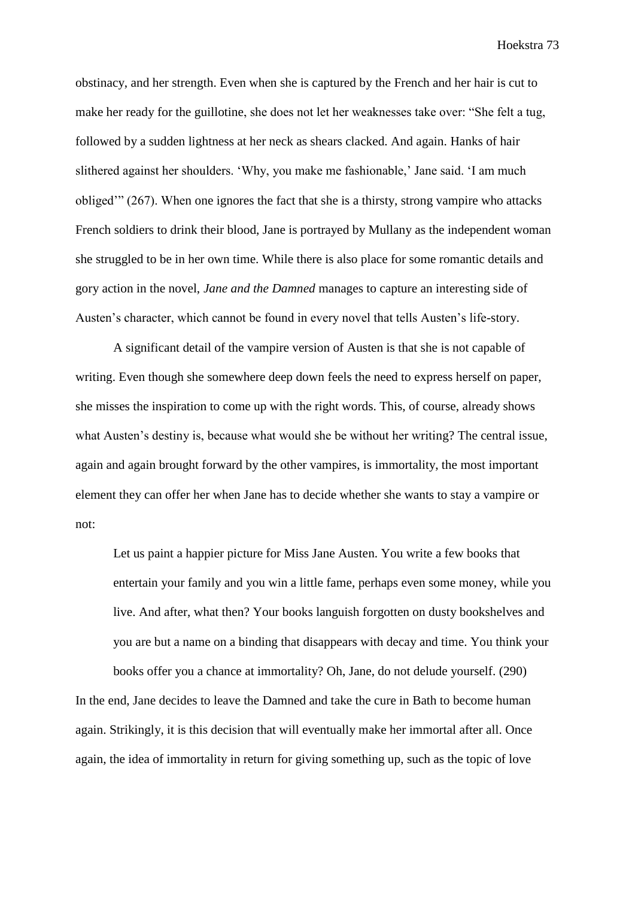obstinacy, and her strength. Even when she is captured by the French and her hair is cut to make her ready for the guillotine, she does not let her weaknesses take over: "She felt a tug, followed by a sudden lightness at her neck as shears clacked. And again. Hanks of hair slithered against her shoulders. 'Why, you make me fashionable,' Jane said. 'I am much obliged'" (267). When one ignores the fact that she is a thirsty, strong vampire who attacks French soldiers to drink their blood, Jane is portrayed by Mullany as the independent woman she struggled to be in her own time. While there is also place for some romantic details and gory action in the novel, *Jane and the Damned* manages to capture an interesting side of Austen's character, which cannot be found in every novel that tells Austen's life-story.

A significant detail of the vampire version of Austen is that she is not capable of writing. Even though she somewhere deep down feels the need to express herself on paper, she misses the inspiration to come up with the right words. This, of course, already shows what Austen's destiny is, because what would she be without her writing? The central issue, again and again brought forward by the other vampires, is immortality, the most important element they can offer her when Jane has to decide whether she wants to stay a vampire or not:

> Let us paint a happier picture for Miss Jane Austen. You write a few books that entertain your family and you win a little fame, perhaps even some money, while you live. And after, what then? Your books languish forgotten on dusty bookshelves and you are but a name on a binding that disappears with decay and time. You think your books offer you a chance at immortality? Oh, Jane, do not delude yourself. (290)

In the end, Jane decides to leave the Damned and take the cure in Bath to become human again. Strikingly, it is this decision that will eventually make her immortal after all. Once again, the idea of immortality in return for giving something up, such as the topic of love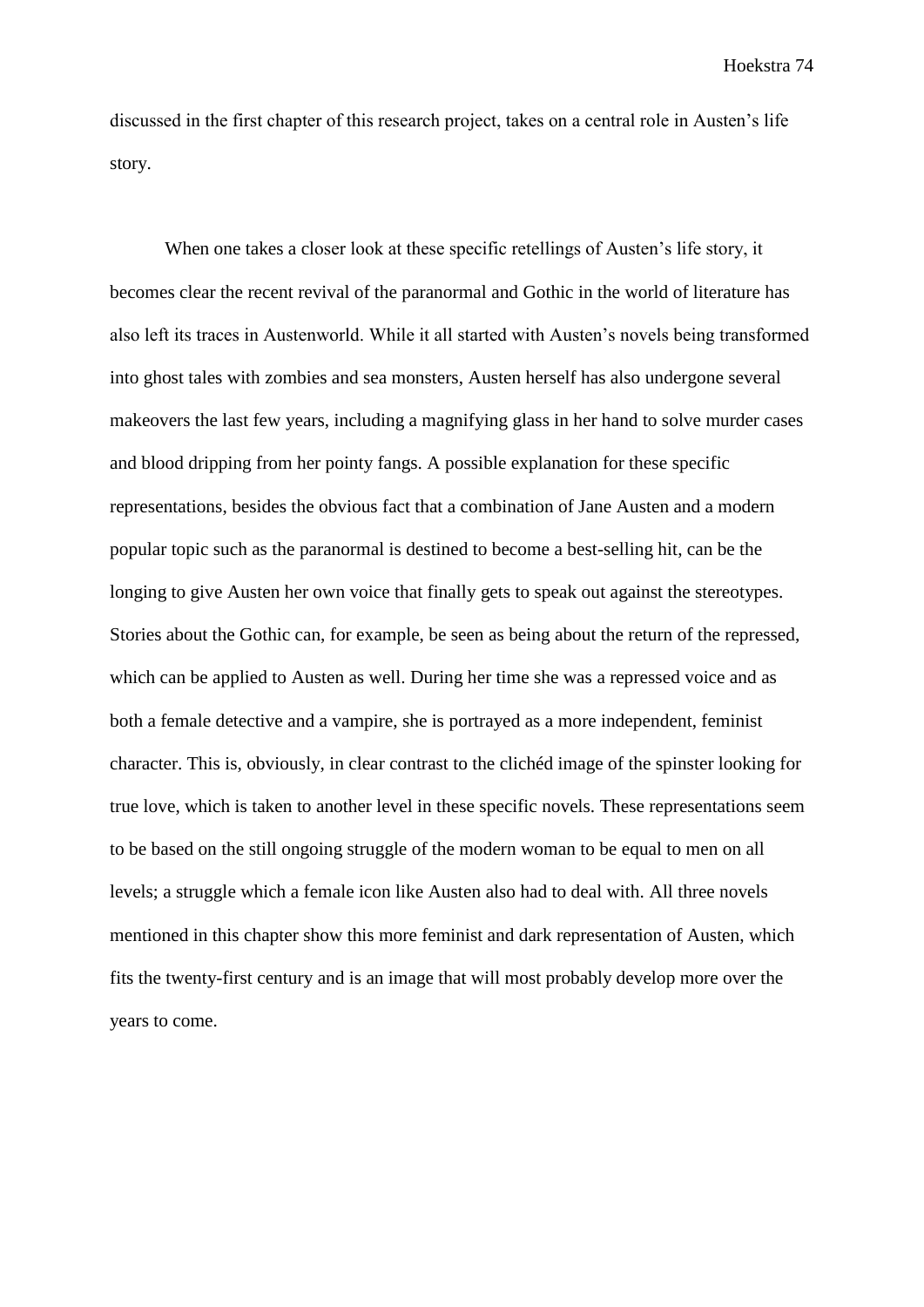discussed in the first chapter of this research project, takes on a central role in Austen's life story.

When one takes a closer look at these specific retellings of Austen's life story, it becomes clear the recent revival of the paranormal and Gothic in the world of literature has also left its traces in Austenworld. While it all started with Austen's novels being transformed into ghost tales with zombies and sea monsters, Austen herself has also undergone several makeovers the last few years, including a magnifying glass in her hand to solve murder cases and blood dripping from her pointy fangs. A possible explanation for these specific representations, besides the obvious fact that a combination of Jane Austen and a modern popular topic such as the paranormal is destined to become a best-selling hit, can be the longing to give Austen her own voice that finally gets to speak out against the stereotypes. Stories about the Gothic can, for example, be seen as being about the return of the repressed, which can be applied to Austen as well. During her time she was a repressed voice and as both a female detective and a vampire, she is portrayed as a more independent, feminist character. This is, obviously, in clear contrast to the clichéd image of the spinster looking for true love, which is taken to another level in these specific novels. These representations seem to be based on the still ongoing struggle of the modern woman to be equal to men on all levels; a struggle which a female icon like Austen also had to deal with. All three novels mentioned in this chapter show this more feminist and dark representation of Austen, which fits the twenty-first century and is an image that will most probably develop more over the years to come.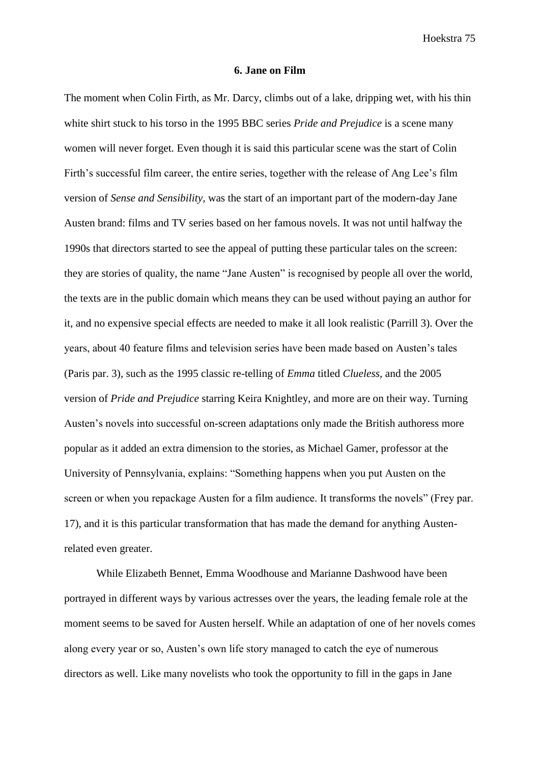## 6. Jane on Film

The moment when Colin Firth, as Mr. Darcy, climbs out of a lake, dripping wet, with his thin white shirt stuck to his torso in the 1995 BBC series *Pride and Prejudice* is a scene many women will never forget. Even though it is said this particular scene was the start of Colin Firth's successful film career, the entire series, together with the release of Ang Lee's film version of *Sense and Sensibility*, was the start of an important part of the modern-day Jane Austen brand: films and TV series based on her famous novels. It was not until halfway the 1990s that directors started to see the appeal of putting these particular tales on the screen: they are stories of quality, the name "Jane Austen" is recognised by people all over the world, the texts are in the public domain which means they can be used without paying an author for it, and no expensive special effects are needed to make it all look realistic (Parrill 3). Over the years, about 40 feature films and television series have been made based on Austen's tales (Paris par. 3), such as the 1995 classic re-telling of *Emma* titled *Clueless*, and the 2005 version of *Pride and Prejudice* starring Keira Knightley, and more are on their way. Turning Austen's novels into successful on-screen adaptations only made the British authoress more popular as it added an extra dimension to the stories, as Michael Gamer, professor at the University of Pennsylvania, explains: "Something happens when you put Austen on the screen or when you repackage Austen for a film audience. It transforms the novels" (Frey par. 17), and it is this particular transformation that has made the demand for anything Austen-related even greater.

While Elizabeth Bennet, Emma Woodhouse and Marianne Dashwood have been portrayed in different ways by various actresses over the years, the leading female role at the moment seems to be saved for Austen herself. While an adaptation of one of her novels comes along every year or so, Austen's own life story managed to catch the eye of numerous directors as well. Like many novelists who took the opportunity to fill in the gaps in Jane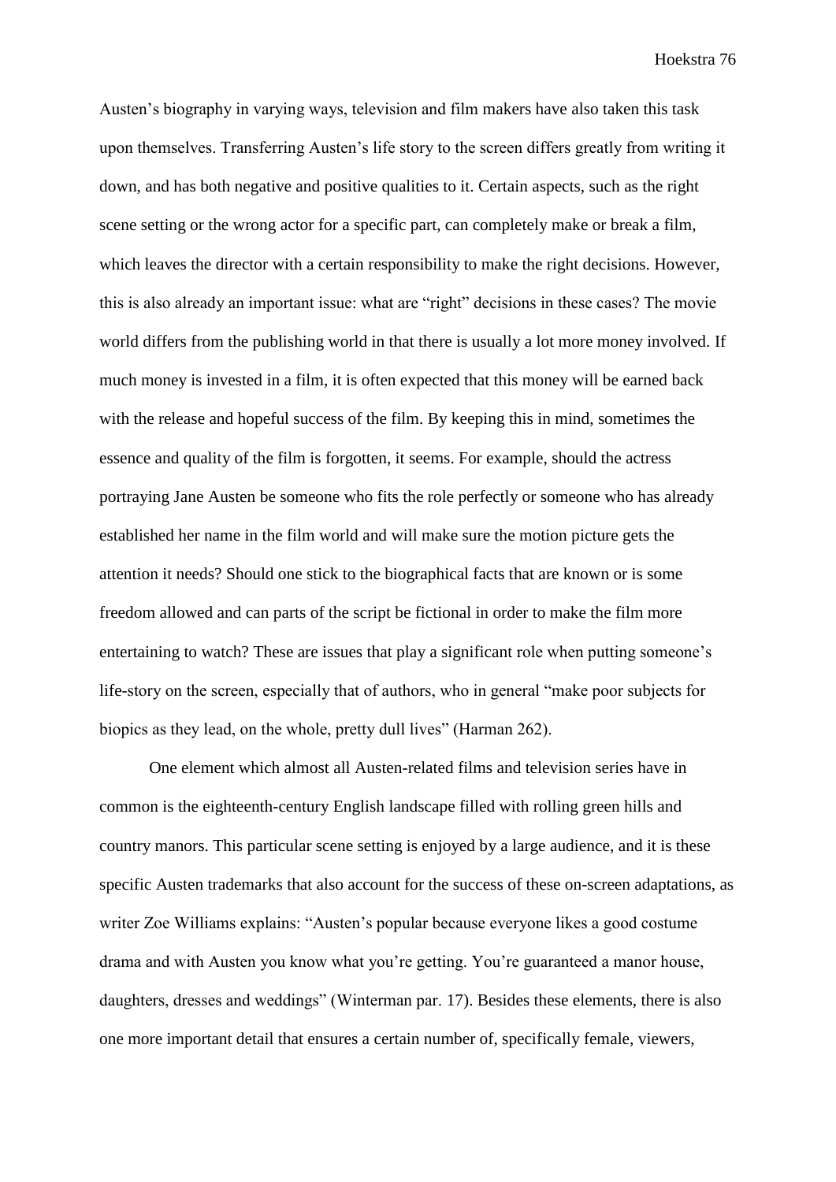Austen's biography in varying ways, television and film makers have also taken this task upon themselves. Transferring Austen's life story to the screen differs greatly from writing it down, and has both negative and positive qualities to it. Certain aspects, such as the right scene setting or the wrong actor for a specific part, can completely make or break a film, which leaves the director with a certain responsibility to make the right decisions. However, this is also already an important issue: what are "right" decisions in these cases? The movie world differs from the publishing world in that there is usually a lot more money involved. If much money is invested in a film, it is often expected that this money will be earned back with the release and hopeful success of the film. By keeping this in mind, sometimes the essence and quality of the film is forgotten, it seems. For example, should the actress portraying Jane Austen be someone who fits the role perfectly or someone who has already established her name in the film world and will make sure the motion picture gets the attention it needs? Should one stick to the biographical facts that are known or is some freedom allowed and can parts of the script be fictional in order to make the film more entertaining to watch? These are issues that play a significant role when putting someone's life-story on the screen, especially that of authors, who in general "make poor subjects for biopics as they lead, on the whole, pretty dull lives" (Harman 262).

One element which almost all Austen-related films and television series have in common is the eighteenth-century English landscape filled with rolling green hills and country manors. This particular scene setting is enjoyed by a large audience, and it is these specific Austen trademarks that also account for the success of these on-screen adaptations, as writer Zoe Williams explains: "Austen's popular because everyone likes a good costume drama and with Austen you know what you're getting. You're guaranteed a manor house, daughters, dresses and weddings" (Winterman par. 17). Besides these elements, there is also one more important detail that ensures a certain number of, specifically female, viewers,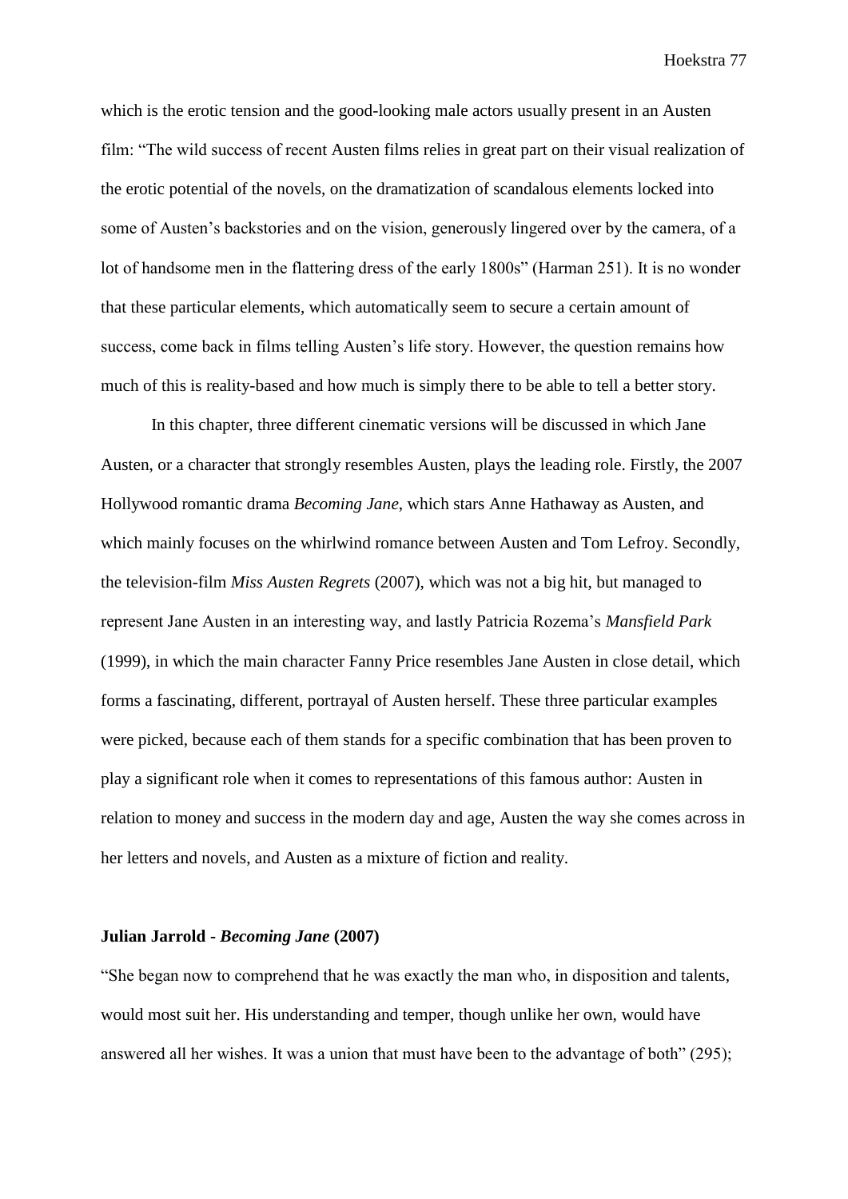which is the erotic tension and the good-looking male actors usually present in an Austen film: “The wild success of recent Austen films relies in great part on their visual realization of the erotic potential of the novels, on the dramatization of scandalous elements locked into some of Austen’s backstories and on the vision, generously lingered over by the camera, of a lot of handsome men in the flattering dress of the early 1800s” (Harman 251). It is no wonder that these particular elements, which automatically seem to secure a certain amount of success, come back in films telling Austen’s life story. However, the question remains how much of this is reality-based and how much is simply there to be able to tell a better story.

In this chapter, three different cinematic versions will be discussed in which Jane Austen, or a character that strongly resembles Austen, plays the leading role. Firstly, the 2007 Hollywood romantic drama *Becoming Jane*, which stars Anne Hathaway as Austen, and which mainly focuses on the whirlwind romance between Austen and Tom Lefroy. Secondly, the television-film *Miss Austen Regrets* (2007), which was not a big hit, but managed to represent Jane Austen in an interesting way, and lastly Patricia Rozema’s *Mansfield Park* (1999), in which the main character Fanny Price resembles Jane Austen in close detail, which forms a fascinating, different, portrayal of Austen herself. These three particular examples were picked, because each of them stands for a specific combination that has been proven to play a significant role when it comes to representations of this famous author: Austen in relation to money and success in the modern day and age, Austen the way she comes across in her letters and novels, and Austen as a mixture of fiction and reality.

### Julian Jarrold - *Becoming Jane* (2007)

“She began now to comprehend that he was exactly the man who, in disposition and talents, would most suit her. His understanding and temper, though unlike her own, would have answered all her wishes. It was a union that must have been to the advantage of both” (295);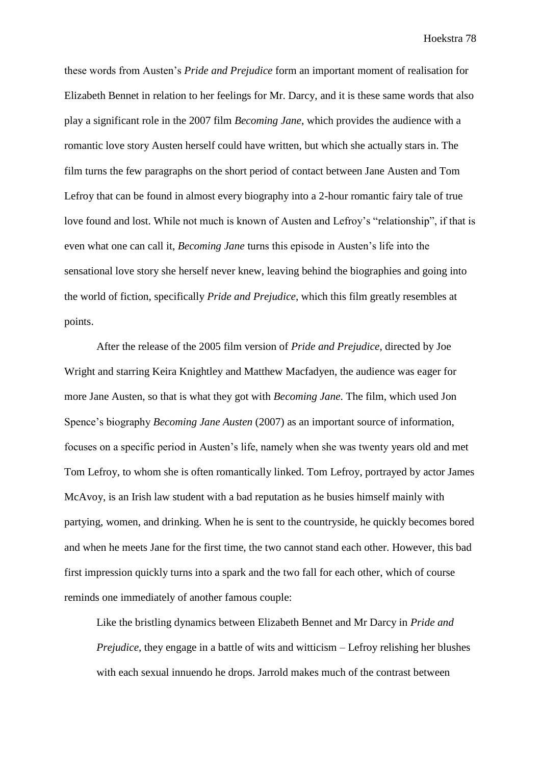these words from Austen's *Pride and Prejudice* form an important moment of realisation for Elizabeth Bennet in relation to her feelings for Mr. Darcy, and it is these same words that also play a significant role in the 2007 film *Becoming Jane*, which provides the audience with a romantic love story Austen herself could have written, but which she actually stars in. The film turns the few paragraphs on the short period of contact between Jane Austen and Tom Lefroy that can be found in almost every biography into a 2-hour romantic fairy tale of true love found and lost. While not much is known of Austen and Lefroy's "relationship", if that is even what one can call it, *Becoming Jane* turns this episode in Austen's life into the sensational love story she herself never knew, leaving behind the biographies and going into the world of fiction, specifically *Pride and Prejudice*, which this film greatly resembles at points.

After the release of the 2005 film version of *Pride and Prejudice*, directed by Joe Wright and starring Keira Knightley and Matthew Macfadyen, the audience was eager for more Jane Austen, so that is what they got with *Becoming Jane*. The film, which used Jon Spence's biography *Becoming Jane Austen* (2007) as an important source of information, focuses on a specific period in Austen's life, namely when she was twenty years old and met Tom Lefroy, to whom she is often romantically linked. Tom Lefroy, portrayed by actor James McAvoy, is an Irish law student with a bad reputation as he busies himself mainly with partying, women, and drinking. When he is sent to the countryside, he quickly becomes bored and when he meets Jane for the first time, the two cannot stand each other. However, this bad first impression quickly turns into a spark and the two fall for each other, which of course reminds one immediately of another famous couple:

> Like the bristling dynamics between Elizabeth Bennet and Mr Darcy in *Pride and Prejudice*, they engage in a battle of wits and witticism – Lefroy relishing her blushes with each sexual innuendo he drops. Jarrold makes much of the contrast between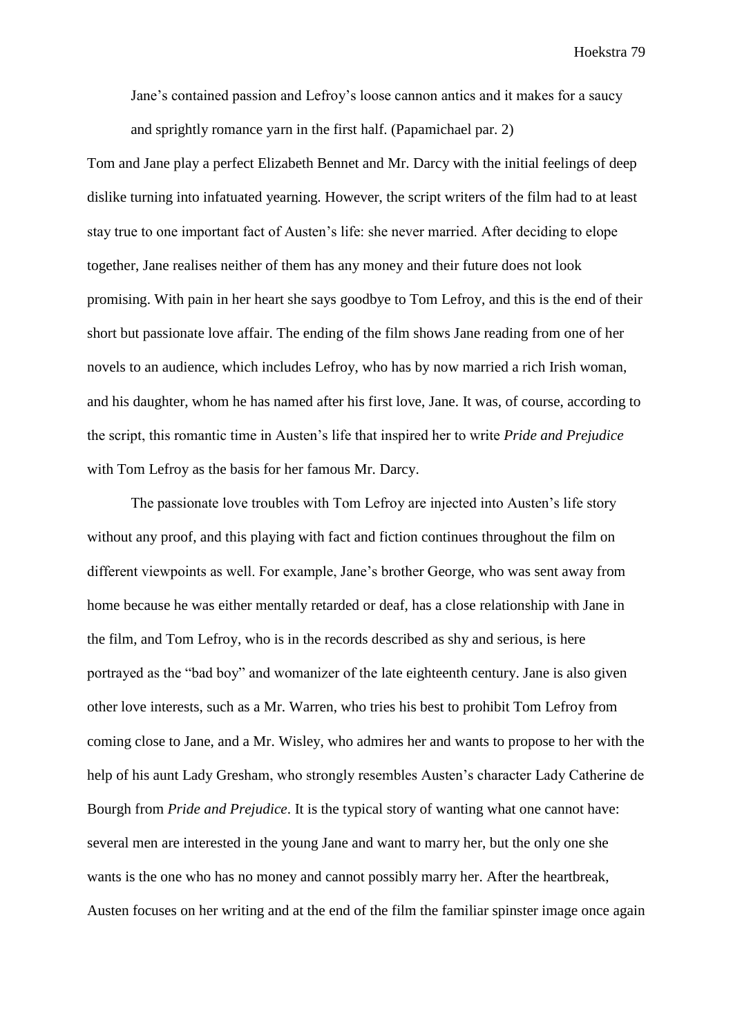> Jane's contained passion and Lefroy's loose cannon antics and it makes for a saucy and sprightly romance yarn in the first half. (Papamichael par. 2)

Tom and Jane play a perfect Elizabeth Bennet and Mr. Darcy with the initial feelings of deep dislike turning into infatuated yearning. However, the script writers of the film had to at least stay true to one important fact of Austen's life: she never married. After deciding to elope together, Jane realises neither of them has any money and their future does not look promising. With pain in her heart she says goodbye to Tom Lefroy, and this is the end of their short but passionate love affair. The ending of the film shows Jane reading from one of her novels to an audience, which includes Lefroy, who has by now married a rich Irish woman, and his daughter, whom he has named after his first love, Jane. It was, of course, according to the script, this romantic time in Austen's life that inspired her to write *Pride and Prejudice* with Tom Lefroy as the basis for her famous Mr. Darcy.

The passionate love troubles with Tom Lefroy are injected into Austen's life story without any proof, and this playing with fact and fiction continues throughout the film on different viewpoints as well. For example, Jane's brother George, who was sent away from home because he was either mentally retarded or deaf, has a close relationship with Jane in the film, and Tom Lefroy, who is in the records described as shy and serious, is here portrayed as the "bad boy" and womanizer of the late eighteenth century. Jane is also given other love interests, such as a Mr. Warren, who tries his best to prohibit Tom Lefroy from coming close to Jane, and a Mr. Wisley, who admires her and wants to propose to her with the help of his aunt Lady Gresham, who strongly resembles Austen's character Lady Catherine de Bourgh from *Pride and Prejudice*. It is the typical story of wanting what one cannot have: several men are interested in the young Jane and want to marry her, but the only one she wants is the one who has no money and cannot possibly marry her. After the heartbreak, Austen focuses on her writing and at the end of the film the familiar spinster image once again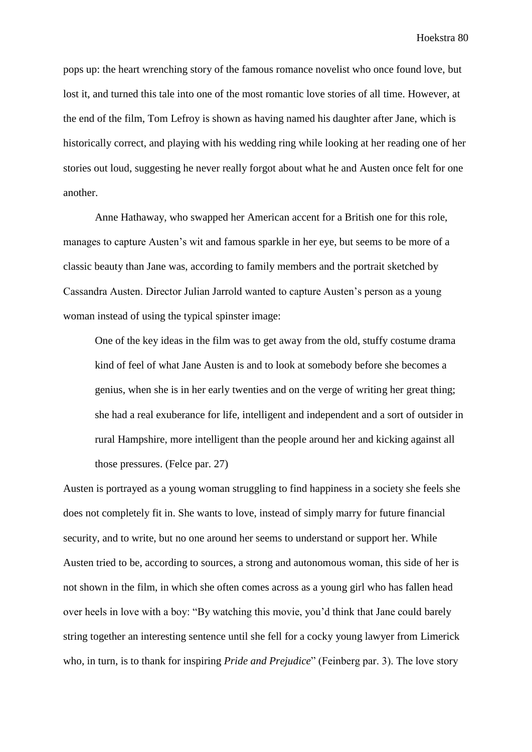pops up: the heart wrenching story of the famous romance novelist who once found love, but lost it, and turned this tale into one of the most romantic love stories of all time. However, at the end of the film, Tom Lefroy is shown as having named his daughter after Jane, which is historically correct, and playing with his wedding ring while looking at her reading one of her stories out loud, suggesting he never really forgot about what he and Austen once felt for one another.

Anne Hathaway, who swapped her American accent for a British one for this role, manages to capture Austen's wit and famous sparkle in her eye, but seems to be more of a classic beauty than Jane was, according to family members and the portrait sketched by Cassandra Austen. Director Julian Jarrold wanted to capture Austen's person as a young woman instead of using the typical spinster image:

> One of the key ideas in the film was to get away from the old, stuffy costume drama kind of feel of what Jane Austen is and to look at somebody before she becomes a genius, when she is in her early twenties and on the verge of writing her great thing; she had a real exuberance for life, intelligent and independent and a sort of outsider in rural Hampshire, more intelligent than the people around her and kicking against all those pressures. (Felce par. 27)

Austen is portrayed as a young woman struggling to find happiness in a society she feels she does not completely fit in. She wants to love, instead of simply marry for future financial security, and to write, but no one around her seems to understand or support her. While Austen tried to be, according to sources, a strong and autonomous woman, this side of her is not shown in the film, in which she often comes across as a young girl who has fallen head over heels in love with a boy: "By watching this movie, you'd think that Jane could barely string together an interesting sentence until she fell for a cocky young lawyer from Limerick who, in turn, is to thank for inspiring *Pride and Prejudice*" (Feinberg par. 3). The love story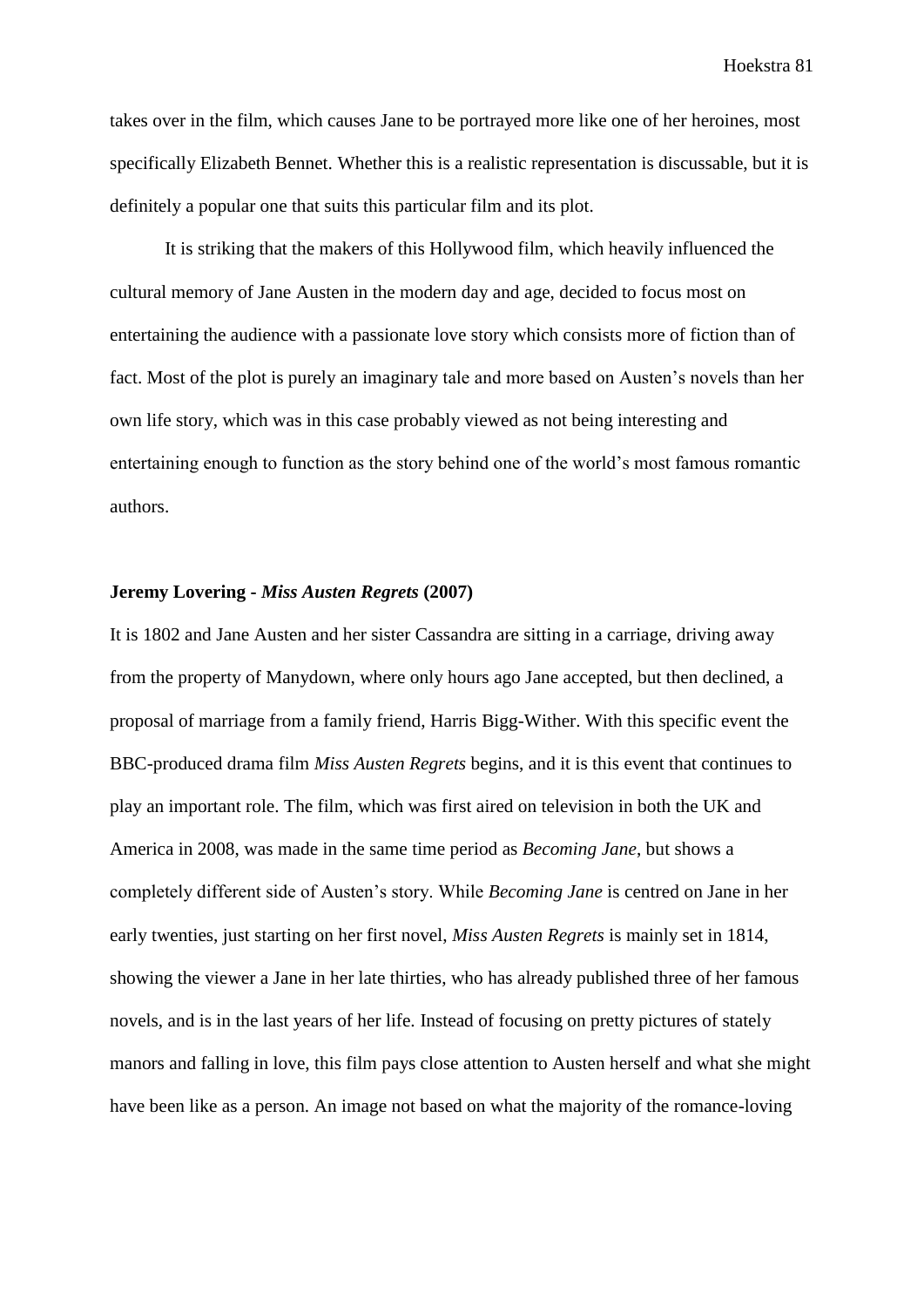takes over in the film, which causes Jane to be portrayed more like one of her heroines, most specifically Elizabeth Bennet. Whether this is a realistic representation is discussable, but it is definitely a popular one that suits this particular film and its plot.

It is striking that the makers of this Hollywood film, which heavily influenced the cultural memory of Jane Austen in the modern day and age, decided to focus most on entertaining the audience with a passionate love story which consists more of fiction than of fact. Most of the plot is purely an imaginary tale and more based on Austen's novels than her own life story, which was in this case probably viewed as not being interesting and entertaining enough to function as the story behind one of the world's most famous romantic authors.

### Jeremy Lovering - *Miss Austen Regrets* (2007)

It is 1802 and Jane Austen and her sister Cassandra are sitting in a carriage, driving away from the property of Manydown, where only hours ago Jane accepted, but then declined, a proposal of marriage from a family friend, Harris Bigg-Wither. With this specific event the BBC-produced drama film *Miss Austen Regrets* begins, and it is this event that continues to play an important role. The film, which was first aired on television in both the UK and America in 2008, was made in the same time period as *Becoming Jane*, but shows a completely different side of Austen's story. While *Becoming Jane* is centred on Jane in her early twenties, just starting on her first novel, *Miss Austen Regrets* is mainly set in 1814, showing the viewer a Jane in her late thirties, who has already published three of her famous novels, and is in the last years of her life. Instead of focusing on pretty pictures of stately manors and falling in love, this film pays close attention to Austen herself and what she might have been like as a person. An image not based on what the majority of the romance-loving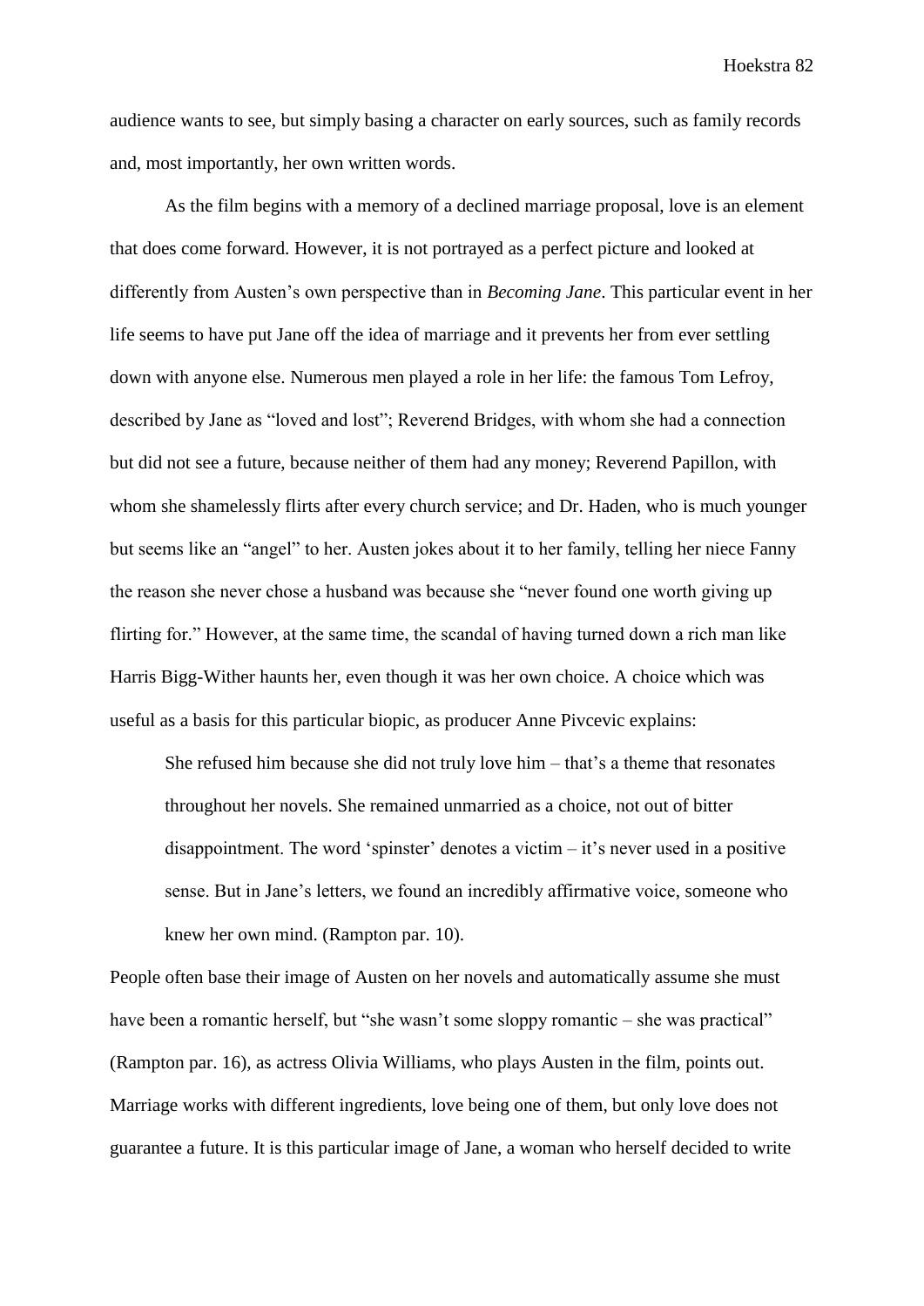audience wants to see, but simply basing a character on early sources, such as family records and, most importantly, her own written words.

As the film begins with a memory of a declined marriage proposal, love is an element that does come forward. However, it is not portrayed as a perfect picture and looked at differently from Austen's own perspective than in *Becoming Jane*. This particular event in her life seems to have put Jane off the idea of marriage and it prevents her from ever settling down with anyone else. Numerous men played a role in her life: the famous Tom Lefroy, described by Jane as "loved and lost"; Reverend Bridges, with whom she had a connection but did not see a future, because neither of them had any money; Reverend Papillon, with whom she shamelessly flirts after every church service; and Dr. Haden, who is much younger but seems like an "angel" to her. Austen jokes about it to her family, telling her niece Fanny the reason she never chose a husband was because she "never found one worth giving up flirting for." However, at the same time, the scandal of having turned down a rich man like Harris Bigg-Wither haunts her, even though it was her own choice. A choice which was useful as a basis for this particular biopic, as producer Anne Pivcevic explains:

> She refused him because she did not truly love him – that's a theme that resonates throughout her novels. She remained unmarried as a choice, not out of bitter disappointment. The word 'spinster' denotes a victim – it's never used in a positive sense. But in Jane's letters, we found an incredibly affirmative voice, someone who knew her own mind. (Rampton par. 10).

People often base their image of Austen on her novels and automatically assume she must have been a romantic herself, but "she wasn't some sloppy romantic – she was practical" (Rampton par. 16), as actress Olivia Williams, who plays Austen in the film, points out. Marriage works with different ingredients, love being one of them, but only love does not guarantee a future. It is this particular image of Jane, a woman who herself decided to write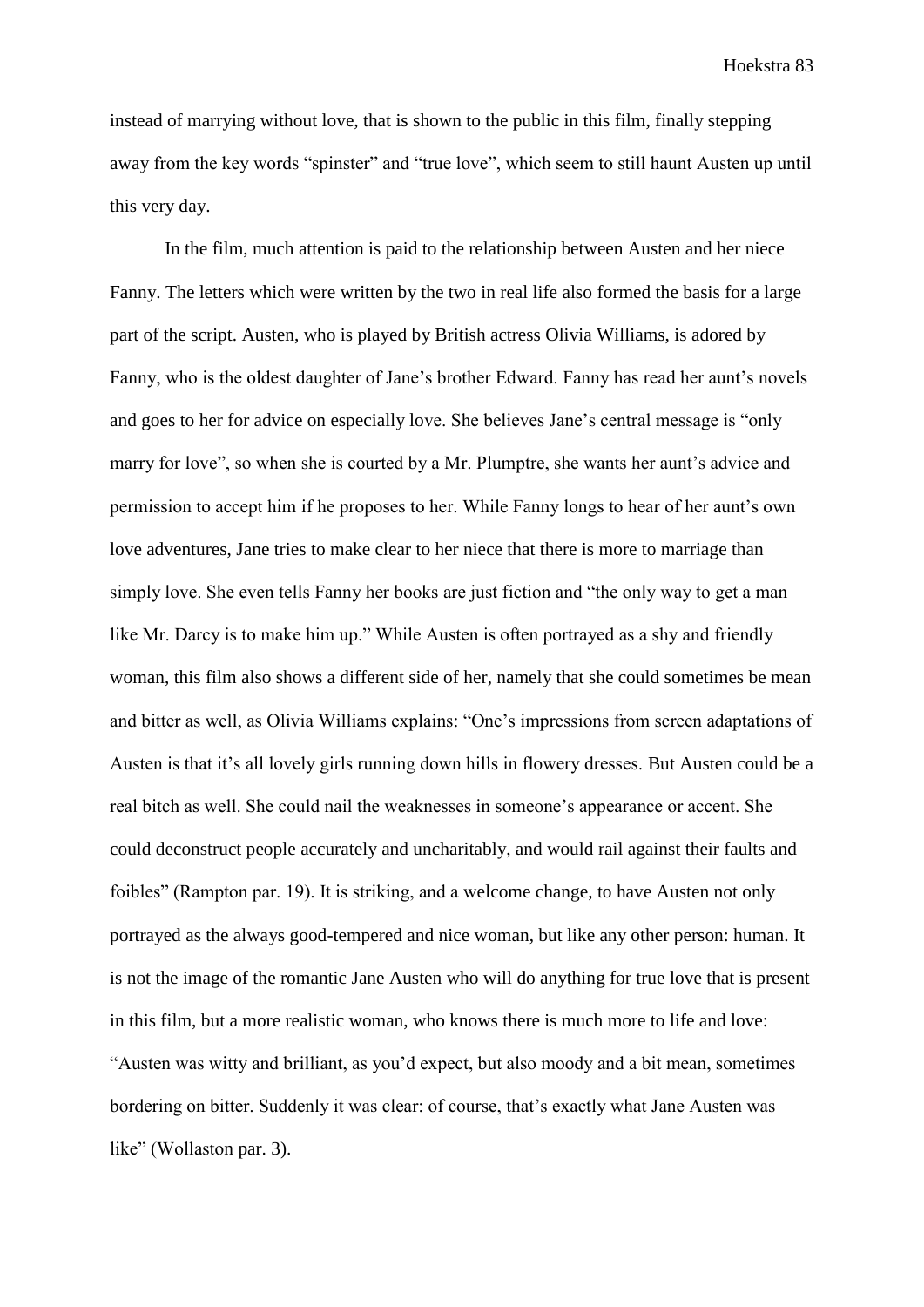instead of marrying without love, that is shown to the public in this film, finally stepping away from the key words “spinster” and “true love”, which seem to still haunt Austen up until this very day.

In the film, much attention is paid to the relationship between Austen and her niece Fanny. The letters which were written by the two in real life also formed the basis for a large part of the script. Austen, who is played by British actress Olivia Williams, is adored by Fanny, who is the oldest daughter of Jane’s brother Edward. Fanny has read her aunt’s novels and goes to her for advice on especially love. She believes Jane’s central message is “only marry for love”, so when she is courted by a Mr. Plumptre, she wants her aunt’s advice and permission to accept him if he proposes to her. While Fanny longs to hear of her aunt’s own love adventures, Jane tries to make clear to her niece that there is more to marriage than simply love. She even tells Fanny her books are just fiction and “the only way to get a man like Mr. Darcy is to make him up.” While Austen is often portrayed as a shy and friendly woman, this film also shows a different side of her, namely that she could sometimes be mean and bitter as well, as Olivia Williams explains: “One’s impressions from screen adaptations of Austen is that it’s all lovely girls running down hills in flowery dresses. But Austen could be a real bitch as well. She could nail the weaknesses in someone’s appearance or accent. She could deconstruct people accurately and uncharitably, and would rail against their faults and foibles” (Rampton par. 19). It is striking, and a welcome change, to have Austen not only portrayed as the always good-tempered and nice woman, but like any other person: human. It is not the image of the romantic Jane Austen who will do anything for true love that is present in this film, but a more realistic woman, who knows there is much more to life and love: “Austen was witty and brilliant, as you’d expect, but also moody and a bit mean, sometimes bordering on bitter. Suddenly it was clear: of course, that’s exactly what Jane Austen was like” (Wollaston par. 3).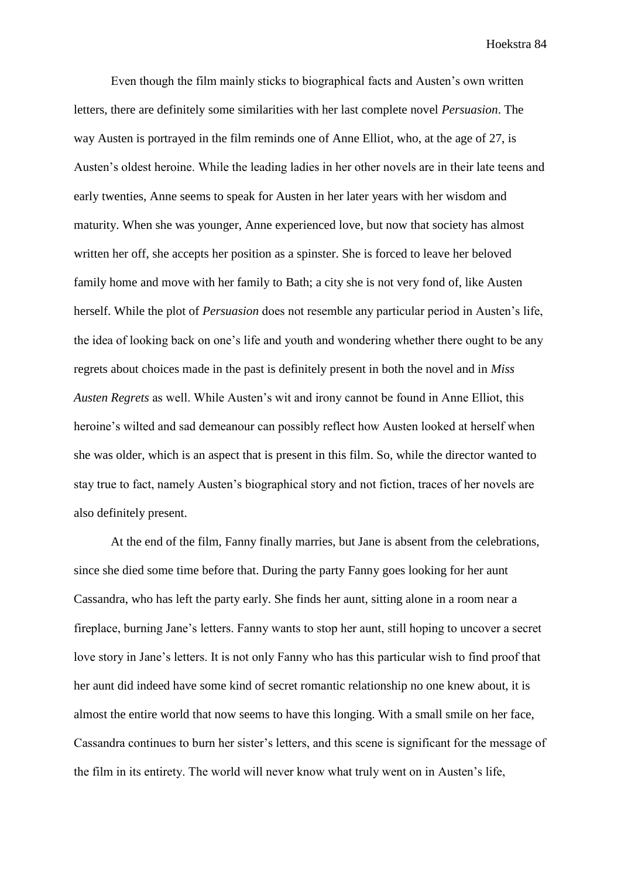Even though the film mainly sticks to biographical facts and Austen's own written letters, there are definitely some similarities with her last complete novel *Persuasion*. The way Austen is portrayed in the film reminds one of Anne Elliot, who, at the age of 27, is Austen's oldest heroine. While the leading ladies in her other novels are in their late teens and early twenties, Anne seems to speak for Austen in her later years with her wisdom and maturity. When she was younger, Anne experienced love, but now that society has almost written her off, she accepts her position as a spinster. She is forced to leave her beloved family home and move with her family to Bath; a city she is not very fond of, like Austen herself. While the plot of *Persuasion* does not resemble any particular period in Austen's life, the idea of looking back on one's life and youth and wondering whether there ought to be any regrets about choices made in the past is definitely present in both the novel and in *Miss Austen Regrets* as well. While Austen's wit and irony cannot be found in Anne Elliot, this heroine's wilted and sad demeanour can possibly reflect how Austen looked at herself when she was older, which is an aspect that is present in this film. So, while the director wanted to stay true to fact, namely Austen's biographical story and not fiction, traces of her novels are also definitely present.

At the end of the film, Fanny finally marries, but Jane is absent from the celebrations, since she died some time before that. During the party Fanny goes looking for her aunt Cassandra, who has left the party early. She finds her aunt, sitting alone in a room near a fireplace, burning Jane's letters. Fanny wants to stop her aunt, still hoping to uncover a secret love story in Jane's letters. It is not only Fanny who has this particular wish to find proof that her aunt did indeed have some kind of secret romantic relationship no one knew about, it is almost the entire world that now seems to have this longing. With a small smile on her face, Cassandra continues to burn her sister's letters, and this scene is significant for the message of the film in its entirety. The world will never know what truly went on in Austen's life,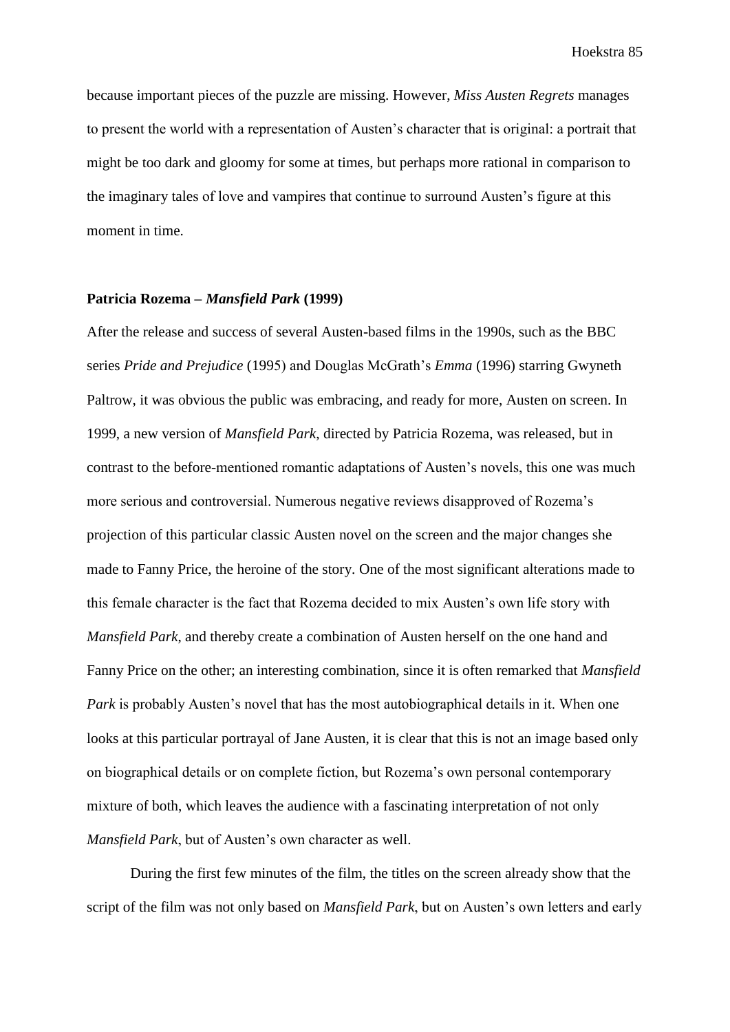because important pieces of the puzzle are missing. However, *Miss Austen Regrets* manages to present the world with a representation of Austen's character that is original: a portrait that might be too dark and gloomy for some at times, but perhaps more rational in comparison to the imaginary tales of love and vampires that continue to surround Austen's figure at this moment in time.

### Patricia Rozema – *Mansfield Park* (1999)

After the release and success of several Austen-based films in the 1990s, such as the BBC series *Pride and Prejudice* (1995) and Douglas McGrath's *Emma* (1996) starring Gwyneth Paltrow, it was obvious the public was embracing, and ready for more, Austen on screen. In 1999, a new version of *Mansfield Park*, directed by Patricia Rozema, was released, but in contrast to the before-mentioned romantic adaptations of Austen's novels, this one was much more serious and controversial. Numerous negative reviews disapproved of Rozema's projection of this particular classic Austen novel on the screen and the major changes she made to Fanny Price, the heroine of the story. One of the most significant alterations made to this female character is the fact that Rozema decided to mix Austen's own life story with *Mansfield Park*, and thereby create a combination of Austen herself on the one hand and Fanny Price on the other; an interesting combination, since it is often remarked that *Mansfield Park* is probably Austen's novel that has the most autobiographical details in it. When one looks at this particular portrayal of Jane Austen, it is clear that this is not an image based only on biographical details or on complete fiction, but Rozema's own personal contemporary mixture of both, which leaves the audience with a fascinating interpretation of not only *Mansfield Park*, but of Austen's own character as well.

During the first few minutes of the film, the titles on the screen already show that the script of the film was not only based on *Mansfield Park*, but on Austen's own letters and early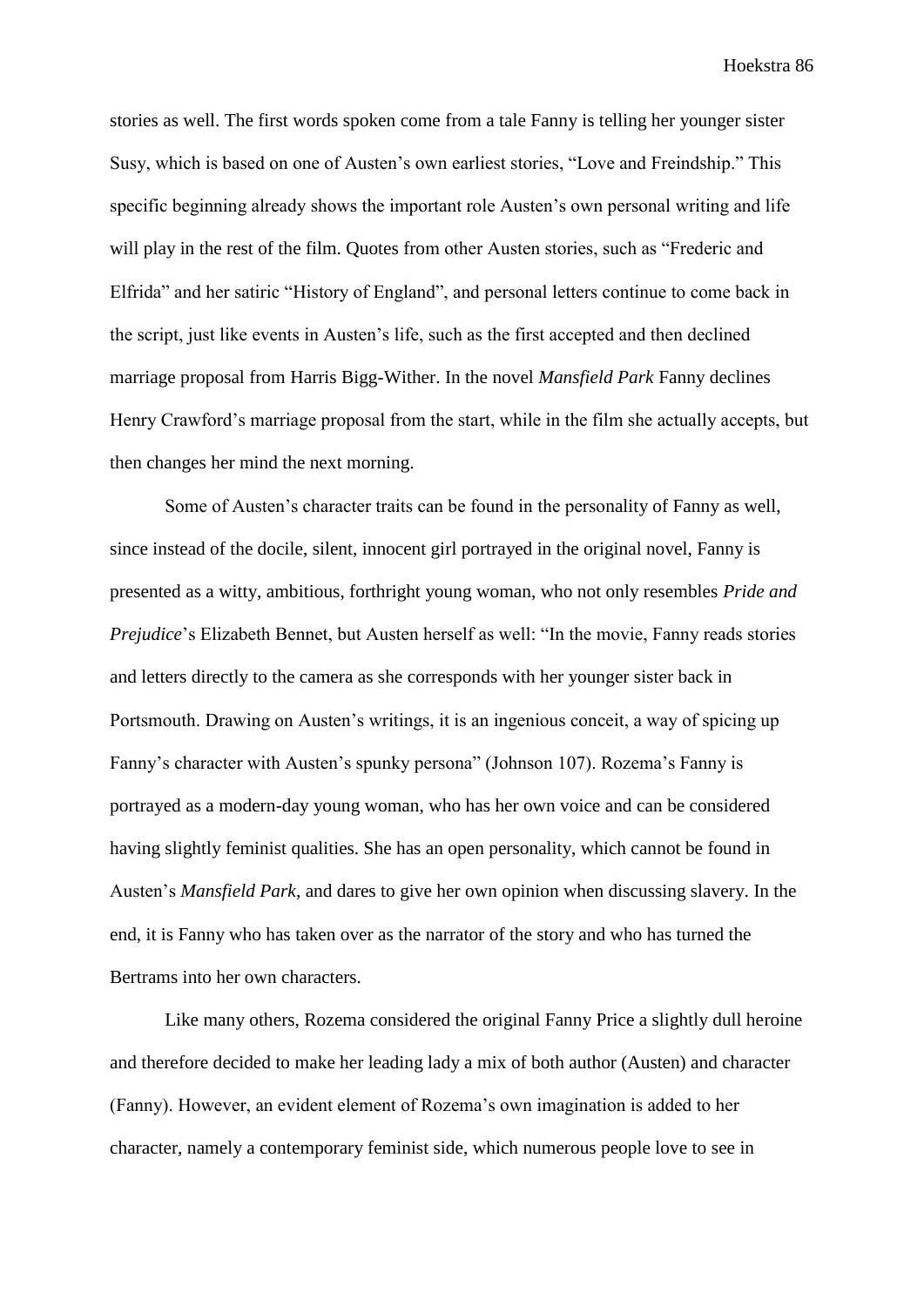stories as well. The first words spoken come from a tale Fanny is telling her younger sister Susy, which is based on one of Austen's own earliest stories, "Love and Freindship." This specific beginning already shows the important role Austen's own personal writing and life will play in the rest of the film. Quotes from other Austen stories, such as "Frederic and Elfrida" and her satiric "History of England", and personal letters continue to come back in the script, just like events in Austen's life, such as the first accepted and then declined marriage proposal from Harris Bigg-Wither. In the novel *Mansfield Park* Fanny declines Henry Crawford's marriage proposal from the start, while in the film she actually accepts, but then changes her mind the next morning.

Some of Austen's character traits can be found in the personality of Fanny as well, since instead of the docile, silent, innocent girl portrayed in the original novel, Fanny is presented as a witty, ambitious, forthright young woman, who not only resembles *Pride and Prejudice*'s Elizabeth Bennet, but Austen herself as well: "In the movie, Fanny reads stories and letters directly to the camera as she corresponds with her younger sister back in Portsmouth. Drawing on Austen's writings, it is an ingenious conceit, a way of spicing up Fanny's character with Austen's spunky persona" (Johnson 107). Rozema's Fanny is portrayed as a modern-day young woman, who has her own voice and can be considered having slightly feminist qualities. She has an open personality, which cannot be found in Austen's *Mansfield Park*, and dares to give her own opinion when discussing slavery. In the end, it is Fanny who has taken over as the narrator of the story and who has turned the Bertrams into her own characters.

Like many others, Rozema considered the original Fanny Price a slightly dull heroine and therefore decided to make her leading lady a mix of both author (Austen) and character (Fanny). However, an evident element of Rozema's own imagination is added to her character, namely a contemporary feminist side, which numerous people love to see in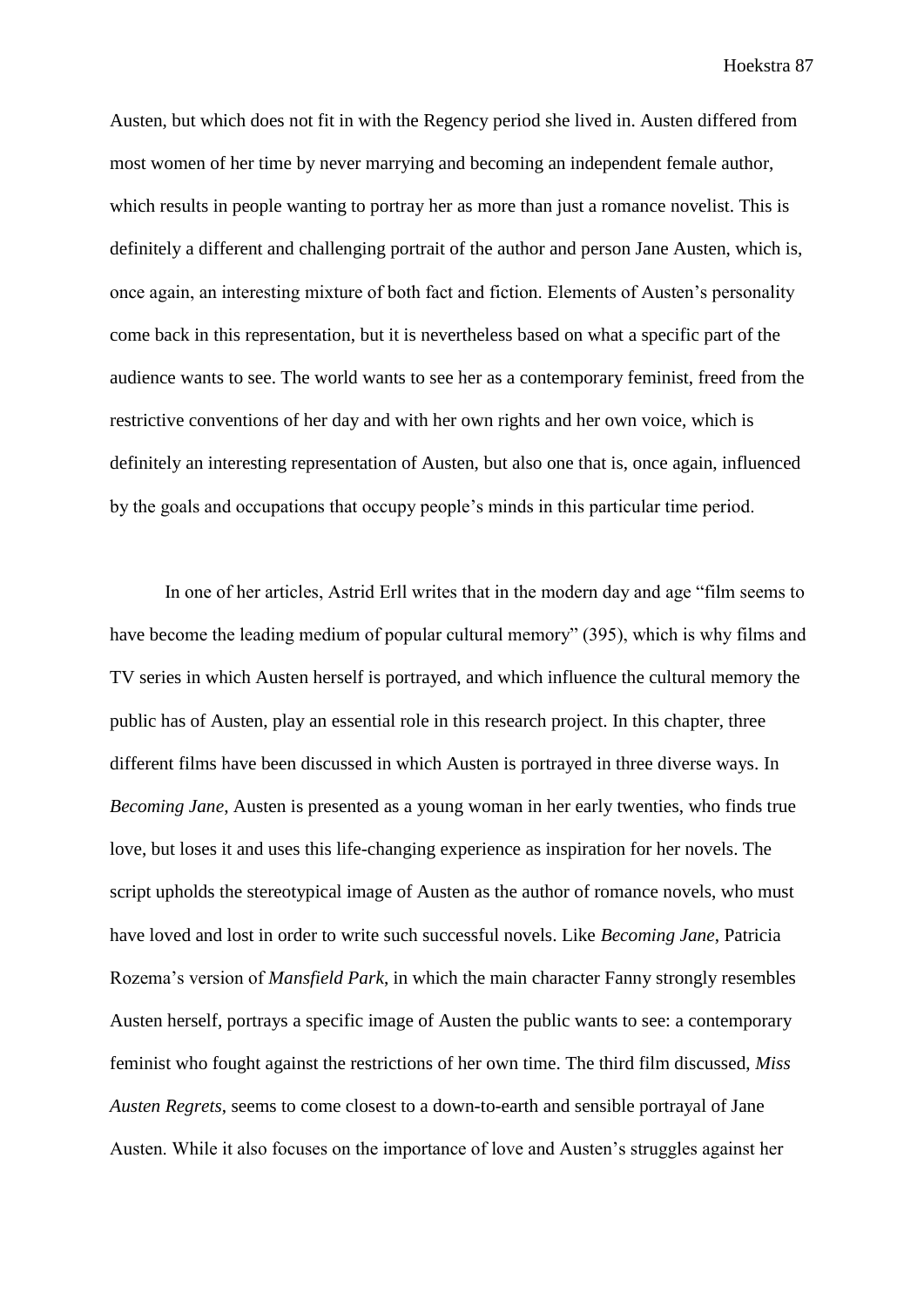Austen, but which does not fit in with the Regency period she lived in. Austen differed from most women of her time by never marrying and becoming an independent female author, which results in people wanting to portray her as more than just a romance novelist. This is definitely a different and challenging portrait of the author and person Jane Austen, which is, once again, an interesting mixture of both fact and fiction. Elements of Austen's personality come back in this representation, but it is nevertheless based on what a specific part of the audience wants to see. The world wants to see her as a contemporary feminist, freed from the restrictive conventions of her day and with her own rights and her own voice, which is definitely an interesting representation of Austen, but also one that is, once again, influenced by the goals and occupations that occupy people's minds in this particular time period.

In one of her articles, Astrid Erll writes that in the modern day and age "film seems to have become the leading medium of popular cultural memory" (395), which is why films and TV series in which Austen herself is portrayed, and which influence the cultural memory the public has of Austen, play an essential role in this research project. In this chapter, three different films have been discussed in which Austen is portrayed in three diverse ways. In *Becoming Jane*, Austen is presented as a young woman in her early twenties, who finds true love, but loses it and uses this life-changing experience as inspiration for her novels. The script upholds the stereotypical image of Austen as the author of romance novels, who must have loved and lost in order to write such successful novels. Like *Becoming Jane*, Patricia Rozema's version of *Mansfield Park*, in which the main character Fanny strongly resembles Austen herself, portrays a specific image of Austen the public wants to see: a contemporary feminist who fought against the restrictions of her own time. The third film discussed, *Miss Austen Regrets*, seems to come closest to a down-to-earth and sensible portrayal of Jane Austen. While it also focuses on the importance of love and Austen's struggles against her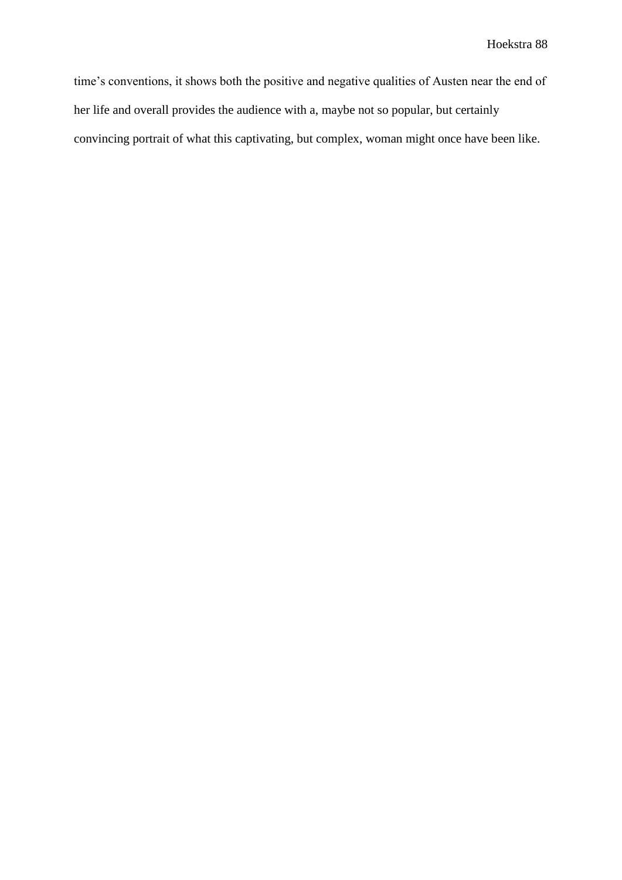time's conventions, it shows both the positive and negative qualities of Austen near the end of her life and overall provides the audience with a, maybe not so popular, but certainly convincing portrait of what this captivating, but complex, woman might once have been like.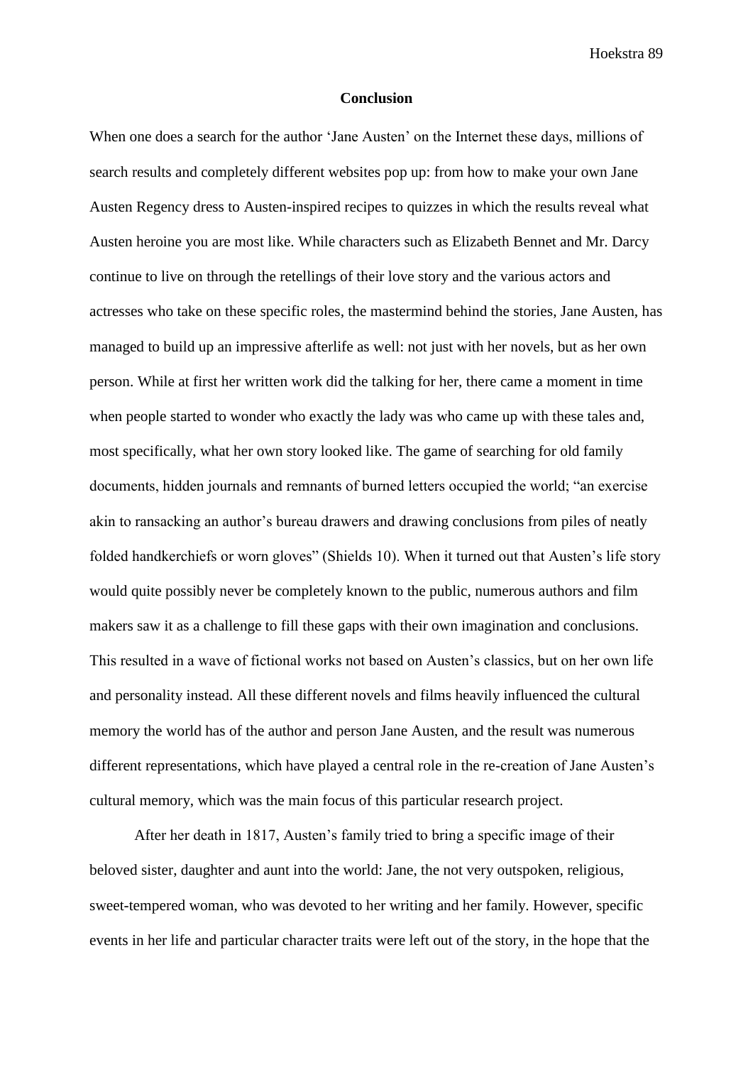# Conclusion

When one does a search for the author 'Jane Austen' on the Internet these days, millions of search results and completely different websites pop up: from how to make your own Jane Austen Regency dress to Austen-inspired recipes to quizzes in which the results reveal what Austen heroine you are most like. While characters such as Elizabeth Bennet and Mr. Darcy continue to live on through the retellings of their love story and the various actors and actresses who take on these specific roles, the mastermind behind the stories, Jane Austen, has managed to build up an impressive afterlife as well: not just with her novels, but as her own person. While at first her written work did the talking for her, there came a moment in time when people started to wonder who exactly the lady was who came up with these tales and, most specifically, what her own story looked like. The game of searching for old family documents, hidden journals and remnants of burned letters occupied the world; "an exercise akin to ransacking an author's bureau drawers and drawing conclusions from piles of neatly folded handkerchiefs or worn gloves" (Shields 10). When it turned out that Austen's life story would quite possibly never be completely known to the public, numerous authors and film makers saw it as a challenge to fill these gaps with their own imagination and conclusions. This resulted in a wave of fictional works not based on Austen's classics, but on her own life and personality instead. All these different novels and films heavily influenced the cultural memory the world has of the author and person Jane Austen, and the result was numerous different representations, which have played a central role in the re-creation of Jane Austen's cultural memory, which was the main focus of this particular research project.

After her death in 1817, Austen's family tried to bring a specific image of their beloved sister, daughter and aunt into the world: Jane, the not very outspoken, religious, sweet-tempered woman, who was devoted to her writing and her family. However, specific events in her life and particular character traits were left out of the story, in the hope that the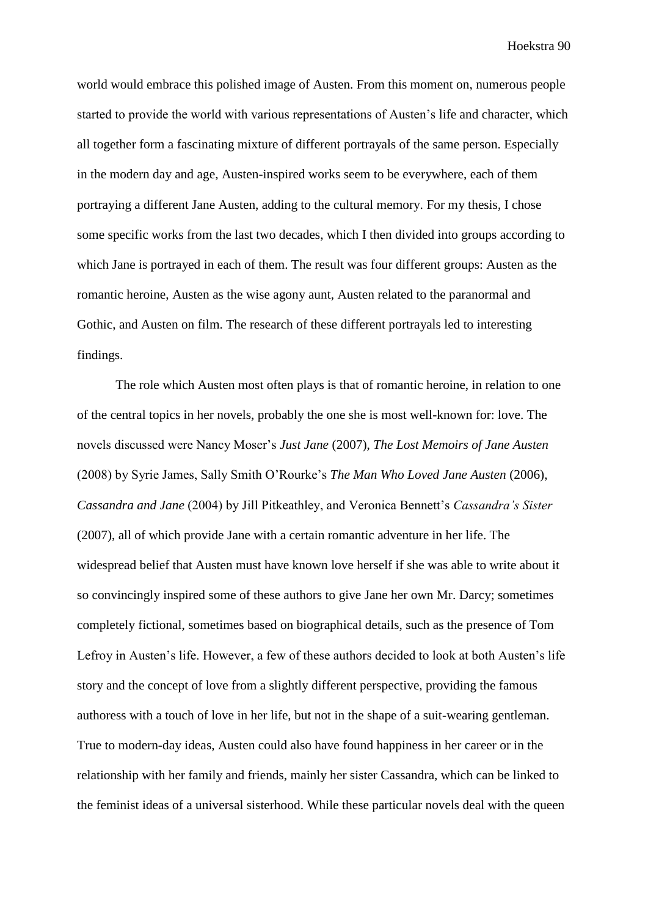world would embrace this polished image of Austen. From this moment on, numerous people started to provide the world with various representations of Austen's life and character, which all together form a fascinating mixture of different portrayals of the same person. Especially in the modern day and age, Austen-inspired works seem to be everywhere, each of them portraying a different Jane Austen, adding to the cultural memory. For my thesis, I chose some specific works from the last two decades, which I then divided into groups according to which Jane is portrayed in each of them. The result was four different groups: Austen as the romantic heroine, Austen as the wise agony aunt, Austen related to the paranormal and Gothic, and Austen on film. The research of these different portrayals led to interesting findings.

The role which Austen most often plays is that of romantic heroine, in relation to one of the central topics in her novels, probably the one she is most well-known for: love. The novels discussed were Nancy Moser's *Just Jane* (2007), *The Lost Memoirs of Jane Austen* (2008) by Syrie James, Sally Smith O'Rourke's *The Man Who Loved Jane Austen* (2006), *Cassandra and Jane* (2004) by Jill Pitkeathley, and Veronica Bennett's *Cassandra's Sister* (2007), all of which provide Jane with a certain romantic adventure in her life. The widespread belief that Austen must have known love herself if she was able to write about it so convincingly inspired some of these authors to give Jane her own Mr. Darcy; sometimes completely fictional, sometimes based on biographical details, such as the presence of Tom Lefroy in Austen's life. However, a few of these authors decided to look at both Austen's life story and the concept of love from a slightly different perspective, providing the famous authoress with a touch of love in her life, but not in the shape of a suit-wearing gentleman. True to modern-day ideas, Austen could also have found happiness in her career or in the relationship with her family and friends, mainly her sister Cassandra, which can be linked to the feminist ideas of a universal sisterhood. While these particular novels deal with the queen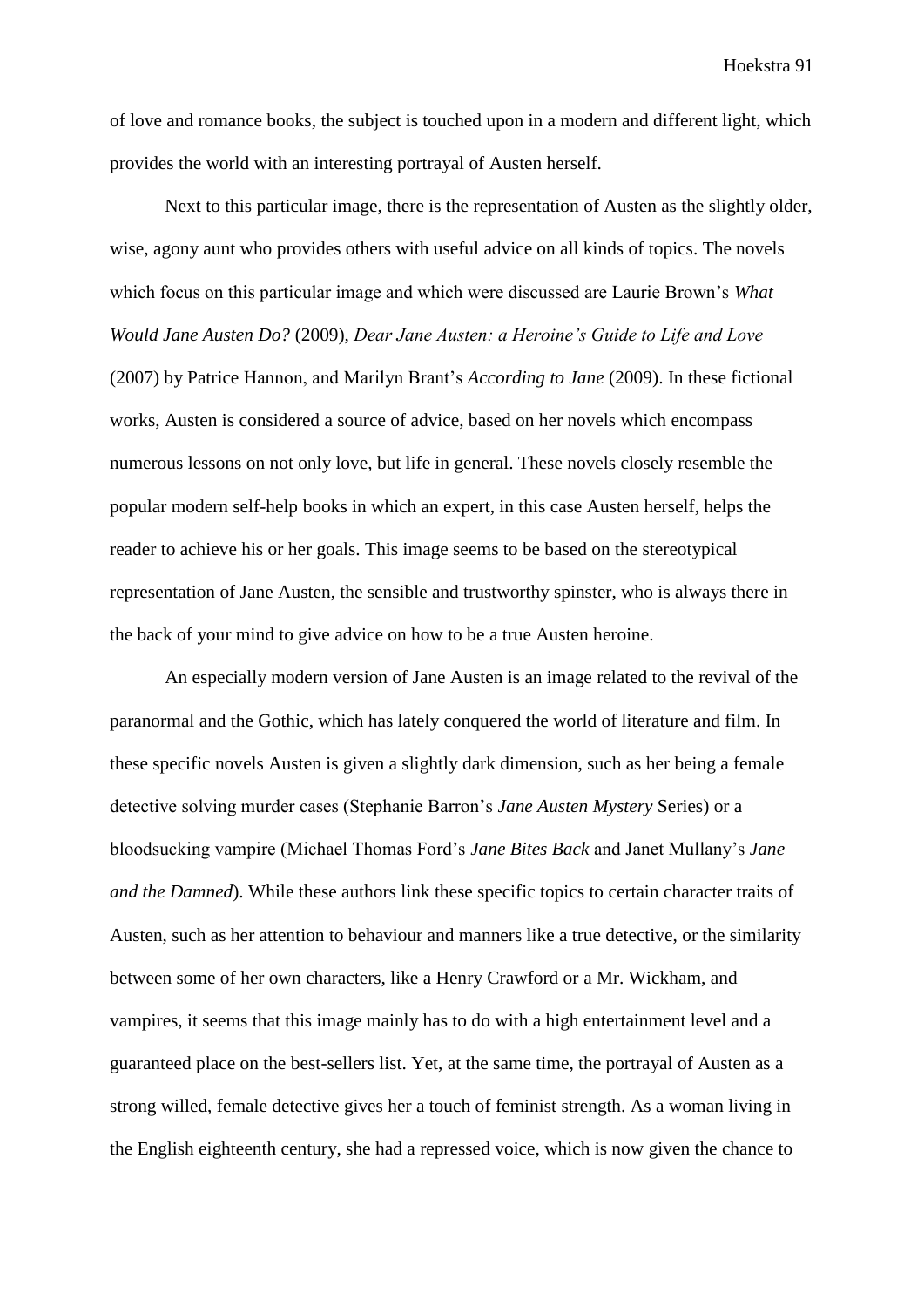of love and romance books, the subject is touched upon in a modern and different light, which provides the world with an interesting portrayal of Austen herself.

Next to this particular image, there is the representation of Austen as the slightly older, wise, agony aunt who provides others with useful advice on all kinds of topics. The novels which focus on this particular image and which were discussed are Laurie Brown's *What Would Jane Austen Do?* (2009), *Dear Jane Austen: a Heroine's Guide to Life and Love* (2007) by Patrice Hannon, and Marilyn Brant's *According to Jane* (2009). In these fictional works, Austen is considered a source of advice, based on her novels which encompass numerous lessons on not only love, but life in general. These novels closely resemble the popular modern self-help books in which an expert, in this case Austen herself, helps the reader to achieve his or her goals. This image seems to be based on the stereotypical representation of Jane Austen, the sensible and trustworthy spinster, who is always there in the back of your mind to give advice on how to be a true Austen heroine.

An especially modern version of Jane Austen is an image related to the revival of the paranormal and the Gothic, which has lately conquered the world of literature and film. In these specific novels Austen is given a slightly dark dimension, such as her being a female detective solving murder cases (Stephanie Barron's *Jane Austen Mystery* Series) or a bloodsucking vampire (Michael Thomas Ford's *Jane Bites Back* and Janet Mullany's *Jane and the Damned*). While these authors link these specific topics to certain character traits of Austen, such as her attention to behaviour and manners like a true detective, or the similarity between some of her own characters, like a Henry Crawford or a Mr. Wickham, and vampires, it seems that this image mainly has to do with a high entertainment level and a guaranteed place on the best-sellers list. Yet, at the same time, the portrayal of Austen as a strong willed, female detective gives her a touch of feminist strength. As a woman living in the English eighteenth century, she had a repressed voice, which is now given the chance to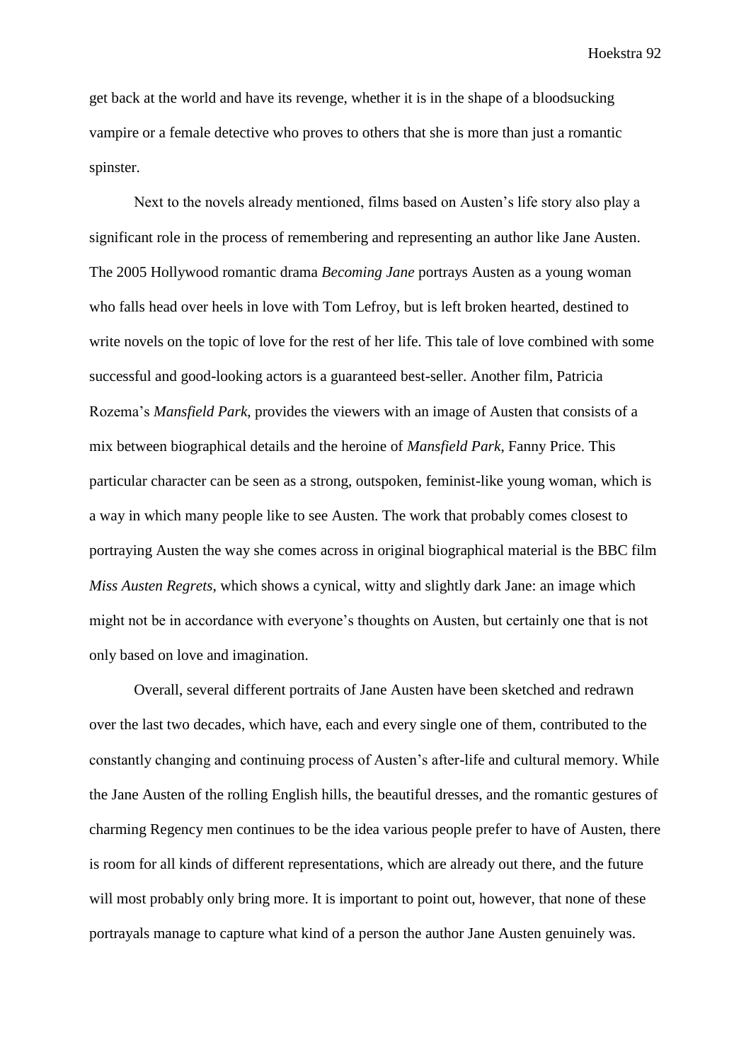get back at the world and have its revenge, whether it is in the shape of a bloodsucking vampire or a female detective who proves to others that she is more than just a romantic spinster.

Next to the novels already mentioned, films based on Austen's life story also play a significant role in the process of remembering and representing an author like Jane Austen. The 2005 Hollywood romantic drama *Becoming Jane* portrays Austen as a young woman who falls head over heels in love with Tom Lefroy, but is left broken hearted, destined to write novels on the topic of love for the rest of her life. This tale of love combined with some successful and good-looking actors is a guaranteed best-seller. Another film, Patricia Rozema's *Mansfield Park*, provides the viewers with an image of Austen that consists of a mix between biographical details and the heroine of *Mansfield Park*, Fanny Price. This particular character can be seen as a strong, outspoken, feminist-like young woman, which is a way in which many people like to see Austen. The work that probably comes closest to portraying Austen the way she comes across in original biographical material is the BBC film *Miss Austen Regrets*, which shows a cynical, witty and slightly dark Jane: an image which might not be in accordance with everyone's thoughts on Austen, but certainly one that is not only based on love and imagination.

Overall, several different portraits of Jane Austen have been sketched and redrawn over the last two decades, which have, each and every single one of them, contributed to the constantly changing and continuing process of Austen's after-life and cultural memory. While the Jane Austen of the rolling English hills, the beautiful dresses, and the romantic gestures of charming Regency men continues to be the idea various people prefer to have of Austen, there is room for all kinds of different representations, which are already out there, and the future will most probably only bring more. It is important to point out, however, that none of these portrayals manage to capture what kind of a person the author Jane Austen genuinely was.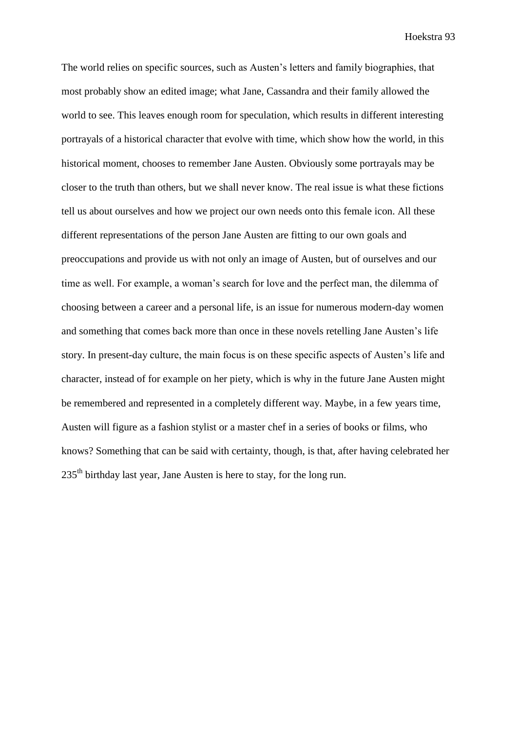The world relies on specific sources, such as Austen's letters and family biographies, that most probably show an edited image; what Jane, Cassandra and their family allowed the world to see. This leaves enough room for speculation, which results in different interesting portrayals of a historical character that evolve with time, which show how the world, in this historical moment, chooses to remember Jane Austen. Obviously some portrayals may be closer to the truth than others, but we shall never know. The real issue is what these fictions tell us about ourselves and how we project our own needs onto this female icon. All these different representations of the person Jane Austen are fitting to our own goals and preoccupations and provide us with not only an image of Austen, but of ourselves and our time as well. For example, a woman's search for love and the perfect man, the dilemma of choosing between a career and a personal life, is an issue for numerous modern-day women and something that comes back more than once in these novels retelling Jane Austen's life story. In present-day culture, the main focus is on these specific aspects of Austen's life and character, instead of for example on her piety, which is why in the future Jane Austen might be remembered and represented in a completely different way. Maybe, in a few years time, Austen will figure as a fashion stylist or a master chef in a series of books or films, who knows? Something that can be said with certainty, though, is that, after having celebrated her 235th birthday last year, Jane Austen is here to stay, for the long run.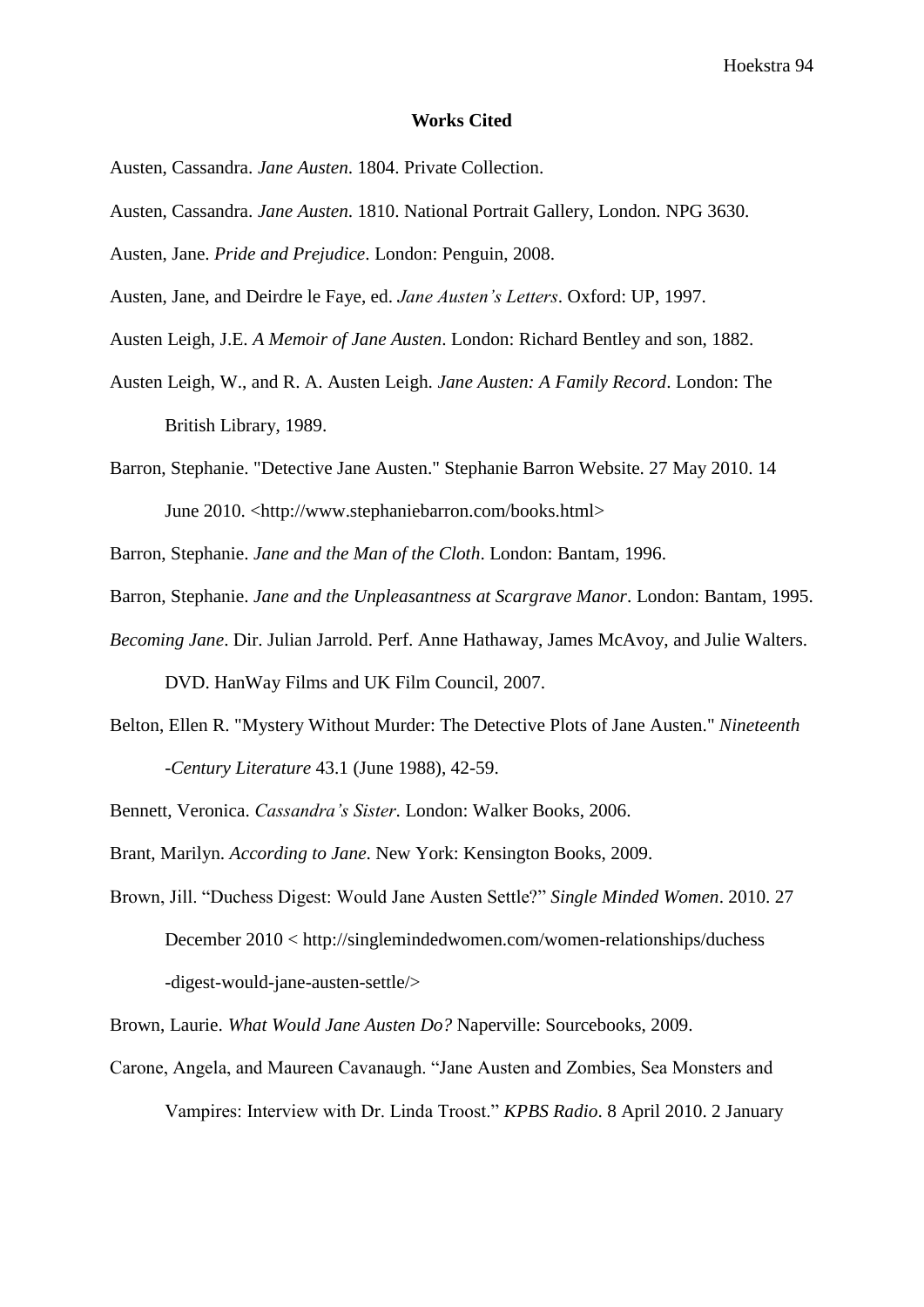**Works Cited**

Austen, Cassandra. *Jane Austen*. 1804. Private Collection.

Austen, Cassandra. *Jane Austen*. 1810. National Portrait Gallery, London. NPG 3630.

Austen, Jane. *Pride and Prejudice*. London: Penguin, 2008.

Austen, Jane, and Deirdre le Faye, ed. *Jane Austen's Letters*. Oxford: UP, 1997.

Austen Leigh, J.E. *A Memoir of Jane Austen*. London: Richard Bentley and son, 1882.

Austen Leigh, W., and R. A. Austen Leigh. *Jane Austen: A Family Record*. London: The British Library, 1989.

Barron, Stephanie. "Detective Jane Austen." Stephanie Barron Website. 27 May 2010. 14 June 2010. <http://www.stephaniebarron.com/books.html>

Barron, Stephanie. *Jane and the Man of the Cloth*. London: Bantam, 1996.

Barron, Stephanie. *Jane and the Unpleasantness at Scargrave Manor*. London: Bantam, 1995.

*Becoming Jane*. Dir. Julian Jarrold. Perf. Anne Hathaway, James McAvoy, and Julie Walters. DVD. HanWay Films and UK Film Council, 2007.

Belton, Ellen R. "Mystery Without Murder: The Detective Plots of Jane Austen." *Nineteenth -Century Literature* 43.1 (June 1988), 42-59.

Bennett, Veronica. *Cassandra's Sister*. London: Walker Books, 2006.

Brant, Marilyn. *According to Jane*. New York: Kensington Books, 2009.

Brown, Jill. "Duchess Digest: Would Jane Austen Settle?" *Single Minded Women*. 2010. 27 December 2010 < http://singlemindedwomen.com/women-relationships/duchess -digest-would-jane-austen-settle/>

Brown, Laurie. *What Would Jane Austen Do?* Naperville: Sourcebooks, 2009.

Carone, Angela, and Maureen Cavanaugh. "Jane Austen and Zombies, Sea Monsters and Vampires: Interview with Dr. Linda Troost." *KPBS Radio*. 8 April 2010. 2 January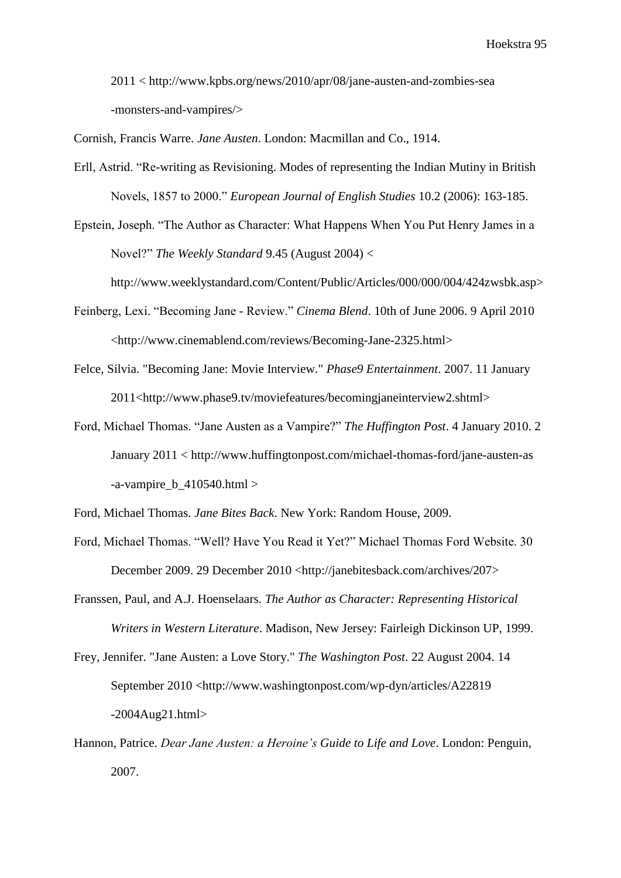2011 < http://www.kpbs.org/news/2010/apr/08/jane-austen-and-zombies-sea-monsters-and-vampires/>

Cornish, Francis Warre. *Jane Austen*. London: Macmillan and Co., 1914.

Erll, Astrid. "Re-writing as Revisioning. Modes of representing the Indian Mutiny in British Novels, 1857 to 2000." *European Journal of English Studies* 10.2 (2006): 163-185.

Epstein, Joseph. "The Author as Character: What Happens When You Put Henry James in a Novel?" *The Weekly Standard* 9.45 (August 2004) < http://www.weeklystandard.com/Content/Public/Articles/000/000/004/424zwsbk.asp>

Feinberg, Lexi. "Becoming Jane - Review." *Cinema Blend*. 10th of June 2006. 9 April 2010 <http://www.cinemablend.com/reviews/Becoming-Jane-2325.html>

Felce, Silvia. "Becoming Jane: Movie Interview." *Phase9 Entertainment*. 2007. 11 January 2011<http://www.phase9.tv/moviefeatures/becomingjaneinterview2.shtml>

Ford, Michael Thomas. "Jane Austen as a Vampire?" *The Huffington Post*. 4 January 2010. 2 January 2011 < http://www.huffingtonpost.com/michael-thomas-ford/jane-austen-as-a-vampire_b_410540.html >

Ford, Michael Thomas. *Jane Bites Back*. New York: Random House, 2009.

Ford, Michael Thomas. "Well? Have You Read it Yet?" Michael Thomas Ford Website. 30 December 2009. 29 December 2010 <http://janebitesback.com/archives/207>

Franssen, Paul, and A.J. Hoenselaars. *The Author as Character: Representing Historical Writers in Western Literature*. Madison, New Jersey: Fairleigh Dickinson UP, 1999.

Frey, Jennifer. "Jane Austen: a Love Story." *The Washington Post*. 22 August 2004. 14 September 2010 <http://www.washingtonpost.com/wp-dyn/articles/A22819-2004Aug21.html>

Hannon, Patrice. *Dear Jane Austen: a Heroine's Guide to Life and Love*. London: Penguin, 2007.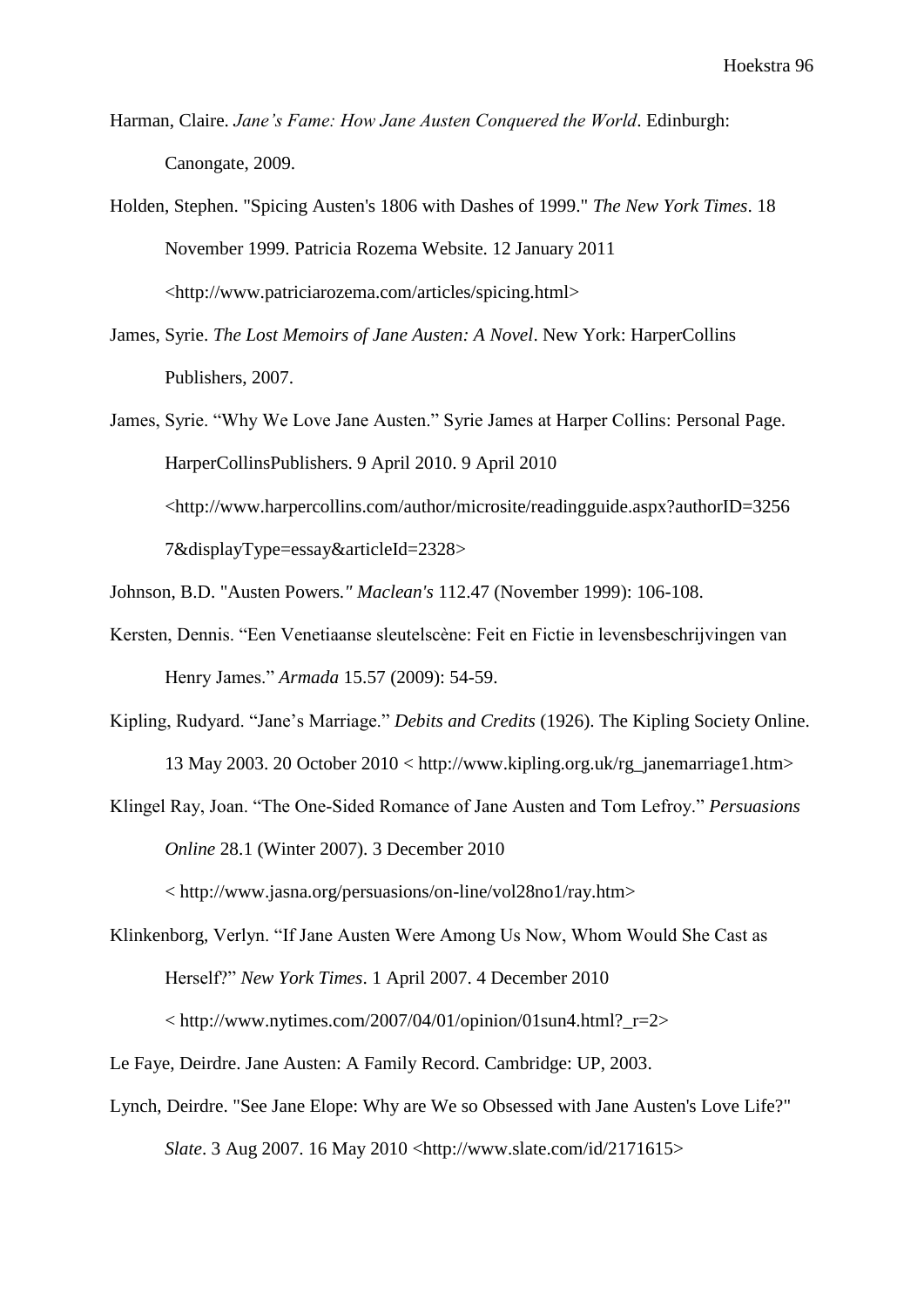Harman, Claire. *Jane's Fame: How Jane Austen Conquered the World*. Edinburgh: Canongate, 2009.

Holden, Stephen. "Spicing Austen's 1806 with Dashes of 1999." *The New York Times*. 18 November 1999. Patricia Rozema Website. 12 January 2011 <http://www.patriciarozema.com/articles/spicing.html>

James, Syrie. *The Lost Memoirs of Jane Austen: A Novel*. New York: HarperCollins Publishers, 2007.

James, Syrie. "Why We Love Jane Austen." Syrie James at Harper Collins: Personal Page. HarperCollinsPublishers. 9 April 2010. 9 April 2010 <http://www.harpercollins.com/author/microsite/readingguide.aspx?authorID=32567&displayType=essay&articleId=2328>

Johnson, B.D. "Austen Powers." *Maclean's* 112.47 (November 1999): 106-108.

Kersten, Dennis. "Een Venetiaanse sleutelscène: Feit en Fictie in levensbeschrijvingen van Henry James." *Armada* 15.57 (2009): 54-59.

Kipling, Rudyard. "Jane's Marriage." *Debits and Credits* (1926). The Kipling Society Online. 13 May 2003. 20 October 2010 < http://www.kipling.org.uk/rg_janemarriage1.htm>

Klingel Ray, Joan. "The One-Sided Romance of Jane Austen and Tom Lefroy." *Persuasions Online* 28.1 (Winter 2007). 3 December 2010 < http://www.jasna.org/persuasions/on-line/vol28no1/ray.htm>

Klinkenborg, Verlyn. "If Jane Austen Were Among Us Now, Whom Would She Cast as Herself?" *New York Times*. 1 April 2007. 4 December 2010 < http://www.nytimes.com/2007/04/01/opinion/01sun4.html?_r=2>

Le Faye, Deirdre. Jane Austen: A Family Record. Cambridge: UP, 2003.

Lynch, Deirdre. "See Jane Elope: Why are We so Obsessed with Jane Austen's Love Life?" *Slate*. 3 Aug 2007. 16 May 2010 <http://www.slate.com/id/2171615>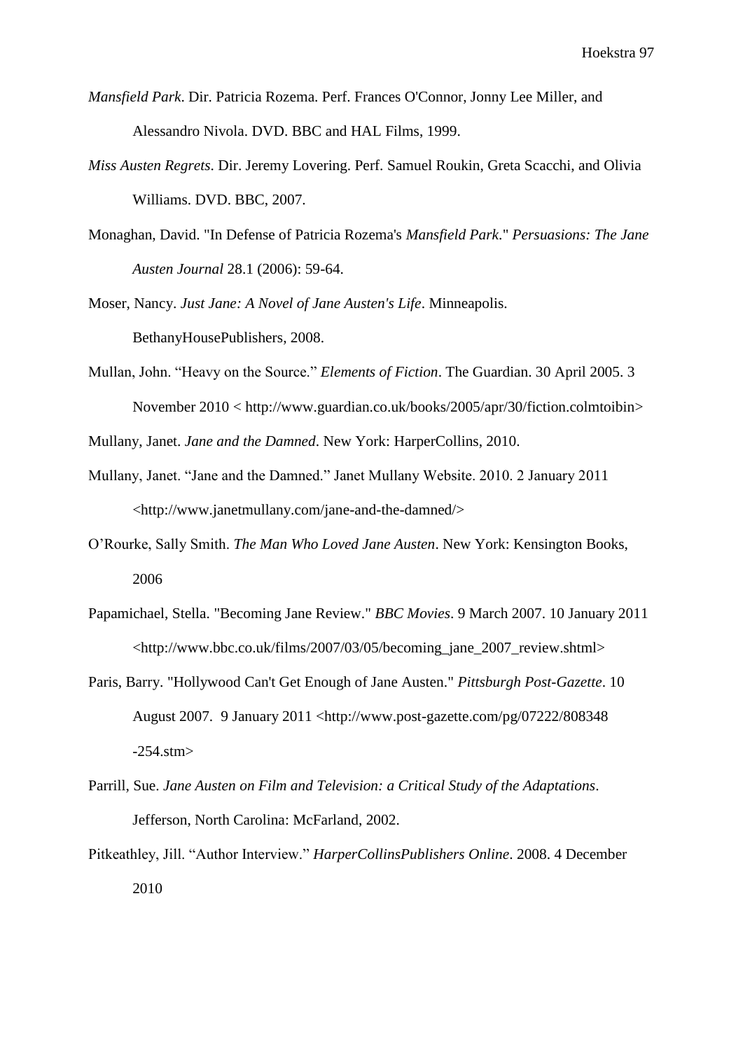*Mansfield Park*. Dir. Patricia Rozema. Perf. Frances O'Connor, Jonny Lee Miller, and Alessandro Nivola. DVD. BBC and HAL Films, 1999.

*Miss Austen Regrets*. Dir. Jeremy Lovering. Perf. Samuel Roukin, Greta Scacchi, and Olivia Williams. DVD. BBC, 2007.

Monaghan, David. "In Defense of Patricia Rozema's *Mansfield Park*." *Persuasions: The Jane Austen Journal* 28.1 (2006): 59-64.

Moser, Nancy. *Just Jane: A Novel of Jane Austen's Life*. Minneapolis. BethanyHousePublishers, 2008.

Mullan, John. "Heavy on the Source." *Elements of Fiction*. The Guardian. 30 April 2005. 3 November 2010 < http://www.guardian.co.uk/books/2005/apr/30/fiction.colmtoibin>

Mullany, Janet. *Jane and the Damned*. New York: HarperCollins, 2010.

Mullany, Janet. "Jane and the Damned." Janet Mullany Website. 2010. 2 January 2011 <http://www.janetmullany.com/jane-and-the-damned/>

O'Rourke, Sally Smith. *The Man Who Loved Jane Austen*. New York: Kensington Books, 2006

Papamichael, Stella. "Becoming Jane Review." *BBC Movies*. 9 March 2007. 10 January 2011 <http://www.bbc.co.uk/films/2007/03/05/becoming_jane_2007_review.shtml>

Paris, Barry. "Hollywood Can't Get Enough of Jane Austen." *Pittsburgh Post-Gazette*. 10 August 2007. 9 January 2011 <http://www.post-gazette.com/pg/07222/808348-254.stm>

Parrill, Sue. *Jane Austen on Film and Television: a Critical Study of the Adaptations*. Jefferson, North Carolina: McFarland, 2002.

Pitkeathley, Jill. "Author Interview." *HarperCollinsPublishers Online*. 2008. 4 December 2010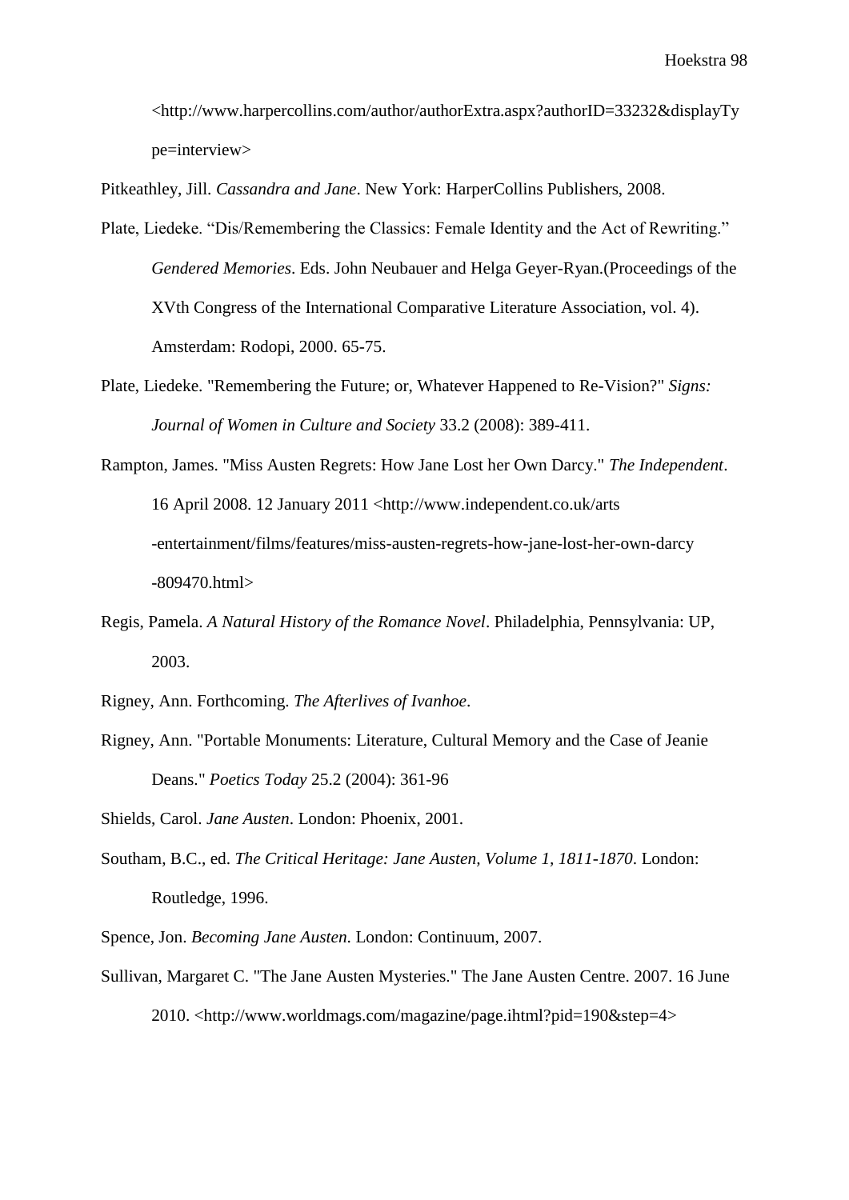<http://www.harpercollins.com/author/authorExtra.aspx?authorID=33232&displayType=interview>

Pitkeathley, Jill. *Cassandra and Jane*. New York: HarperCollins Publishers, 2008.

Plate, Liedeke. "Dis/Remembering the Classics: Female Identity and the Act of Rewriting." *Gendered Memories*. Eds. John Neubauer and Helga Geyer-Ryan.(Proceedings of the XVth Congress of the International Comparative Literature Association, vol. 4). Amsterdam: Rodopi, 2000. 65-75.

Plate, Liedeke. "Remembering the Future; or, Whatever Happened to Re-Vision?" *Signs: Journal of Women in Culture and Society* 33.2 (2008): 389-411.

Rampton, James. "Miss Austen Regrets: How Jane Lost her Own Darcy." *The Independent*. 16 April 2008. 12 January 2011 <http://www.independent.co.uk/arts-entertainment/films/features/miss-austen-regrets-how-jane-lost-her-own-darcy-809470.html>

Regis, Pamela. *A Natural History of the Romance Novel*. Philadelphia, Pennsylvania: UP, 2003.

Rigney, Ann. Forthcoming. *The Afterlives of Ivanhoe*.

Rigney, Ann. "Portable Monuments: Literature, Cultural Memory and the Case of Jeanie Deans." *Poetics Today* 25.2 (2004): 361-96

Shields, Carol. *Jane Austen*. London: Phoenix, 2001.

Southam, B.C., ed. *The Critical Heritage: Jane Austen, Volume 1, 1811-1870*. London: Routledge, 1996.

Spence, Jon. *Becoming Jane Austen*. London: Continuum, 2007.

Sullivan, Margaret C. "The Jane Austen Mysteries." The Jane Austen Centre. 2007. 16 June 2010. <http://www.worldmags.com/magazine/page.ihtml?pid=190&step=4>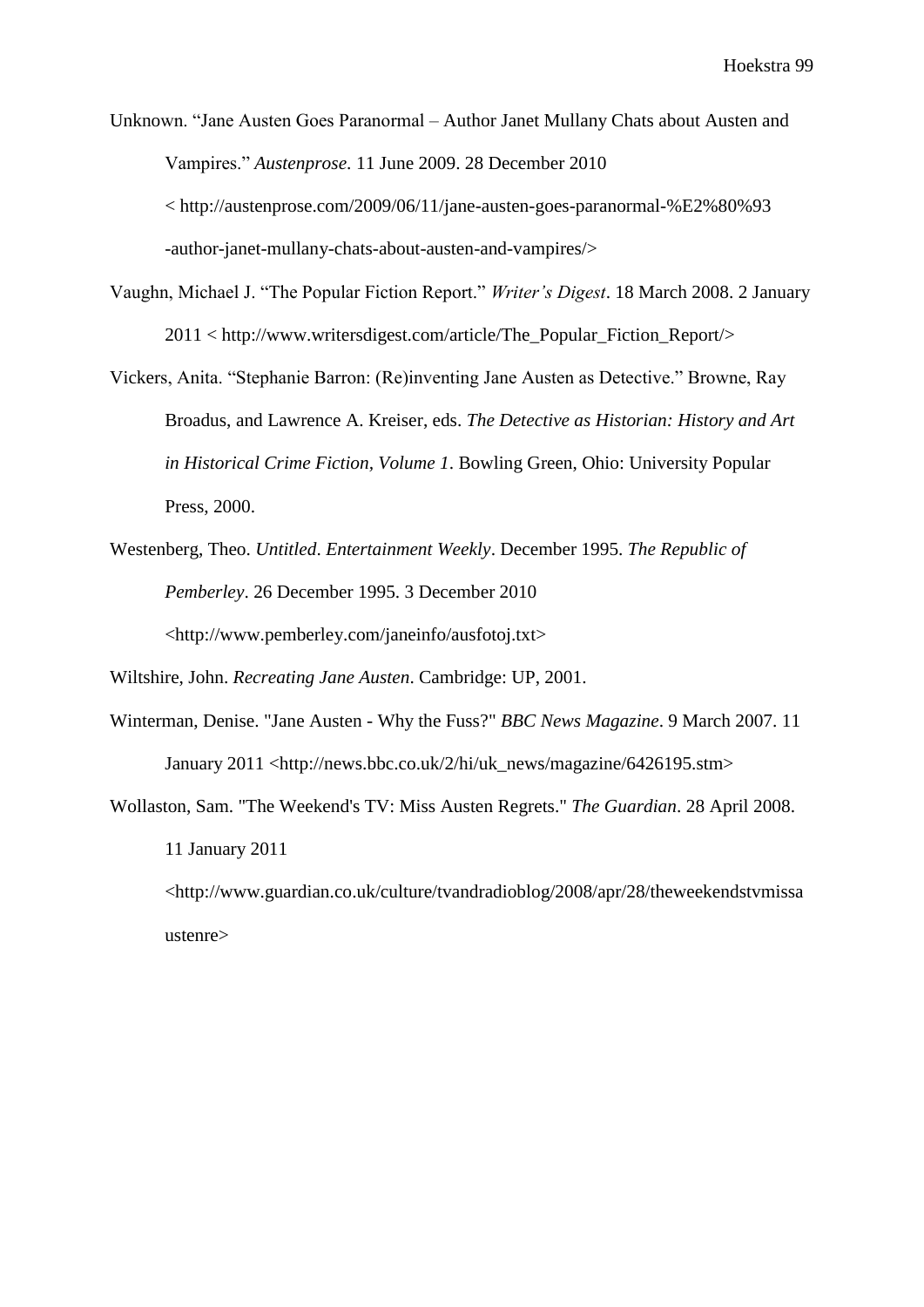Unknown. "Jane Austen Goes Paranormal – Author Janet Mullany Chats about Austen and Vampires." *Austenprose*. 11 June 2009. 28 December 2010 < http://austenprose.com/2009/06/11/jane-austen-goes-paranormal-%E2%80%93 -author-janet-mullany-chats-about-austen-and-vampires/>

Vaughn, Michael J. "The Popular Fiction Report." *Writer's Digest*. 18 March 2008. 2 January 2011 < http://www.writersdigest.com/article/The_Popular_Fiction_Report/>

Vickers, Anita. "Stephanie Barron: (Re)inventing Jane Austen as Detective." Browne, Ray Broadus, and Lawrence A. Kreiser, eds. *The Detective as Historian: History and Art in Historical Crime Fiction, Volume 1*. Bowling Green, Ohio: University Popular Press, 2000.

Westenberg, Theo. *Untitled*. *Entertainment Weekly*. December 1995. *The Republic of Pemberley*. 26 December 1995. 3 December 2010 <http://www.pemberley.com/janeinfo/ausfotoj.txt>

Wiltshire, John. *Recreating Jane Austen*. Cambridge: UP, 2001.

Winterman, Denise. "Jane Austen - Why the Fuss?" *BBC News Magazine*. 9 March 2007. 11 January 2011 <http://news.bbc.co.uk/2/hi/uk_news/magazine/6426195.stm>

Wollaston, Sam. "The Weekend's TV: Miss Austen Regrets." *The Guardian*. 28 April 2008. 11 January 2011 <http://www.guardian.co.uk/culture/tvandradioblog/2008/apr/28/theweekendstvmissaustenre>